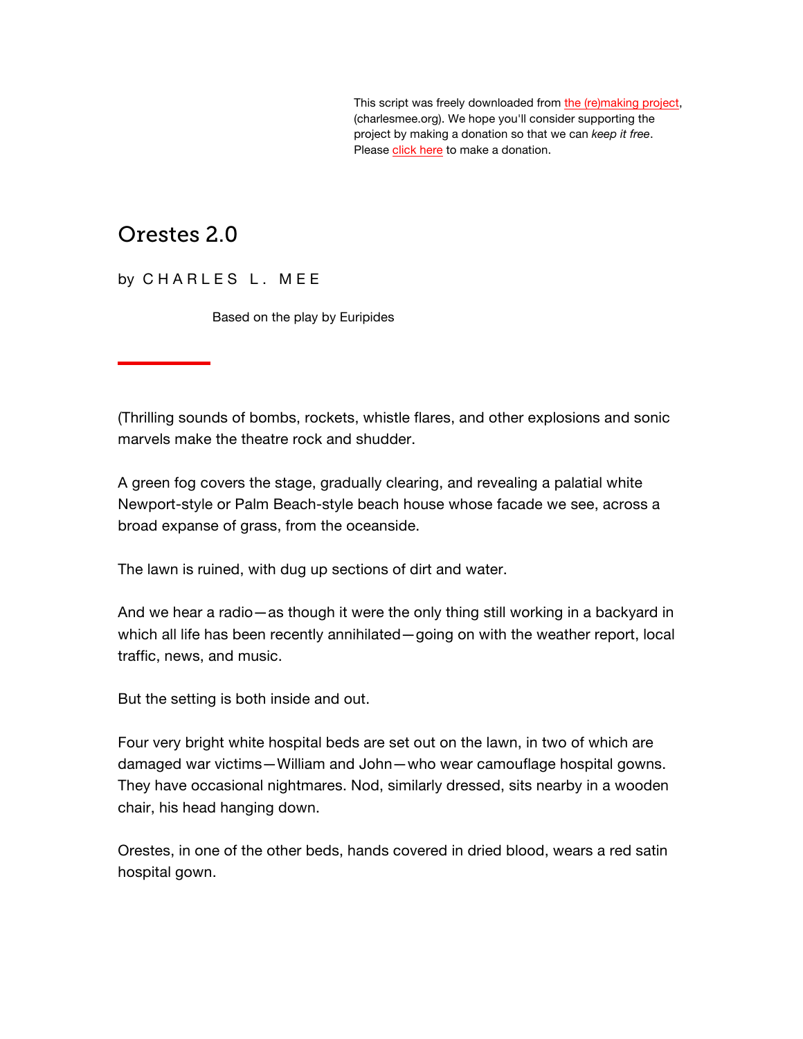This script was freely downloaded from the (re)making project, (charlesmee.org). We hope you'll consider supporting the project by making a donation so that we can *keep it free*. Please click here to make a donation.

# Orestes 2.0

by C H A R L E S  L .  M E E

Based on the play by Euripides

---

(Thrilling sounds of bombs, rockets, whistle flares, and other explosions and sonic marvels make the theatre rock and shudder.

A green fog covers the stage, gradually clearing, and revealing a palatial white Newport-style or Palm Beach-style beach house whose facade we see, across a broad expanse of grass, from the oceanside.

The lawn is ruined, with dug up sections of dirt and water.

And we hear a radio—as though it were the only thing still working in a backyard in which all life has been recently annihilated—going on with the weather report, local traffic, news, and music.

But the setting is both inside and out.

Four very bright white hospital beds are set out on the lawn, in two of which are damaged war victims—William and John—who wear camouflage hospital gowns. They have occasional nightmares. Nod, similarly dressed, sits nearby in a wooden chair, his head hanging down.

Orestes, in one of the other beds, hands covered in dried blood, wears a red satin hospital gown.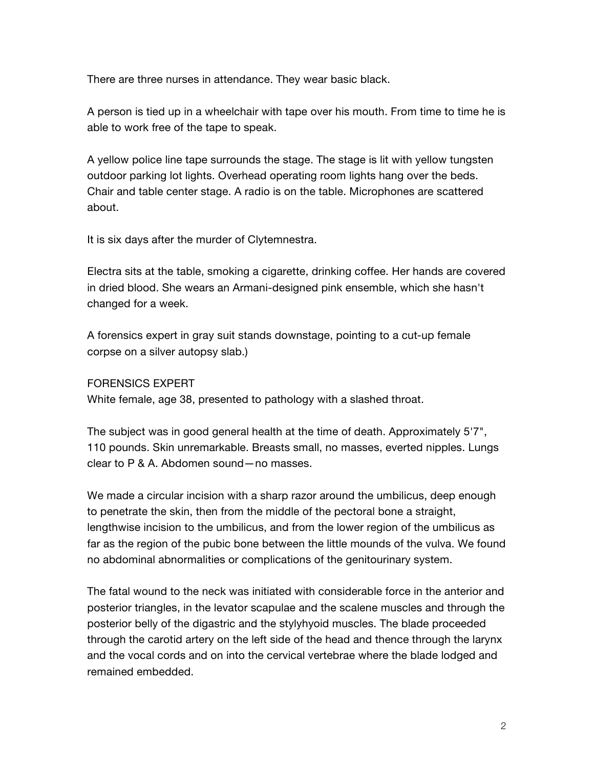There are three nurses in attendance. They wear basic black.

A person is tied up in a wheelchair with tape over his mouth. From time to time he is able to work free of the tape to speak.

A yellow police line tape surrounds the stage. The stage is lit with yellow tungsten outdoor parking lot lights. Overhead operating room lights hang over the beds. Chair and table center stage. A radio is on the table. Microphones are scattered about.

It is six days after the murder of Clytemnestra.

Electra sits at the table, smoking a cigarette, drinking coffee. Her hands are covered in dried blood. She wears an Armani-designed pink ensemble, which she hasn't changed for a week.

A forensics expert in gray suit stands downstage, pointing to a cut-up female corpse on a silver autopsy slab.)

FORENSICS EXPERT
White female, age 38, presented to pathology with a slashed throat.

The subject was in good general health at the time of death. Approximately 5'7", 110 pounds. Skin unremarkable. Breasts small, no masses, everted nipples. Lungs clear to P & A. Abdomen sound—no masses.

We made a circular incision with a sharp razor around the umbilicus, deep enough to penetrate the skin, then from the middle of the pectoral bone a straight, lengthwise incision to the umbilicus, and from the lower region of the umbilicus as far as the region of the pubic bone between the little mounds of the vulva. We found no abdominal abnormalities or complications of the genitourinary system.

The fatal wound to the neck was initiated with considerable force in the anterior and posterior triangles, in the levator scapulae and the scalene muscles and through the posterior belly of the digastric and the stylyhyoid muscles. The blade proceeded through the carotid artery on the left side of the head and thence through the larynx and the vocal cords and on into the cervical vertebrae where the blade lodged and remained embedded.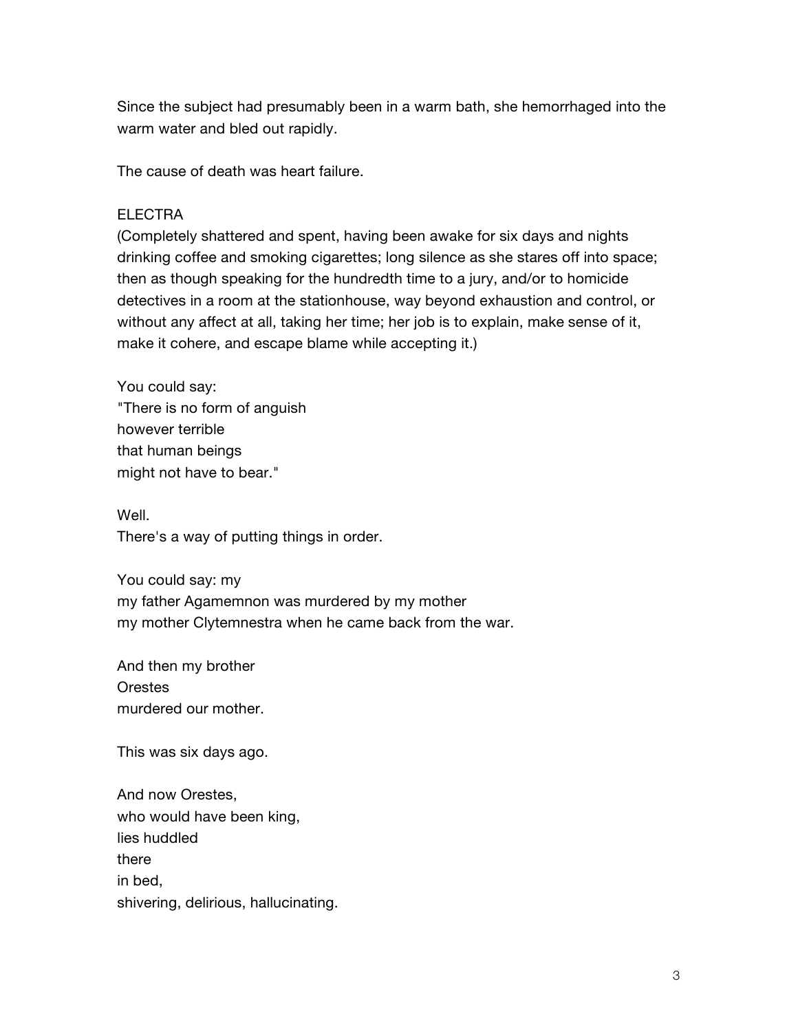Since the subject had presumably been in a warm bath, she hemorrhaged into the warm water and bled out rapidly.

The cause of death was heart failure.

ELECTRA
(Completely shattered and spent, having been awake for six days and nights drinking coffee and smoking cigarettes; long silence as she stares off into space; then as though speaking for the hundredth time to a jury, and/or to homicide detectives in a room at the stationhouse, way beyond exhaustion and control, or without any affect at all, taking her time; her job is to explain, make sense of it, make it cohere, and escape blame while accepting it.)

You could say:
"There is no form of anguish
however terrible
that human beings
might not have to bear."

Well.
There's a way of putting things in order.

You could say: my
my father Agamemnon was murdered by my mother
my mother Clytemnestra when he came back from the war.

And then my brother
Orestes
murdered our mother.

This was six days ago.

And now Orestes,
who would have been king,
lies huddled
there
in bed,
shivering, delirious, hallucinating.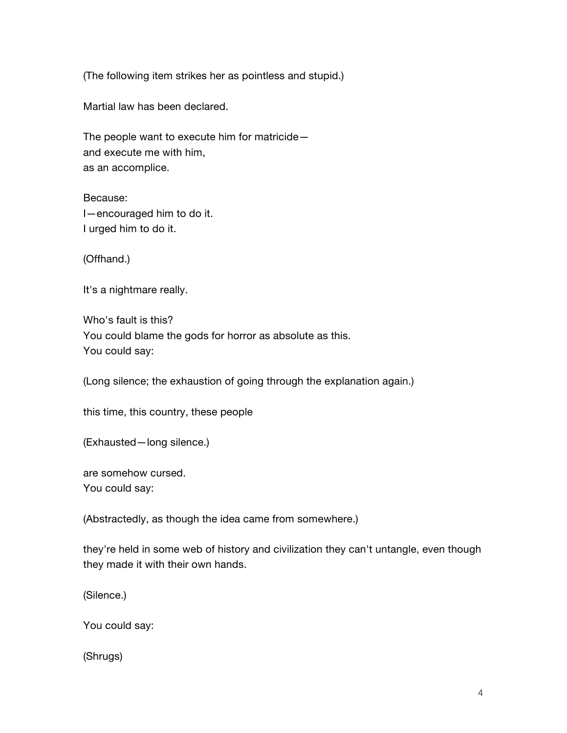(The following item strikes her as pointless and stupid.)

Martial law has been declared.

The people want to execute him for matricide—
and execute me with him,
as an accomplice.

Because:
I—encouraged him to do it.
I urged him to do it.

(Offhand.)

It's a nightmare really.

Who's fault is this?
You could blame the gods for horror as absolute as this.
You could say:

(Long silence; the exhaustion of going through the explanation again.)

this time, this country, these people

(Exhausted—long silence.)

are somehow cursed.
You could say:

(Abstractedly, as though the idea came from somewhere.)

they're held in some web of history and civilization they can't untangle, even though they made it with their own hands.

(Silence.)

You could say:

(Shrugs)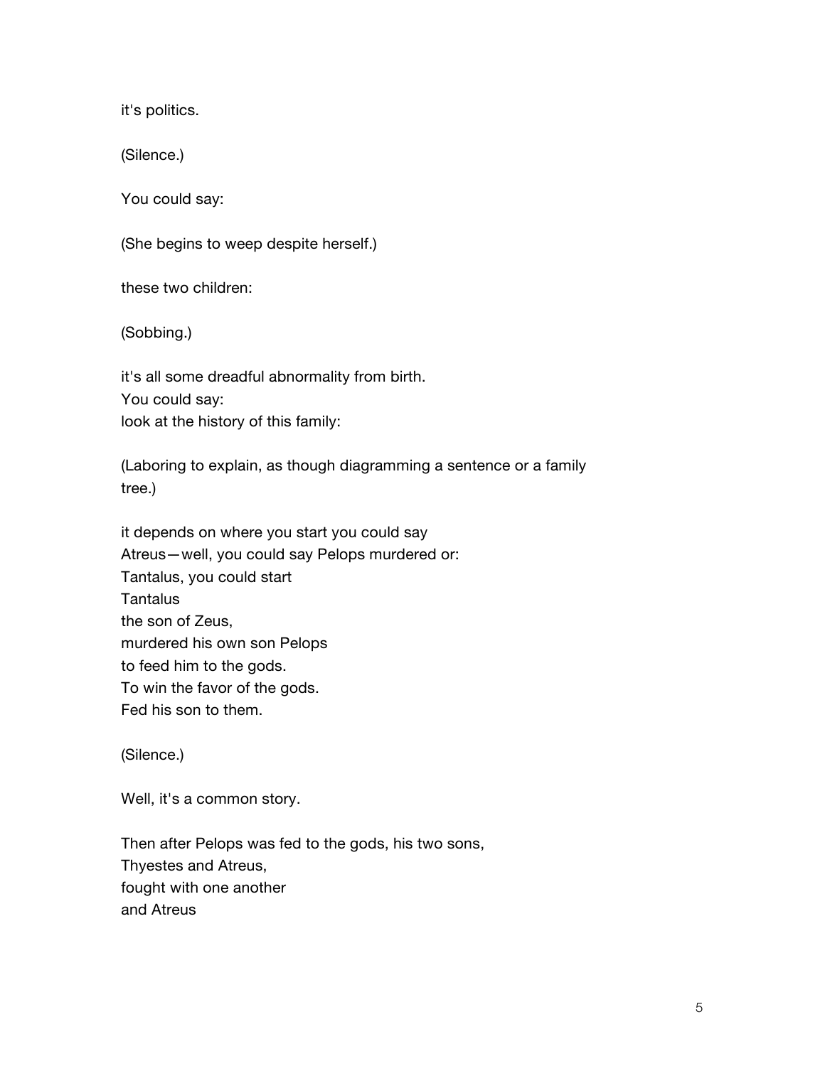it's politics.

(Silence.)

You could say:

(She begins to weep despite herself.)

these two children:

(Sobbing.)

it's all some dreadful abnormality from birth.
You could say:
look at the history of this family:

(Laboring to explain, as though diagramming a sentence or a family tree.)

it depends on where you start you could say
Atreus—well, you could say Pelops murdered or:
Tantalus, you could start
Tantalus
the son of Zeus,
murdered his own son Pelops
to feed him to the gods.
To win the favor of the gods.
Fed his son to them.

(Silence.)

Well, it's a common story.

Then after Pelops was fed to the gods, his two sons,
Thyestes and Atreus,
fought with one another
and Atreus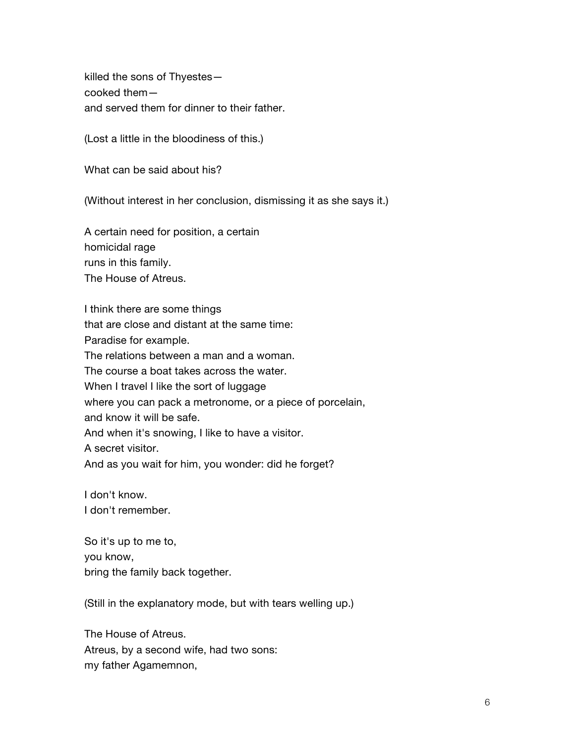killed the sons of Thyestes—
cooked them—
and served them for dinner to their father.

(Lost a little in the bloodiness of this.)

What can be said about his?

(Without interest in her conclusion, dismissing it as she says it.)

A certain need for position, a certain
homicidal rage
runs in this family.
The House of Atreus.

I think there are some things
that are close and distant at the same time:
Paradise for example.
The relations between a man and a woman.
The course a boat takes across the water.
When I travel I like the sort of luggage
where you can pack a metronome, or a piece of porcelain,
and know it will be safe.
And when it's snowing, I like to have a visitor.
A secret visitor.
And as you wait for him, you wonder: did he forget?

I don't know.
I don't remember.

So it's up to me to,
you know,
bring the family back together.

(Still in the explanatory mode, but with tears welling up.)

The House of Atreus.
Atreus, by a second wife, had two sons:
my father Agamemnon,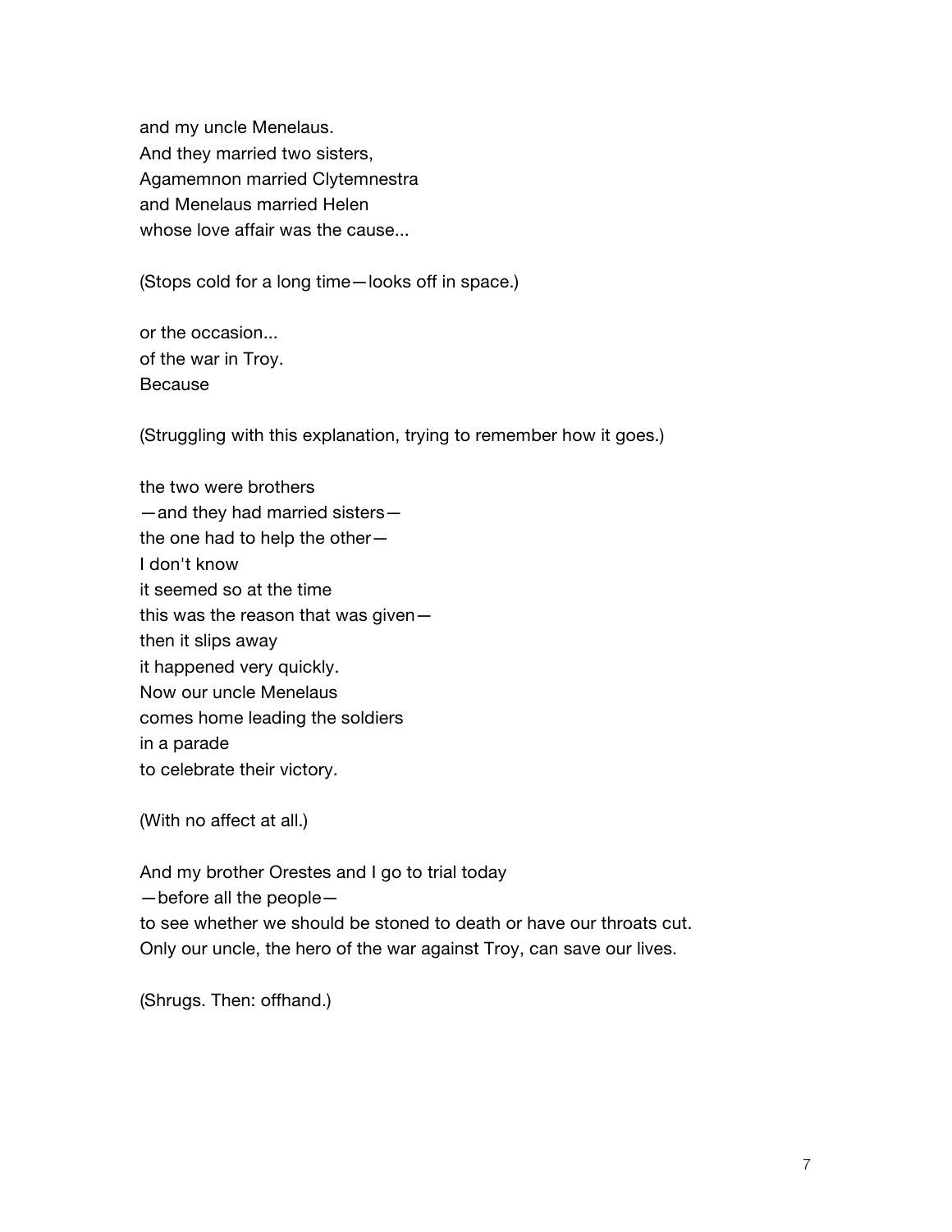and my uncle Menelaus.  
And they married two sisters,  
Agamemnon married Clytemnestra  
and Menelaus married Helen  
whose love affair was the cause...

(Stops cold for a long time—looks off in space.)

or the occasion...  
of the war in Troy.  
Because

(Struggling with this explanation, trying to remember how it goes.)

the two were brothers  
—and they had married sisters—  
the one had to help the other—  
I don't know  
it seemed so at the time  
this was the reason that was given—  
then it slips away  
it happened very quickly.  
Now our uncle Menelaus  
comes home leading the soldiers  
in a parade  
to celebrate their victory.

(With no affect at all.)

And my brother Orestes and I go to trial today  
—before all the people—  
to see whether we should be stoned to death or have our throats cut.  
Only our uncle, the hero of the war against Troy, can save our lives.

(Shrugs. Then: offhand.)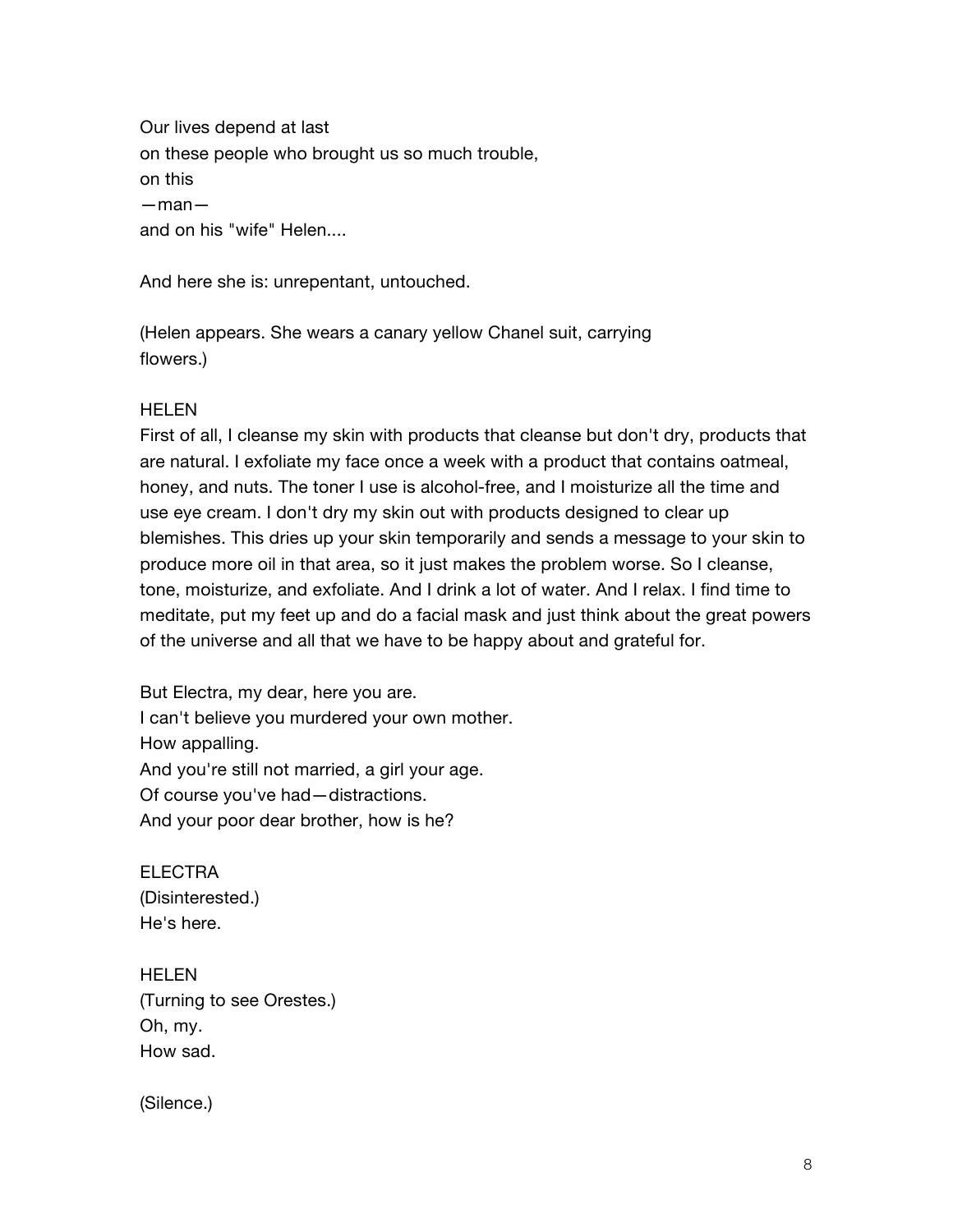Our lives depend at last
on these people who brought us so much trouble,
on this
—man—
and on his "wife" Helen....

And here she is: unrepentant, untouched.

(Helen appears. She wears a canary yellow Chanel suit, carrying flowers.)

HELEN
First of all, I cleanse my skin with products that cleanse but don't dry, products that are natural. I exfoliate my face once a week with a product that contains oatmeal, honey, and nuts. The toner I use is alcohol-free, and I moisturize all the time and use eye cream. I don't dry my skin out with products designed to clear up blemishes. This dries up your skin temporarily and sends a message to your skin to produce more oil in that area, so it just makes the problem worse. So I cleanse, tone, moisturize, and exfoliate. And I drink a lot of water. And I relax. I find time to meditate, put my feet up and do a facial mask and just think about the great powers of the universe and all that we have to be happy about and grateful for.

But Electra, my dear, here you are.
I can't believe you murdered your own mother.
How appalling.
And you're still not married, a girl your age.
Of course you've had—distractions.
And your poor dear brother, how is he?

ELECTRA
(Disinterested.)
He's here.

HELEN
(Turning to see Orestes.)
Oh, my.
How sad.

(Silence.)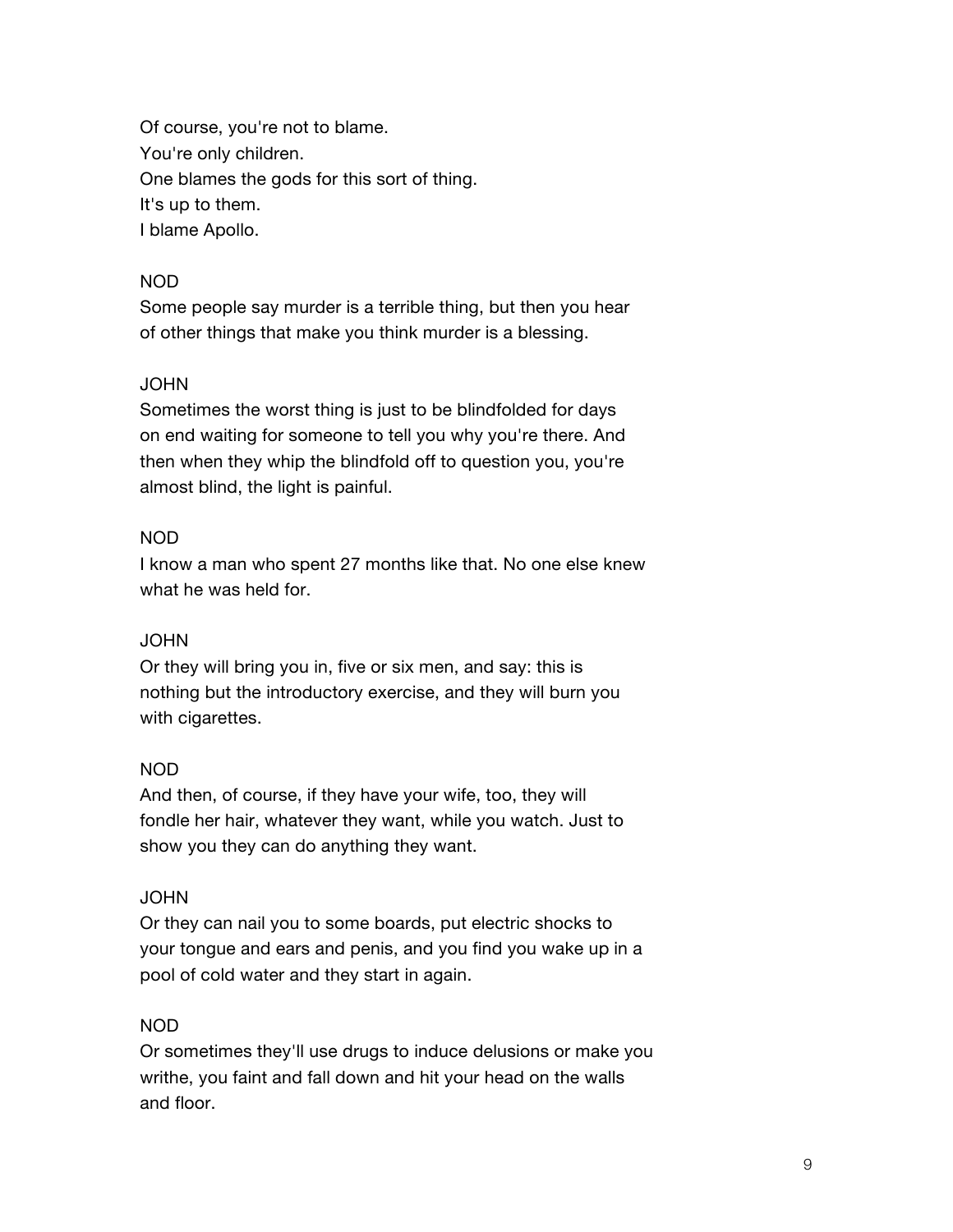Of course, you're not to blame.
You're only children.
One blames the gods for this sort of thing.
It's up to them.
I blame Apollo.

NOD
Some people say murder is a terrible thing, but then you hear of other things that make you think murder is a blessing.

JOHN
Sometimes the worst thing is just to be blindfolded for days on end waiting for someone to tell you why you're there. And then when they whip the blindfold off to question you, you're almost blind, the light is painful.

NOD
I know a man who spent 27 months like that. No one else knew what he was held for.

JOHN
Or they will bring you in, five or six men, and say: this is nothing but the introductory exercise, and they will burn you with cigarettes.

NOD
And then, of course, if they have your wife, too, they will fondle her hair, whatever they want, while you watch. Just to show you they can do anything they want.

JOHN
Or they can nail you to some boards, put electric shocks to your tongue and ears and penis, and you find you wake up in a pool of cold water and they start in again.

NOD
Or sometimes they'll use drugs to induce delusions or make you writhe, you faint and fall down and hit your head on the walls and floor.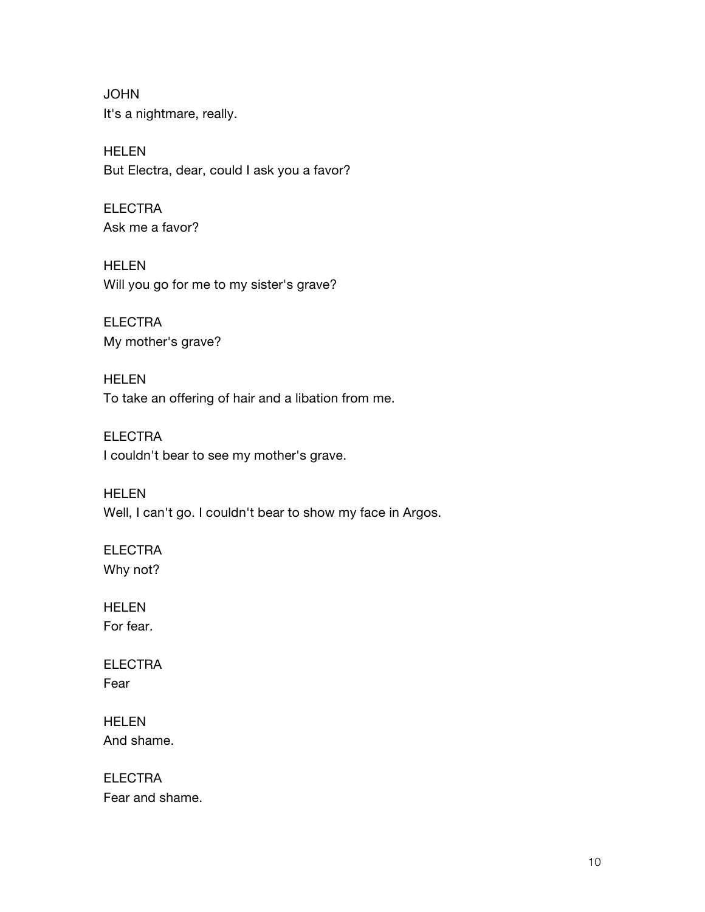JOHN
It's a nightmare, really.

HELEN
But Electra, dear, could I ask you a favor?

ELECTRA
Ask me a favor?

HELEN
Will you go for me to my sister's grave?

ELECTRA
My mother's grave?

HELEN
To take an offering of hair and a libation from me.

ELECTRA
I couldn't bear to see my mother's grave.

HELEN
Well, I can't go. I couldn't bear to show my face in Argos.

ELECTRA
Why not?

HELEN
For fear.

ELECTRA
Fear

HELEN
And shame.

ELECTRA
Fear and shame.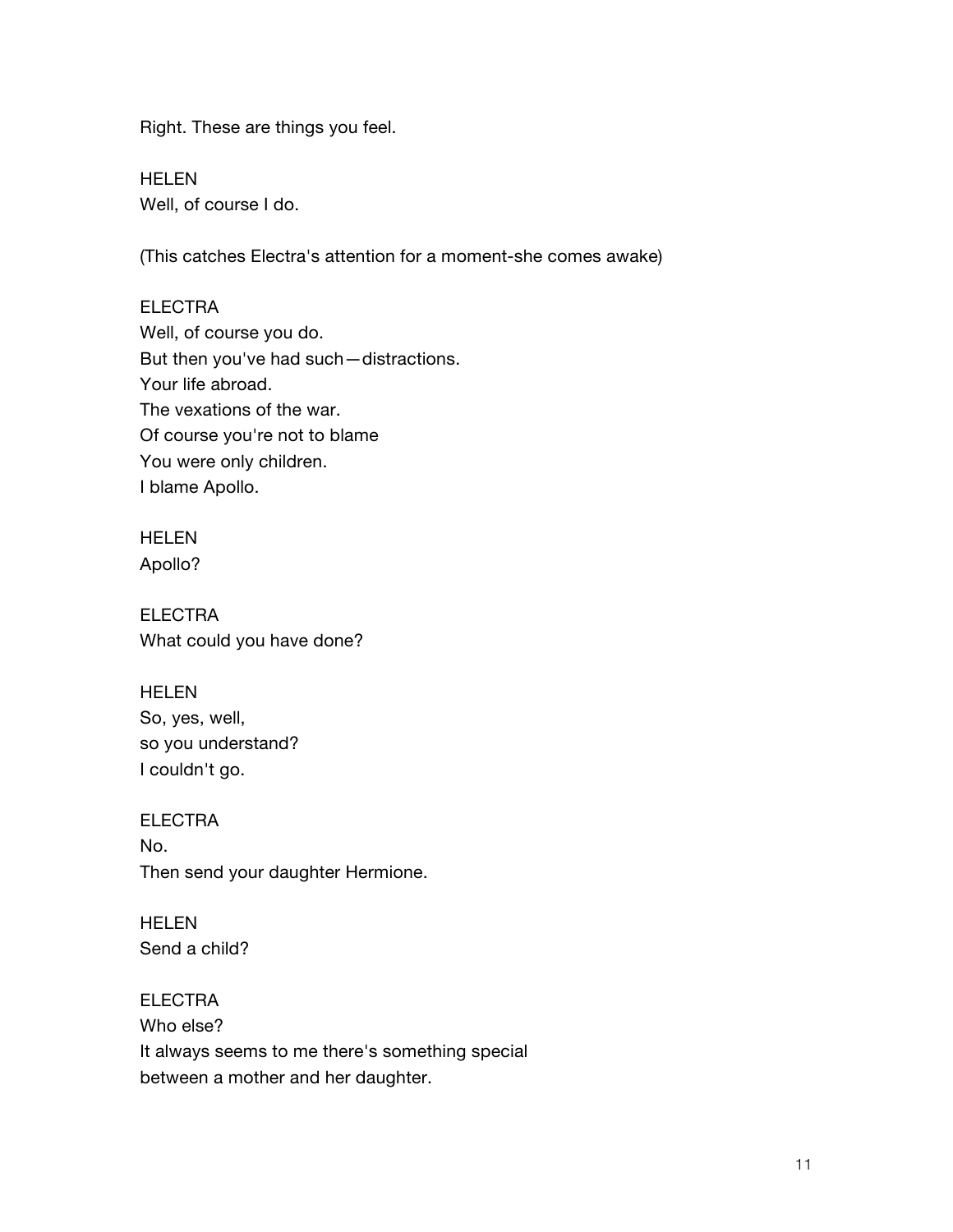Right. These are things you feel.

HELEN
Well, of course I do.

(This catches Electra's attention for a moment-she comes awake)

ELECTRA
Well, of course you do.
But then you've had such—distractions.
Your life abroad.
The vexations of the war.
Of course you're not to blame
You were only children.
I blame Apollo.

HELEN
Apollo?

ELECTRA
What could you have done?

HELEN
So, yes, well,
so you understand?
I couldn't go.

ELECTRA
No.
Then send your daughter Hermione.

HELEN
Send a child?

ELECTRA
Who else?
It always seems to me there's something special
between a mother and her daughter.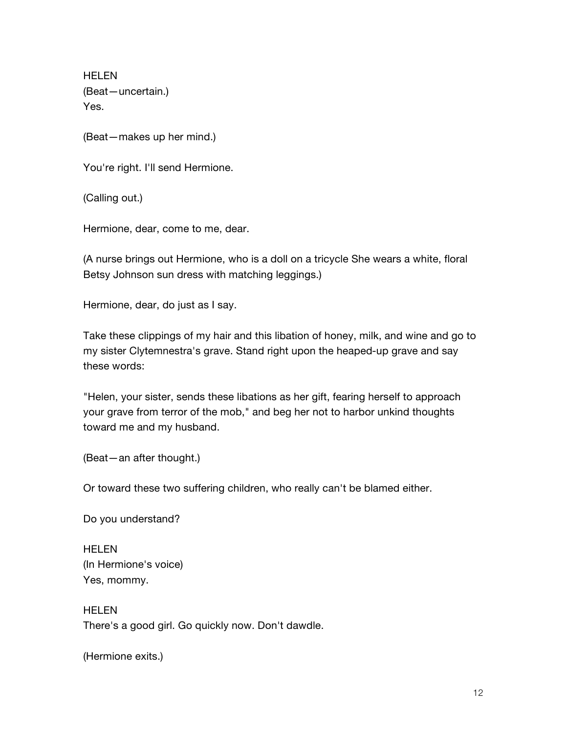HELEN
(Beat—uncertain.)
Yes.

(Beat—makes up her mind.)

You're right. I'll send Hermione.

(Calling out.)

Hermione, dear, come to me, dear.

(A nurse brings out Hermione, who is a doll on a tricycle She wears a white, floral Betsy Johnson sun dress with matching leggings.)

Hermione, dear, do just as I say.

Take these clippings of my hair and this libation of honey, milk, and wine and go to my sister Clytemnestra's grave. Stand right upon the heaped-up grave and say these words:

"Helen, your sister, sends these libations as her gift, fearing herself to approach your grave from terror of the mob," and beg her not to harbor unkind thoughts toward me and my husband.

(Beat—an after thought.)

Or toward these two suffering children, who really can't be blamed either.

Do you understand?

HELEN
(In Hermione's voice)
Yes, mommy.

HELEN
There's a good girl. Go quickly now. Don't dawdle.

(Hermione exits.)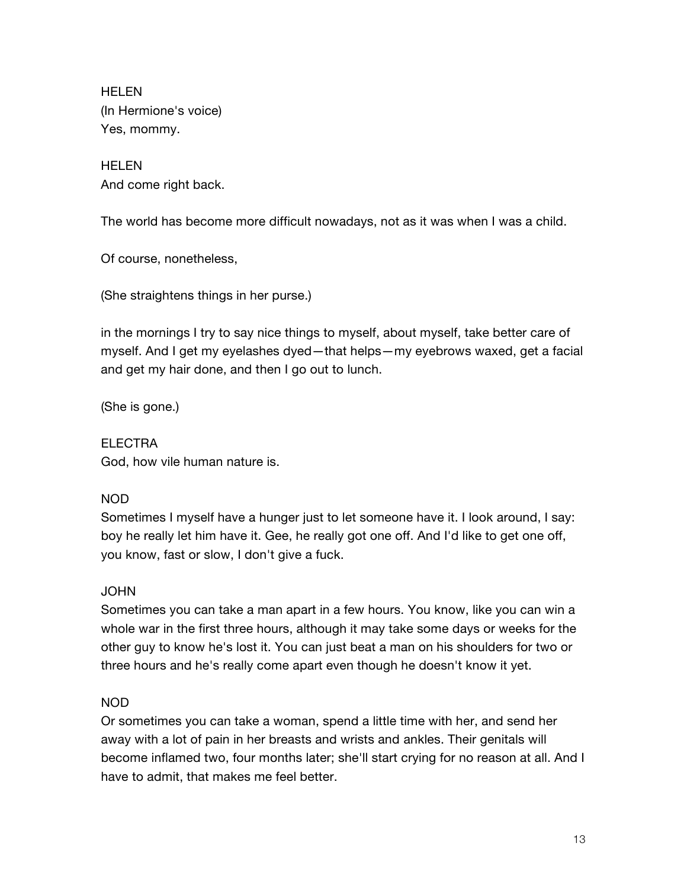HELEN
(In Hermione's voice)
Yes, mommy.

HELEN
And come right back.

The world has become more difficult nowadays, not as it was when I was a child.

Of course, nonetheless,

(She straightens things in her purse.)

in the mornings I try to say nice things to myself, about myself, take better care of myself. And I get my eyelashes dyed—that helps—my eyebrows waxed, get a facial and get my hair done, and then I go out to lunch.

(She is gone.)

ELECTRA
God, how vile human nature is.

NOD
Sometimes I myself have a hunger just to let someone have it. I look around, I say: boy he really let him have it. Gee, he really got one off. And I'd like to get one off, you know, fast or slow, I don't give a fuck.

JOHN
Sometimes you can take a man apart in a few hours. You know, like you can win a whole war in the first three hours, although it may take some days or weeks for the other guy to know he's lost it. You can just beat a man on his shoulders for two or three hours and he's really come apart even though he doesn't know it yet.

NOD
Or sometimes you can take a woman, spend a little time with her, and send her away with a lot of pain in her breasts and wrists and ankles. Their genitals will become inflamed two, four months later; she'll start crying for no reason at all. And I have to admit, that makes me feel better.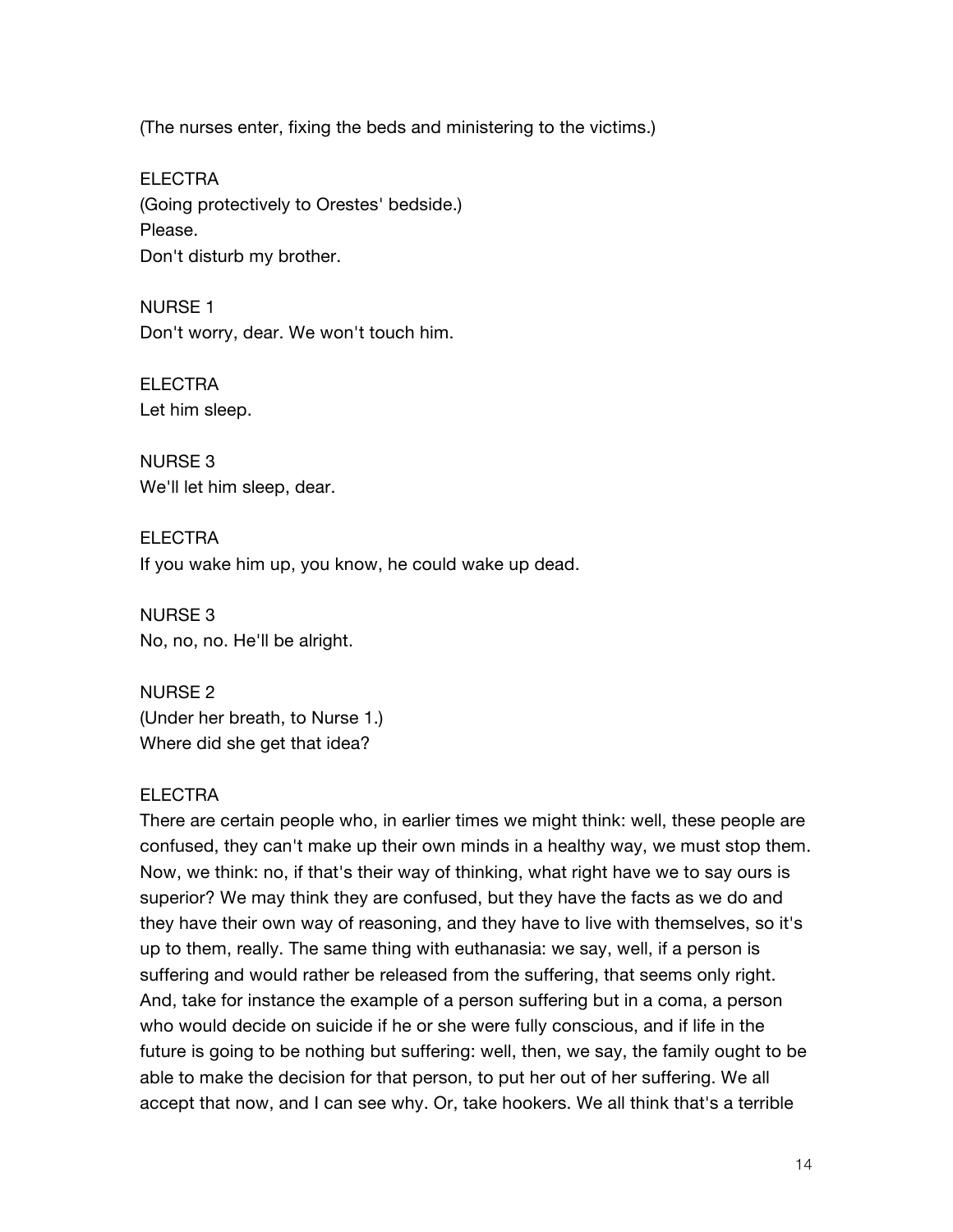(The nurses enter, fixing the beds and ministering to the victims.)

ELECTRA
(Going protectively to Orestes' bedside.)
Please.
Don't disturb my brother.

NURSE 1
Don't worry, dear. We won't touch him.

ELECTRA
Let him sleep.

NURSE 3
We'll let him sleep, dear.

ELECTRA
If you wake him up, you know, he could wake up dead.

NURSE 3
No, no, no. He'll be alright.

NURSE 2
(Under her breath, to Nurse 1.)
Where did she get that idea?

ELECTRA
There are certain people who, in earlier times we might think: well, these people are confused, they can't make up their own minds in a healthy way, we must stop them. Now, we think: no, if that's their way of thinking, what right have we to say ours is superior? We may think they are confused, but they have the facts as we do and they have their own way of reasoning, and they have to live with themselves, so it's up to them, really. The same thing with euthanasia: we say, well, if a person is suffering and would rather be released from the suffering, that seems only right. And, take for instance the example of a person suffering but in a coma, a person who would decide on suicide if he or she were fully conscious, and if life in the future is going to be nothing but suffering: well, then, we say, the family ought to be able to make the decision for that person, to put her out of her suffering. We all accept that now, and I can see why. Or, take hookers. We all think that's a terrible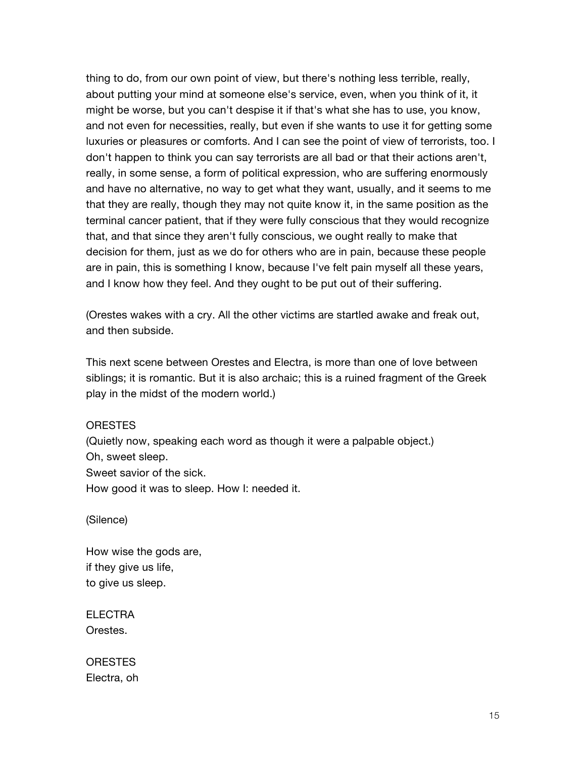thing to do, from our own point of view, but there's nothing less terrible, really, about putting your mind at someone else's service, even, when you think of it, it might be worse, but you can't despise it if that's what she has to use, you know, and not even for necessities, really, but even if she wants to use it for getting some luxuries or pleasures or comforts. And I can see the point of view of terrorists, too. I don't happen to think you can say terrorists are all bad or that their actions aren't, really, in some sense, a form of political expression, who are suffering enormously and have no alternative, no way to get what they want, usually, and it seems to me that they are really, though they may not quite know it, in the same position as the terminal cancer patient, that if they were fully conscious that they would recognize that, and that since they aren't fully conscious, we ought really to make that decision for them, just as we do for others who are in pain, because these people are in pain, this is something I know, because I've felt pain myself all these years, and I know how they feel. And they ought to be put out of their suffering.

(Orestes wakes with a cry. All the other victims are startled awake and freak out, and then subside.

This next scene between Orestes and Electra, is more than one of love between siblings; it is romantic. But it is also archaic; this is a ruined fragment of the Greek play in the midst of the modern world.)

ORESTES
(Quietly now, speaking each word as though it were a palpable object.)
Oh, sweet sleep.
Sweet savior of the sick.
How good it was to sleep. How I: needed it.

(Silence)

How wise the gods are,
if they give us life,
to give us sleep.

ELECTRA
Orestes.

ORESTES
Electra, oh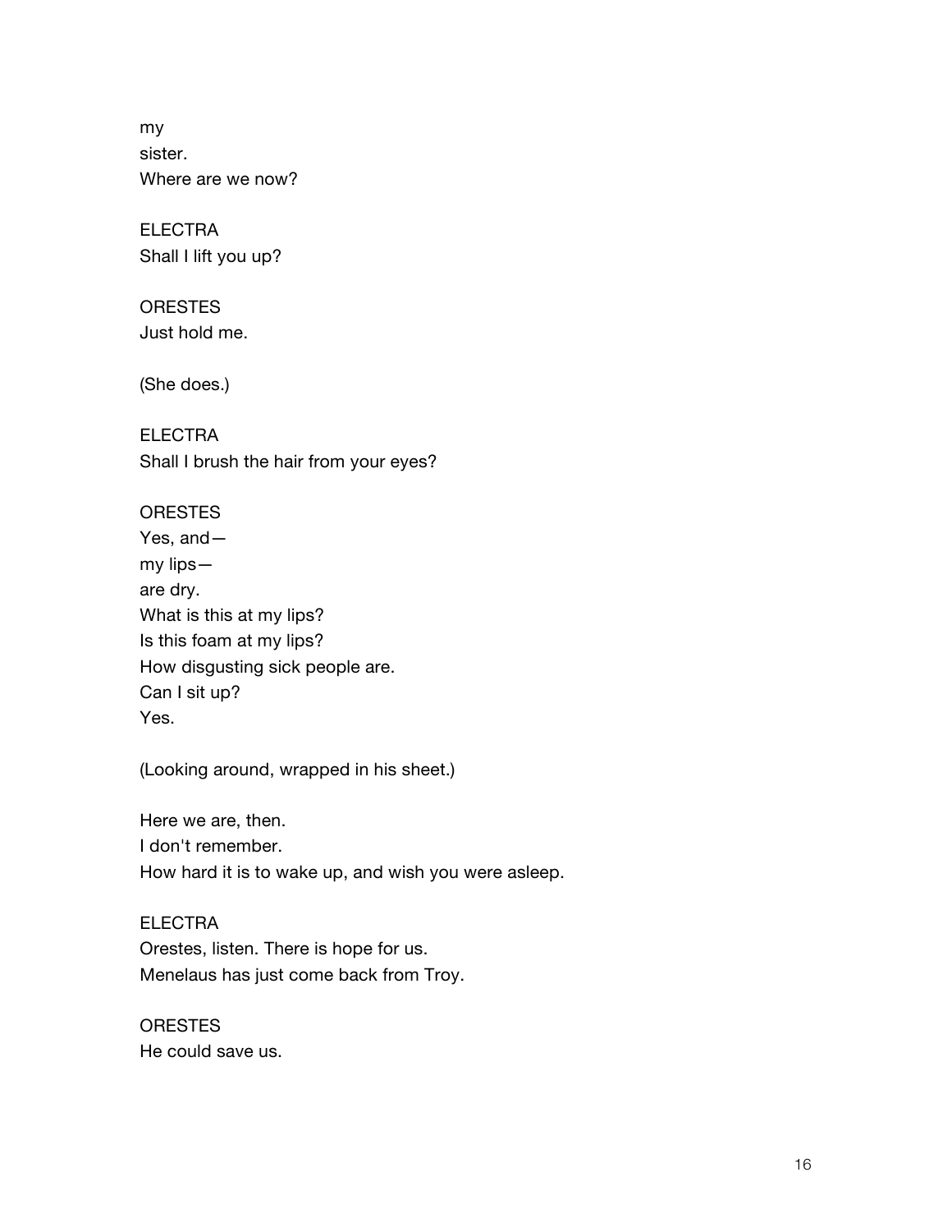my
sister.
Where are we now?

ELECTRA
Shall I lift you up?

ORESTES
Just hold me.

(She does.)

ELECTRA
Shall I brush the hair from your eyes?

ORESTES
Yes, and—
my lips—
are dry.
What is this at my lips?
Is this foam at my lips?
How disgusting sick people are.
Can I sit up?
Yes.

(Looking around, wrapped in his sheet.)

Here we are, then.
I don't remember.
How hard it is to wake up, and wish you were asleep.

ELECTRA
Orestes, listen. There is hope for us.
Menelaus has just come back from Troy.

ORESTES
He could save us.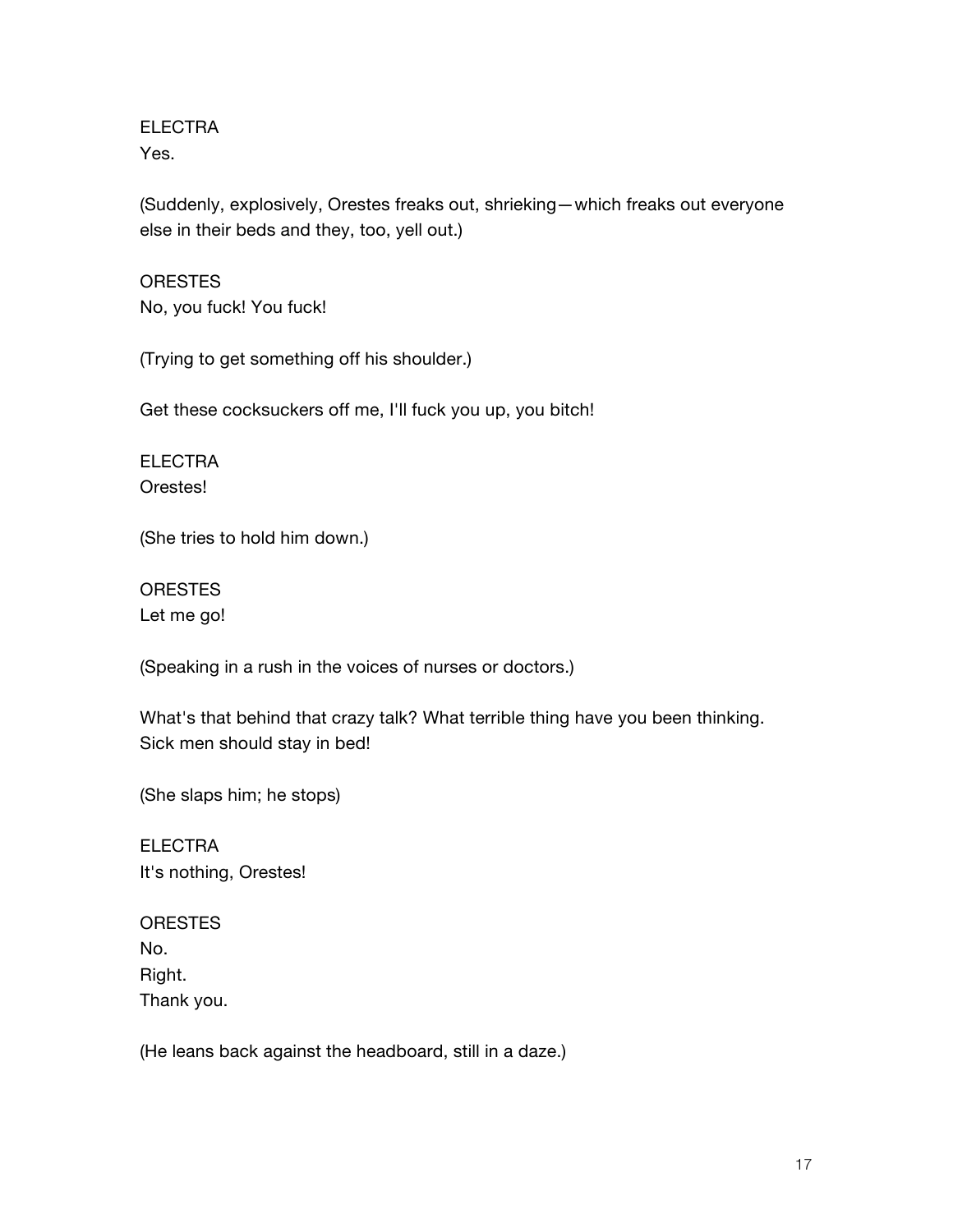ELECTRA
Yes.

(Suddenly, explosively, Orestes freaks out, shrieking—which freaks out everyone else in their beds and they, too, yell out.)

ORESTES
No, you fuck! You fuck!

(Trying to get something off his shoulder.)

Get these cocksuckers off me, I'll fuck you up, you bitch!

ELECTRA
Orestes!

(She tries to hold him down.)

ORESTES
Let me go!

(Speaking in a rush in the voices of nurses or doctors.)

What's that behind that crazy talk? What terrible thing have you been thinking. Sick men should stay in bed!

(She slaps him; he stops)

ELECTRA
It's nothing, Orestes!

ORESTES
No.
Right.
Thank you.

(He leans back against the headboard, still in a daze.)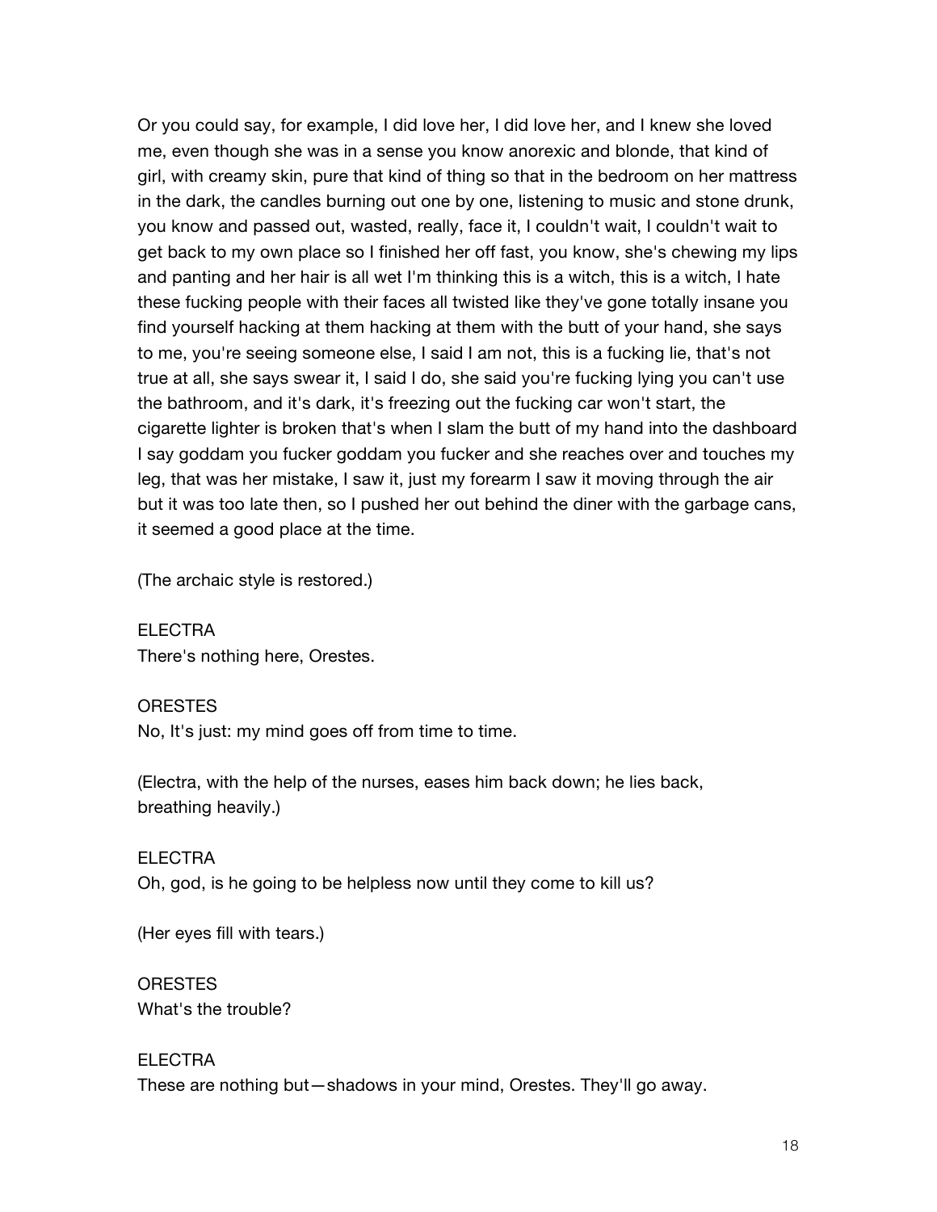Or you could say, for example, I did love her, I did love her, and I knew she loved me, even though she was in a sense you know anorexic and blonde, that kind of girl, with creamy skin, pure that kind of thing so that in the bedroom on her mattress in the dark, the candles burning out one by one, listening to music and stone drunk, you know and passed out, wasted, really, face it, I couldn't wait, I couldn't wait to get back to my own place so I finished her off fast, you know, she's chewing my lips and panting and her hair is all wet I'm thinking this is a witch, this is a witch, I hate these fucking people with their faces all twisted like they've gone totally insane you find yourself hacking at them hacking at them with the butt of your hand, she says to me, you're seeing someone else, I said I am not, this is a fucking lie, that's not true at all, she says swear it, I said I do, she said you're fucking lying you can't use the bathroom, and it's dark, it's freezing out the fucking car won't start, the cigarette lighter is broken that's when I slam the butt of my hand into the dashboard I say goddam you fucker goddam you fucker and she reaches over and touches my leg, that was her mistake, I saw it, just my forearm I saw it moving through the air but it was too late then, so I pushed her out behind the diner with the garbage cans, it seemed a good place at the time.

(The archaic style is restored.)

ELECTRA
There's nothing here, Orestes.

ORESTES
No, It's just: my mind goes off from time to time.

(Electra, with the help of the nurses, eases him back down; he lies back, breathing heavily.)

ELECTRA
Oh, god, is he going to be helpless now until they come to kill us?

(Her eyes fill with tears.)

ORESTES
What's the trouble?

ELECTRA
These are nothing but—shadows in your mind, Orestes. They'll go away.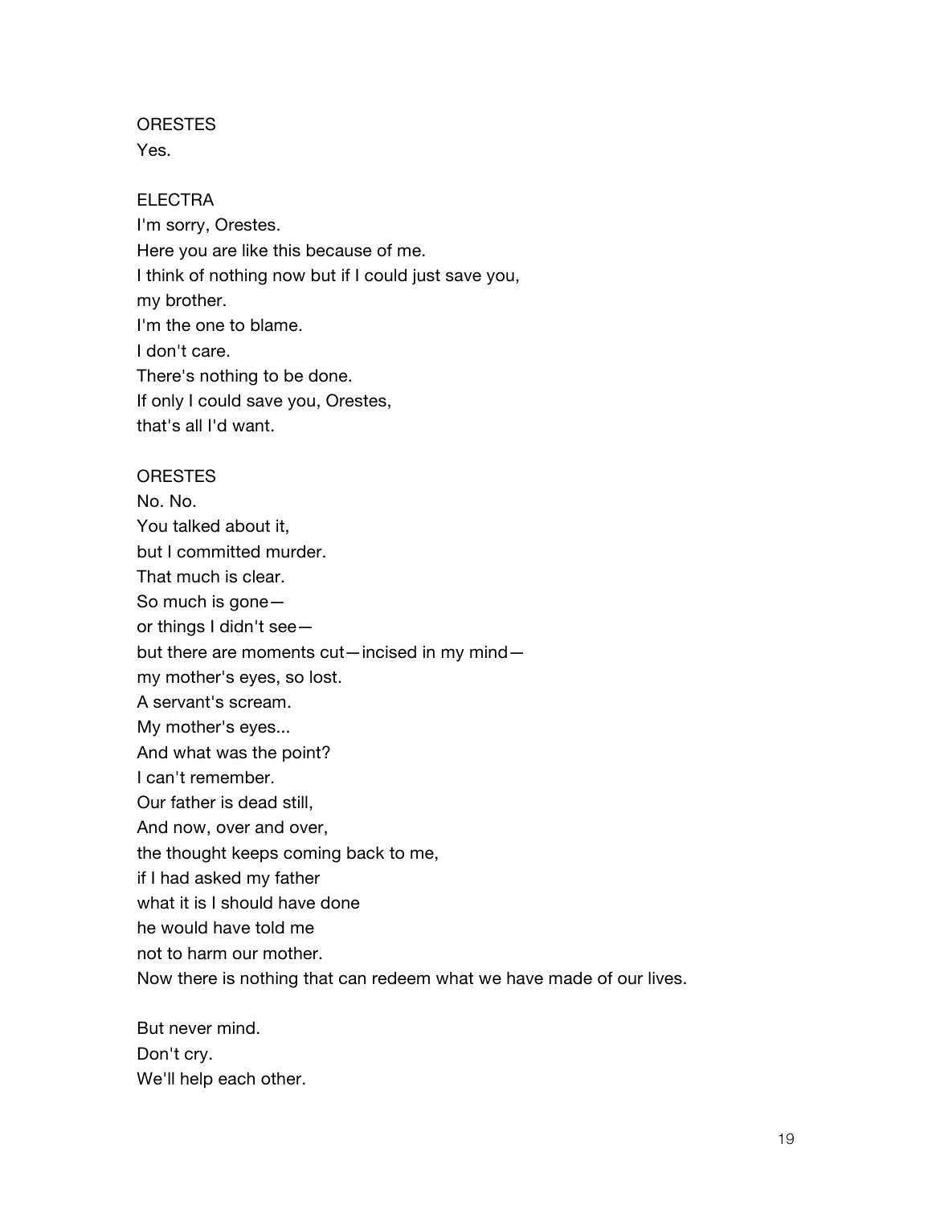ORESTES
Yes.

ELECTRA
I'm sorry, Orestes.
Here you are like this because of me.
I think of nothing now but if I could just save you,
my brother.
I'm the one to blame.
I don't care.
There's nothing to be done.
If only I could save you, Orestes,
that's all I'd want.

ORESTES
No. No.
You talked about it,
but I committed murder.
That much is clear.
So much is gone—
or things I didn't see—
but there are moments cut—incised in my mind—
my mother's eyes, so lost.
A servant's scream.
My mother's eyes...
And what was the point?
I can't remember.
Our father is dead still,
And now, over and over,
the thought keeps coming back to me,
if I had asked my father
what it is I should have done
he would have told me
not to harm our mother.
Now there is nothing that can redeem what we have made of our lives.

But never mind.
Don't cry.
We'll help each other.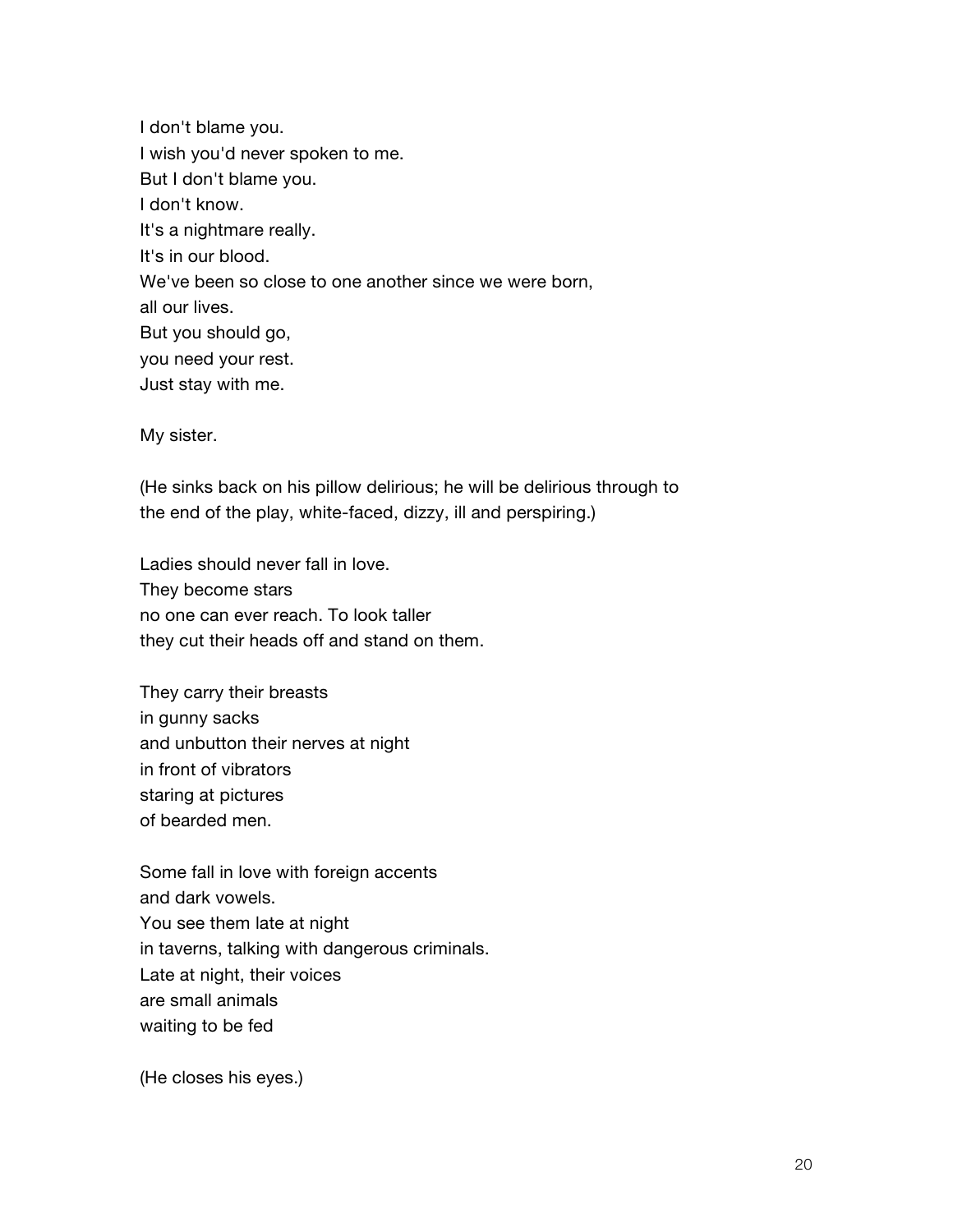I don't blame you.  
I wish you'd never spoken to me.  
But I don't blame you.  
I don't know.  
It's a nightmare really.  
It's in our blood.  
We've been so close to one another since we were born,  
all our lives.  
But you should go,  
you need your rest.  
Just stay with me.

My sister.

(He sinks back on his pillow delirious; he will be delirious through to the end of the play, white-faced, dizzy, ill and perspiring.)

Ladies should never fall in love.  
They become stars  
no one can ever reach. To look taller  
they cut their heads off and stand on them.

They carry their breasts  
in gunny sacks  
and unbutton their nerves at night  
in front of vibrators  
staring at pictures  
of bearded men.

Some fall in love with foreign accents  
and dark vowels.  
You see them late at night  
in taverns, talking with dangerous criminals.  
Late at night, their voices  
are small animals  
waiting to be fed

(He closes his eyes.)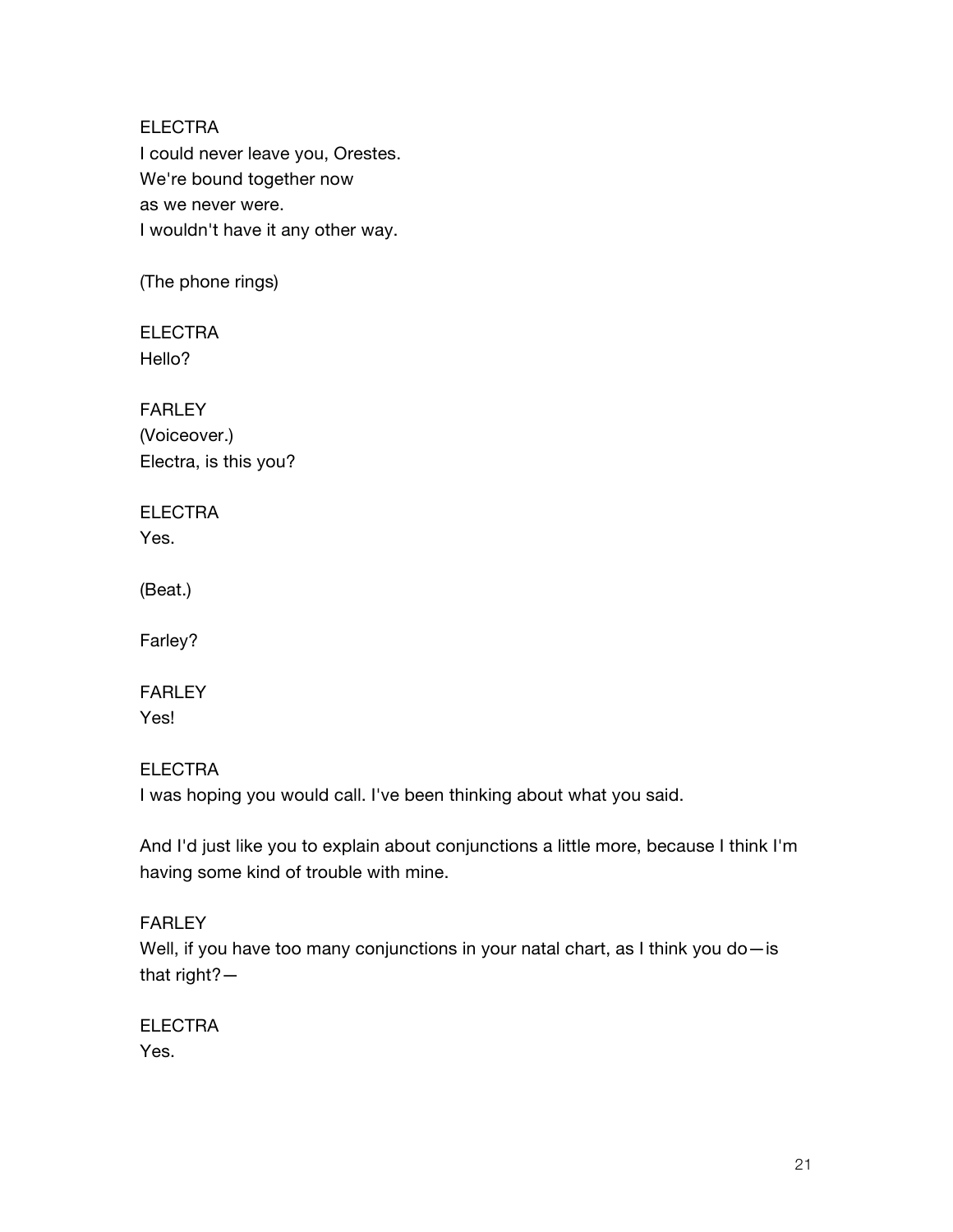ELECTRA
I could never leave you, Orestes.
We're bound together now
as we never were.
I wouldn't have it any other way.

(The phone rings)

ELECTRA
Hello?

FARLEY
(Voiceover.)
Electra, is this you?

ELECTRA
Yes.

(Beat.)

Farley?

FARLEY
Yes!

ELECTRA
I was hoping you would call. I've been thinking about what you said.

And I'd just like you to explain about conjunctions a little more, because I think I'm having some kind of trouble with mine.

FARLEY
Well, if you have too many conjunctions in your natal chart, as I think you do—is that right?—

ELECTRA
Yes.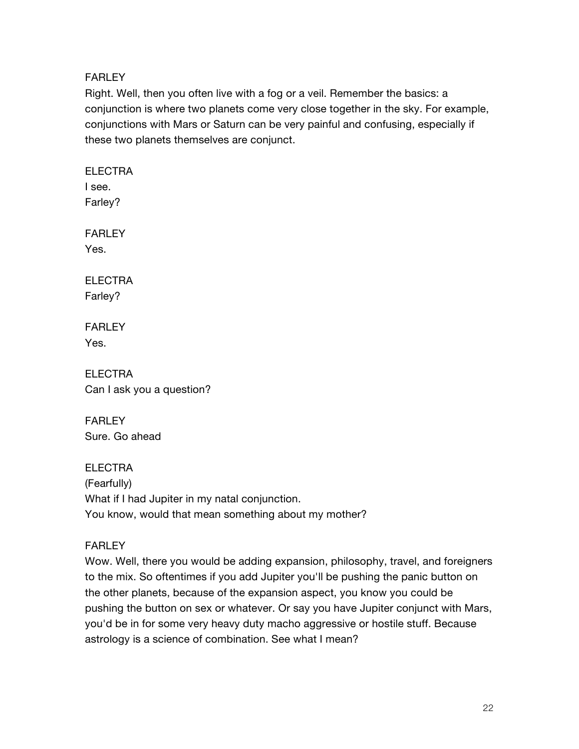FARLEY
Right. Well, then you often live with a fog or a veil. Remember the basics: a conjunction is where two planets come very close together in the sky. For example, conjunctions with Mars or Saturn can be very painful and confusing, especially if these two planets themselves are conjunct.

ELECTRA
I see.
Farley?

FARLEY
Yes.

ELECTRA
Farley?

FARLEY
Yes.

ELECTRA
Can I ask you a question?

FARLEY
Sure. Go ahead

ELECTRA
(Fearfully)
What if I had Jupiter in my natal conjunction.
You know, would that mean something about my mother?

FARLEY
Wow. Well, there you would be adding expansion, philosophy, travel, and foreigners to the mix. So oftentimes if you add Jupiter you'll be pushing the panic button on the other planets, because of the expansion aspect, you know you could be pushing the button on sex or whatever. Or say you have Jupiter conjunct with Mars, you'd be in for some very heavy duty macho aggressive or hostile stuff. Because astrology is a science of combination. See what I mean?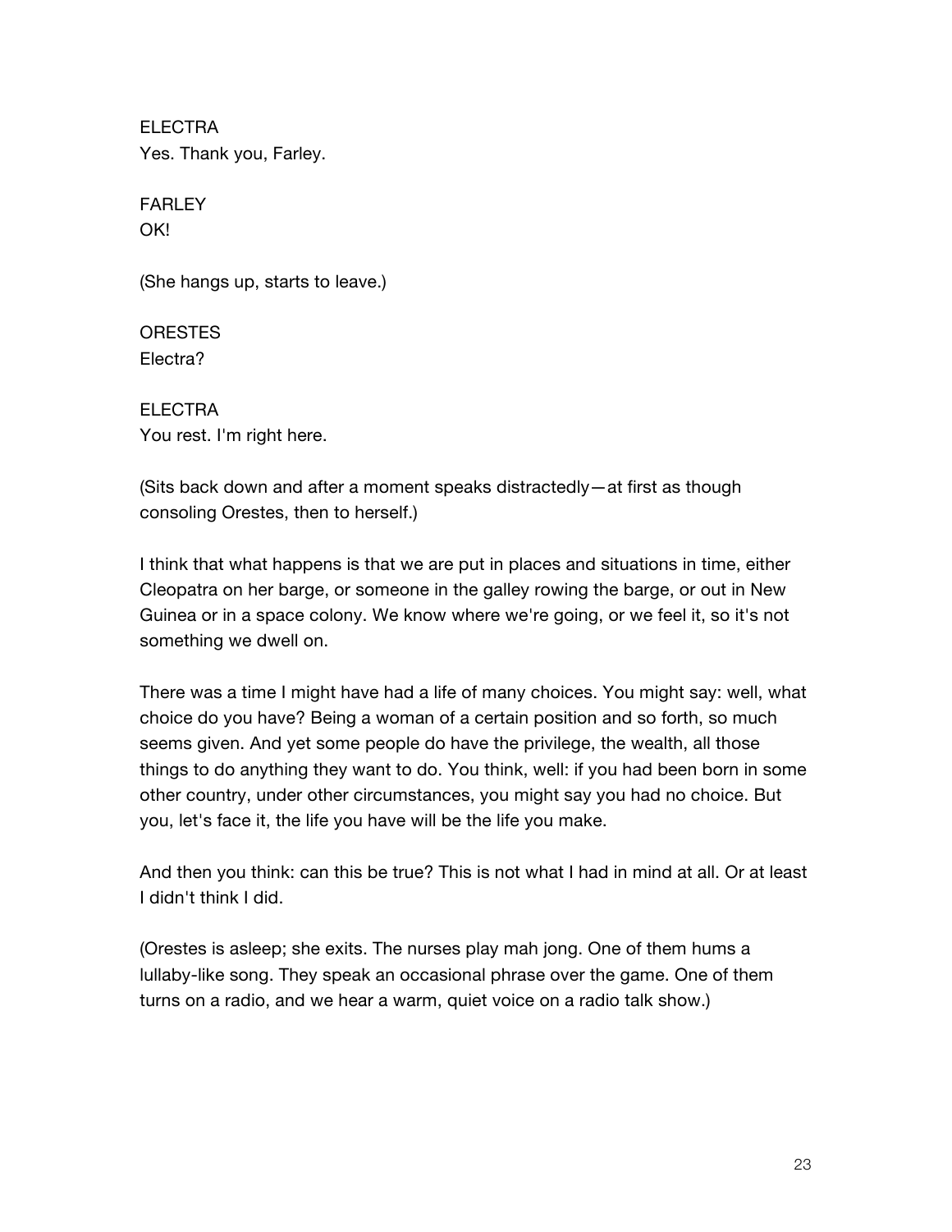ELECTRA
Yes. Thank you, Farley.

FARLEY
OK!

(She hangs up, starts to leave.)

ORESTES
Electra?

ELECTRA
You rest. I'm right here.

(Sits back down and after a moment speaks distractedly—at first as though consoling Orestes, then to herself.)

I think that what happens is that we are put in places and situations in time, either Cleopatra on her barge, or someone in the galley rowing the barge, or out in New Guinea or in a space colony. We know where we're going, or we feel it, so it's not something we dwell on.

There was a time I might have had a life of many choices. You might say: well, what choice do you have? Being a woman of a certain position and so forth, so much seems given. And yet some people do have the privilege, the wealth, all those things to do anything they want to do. You think, well: if you had been born in some other country, under other circumstances, you might say you had no choice. But you, let's face it, the life you have will be the life you make.

And then you think: can this be true? This is not what I had in mind at all. Or at least I didn't think I did.

(Orestes is asleep; she exits. The nurses play mah jong. One of them hums a lullaby-like song. They speak an occasional phrase over the game. One of them turns on a radio, and we hear a warm, quiet voice on a radio talk show.)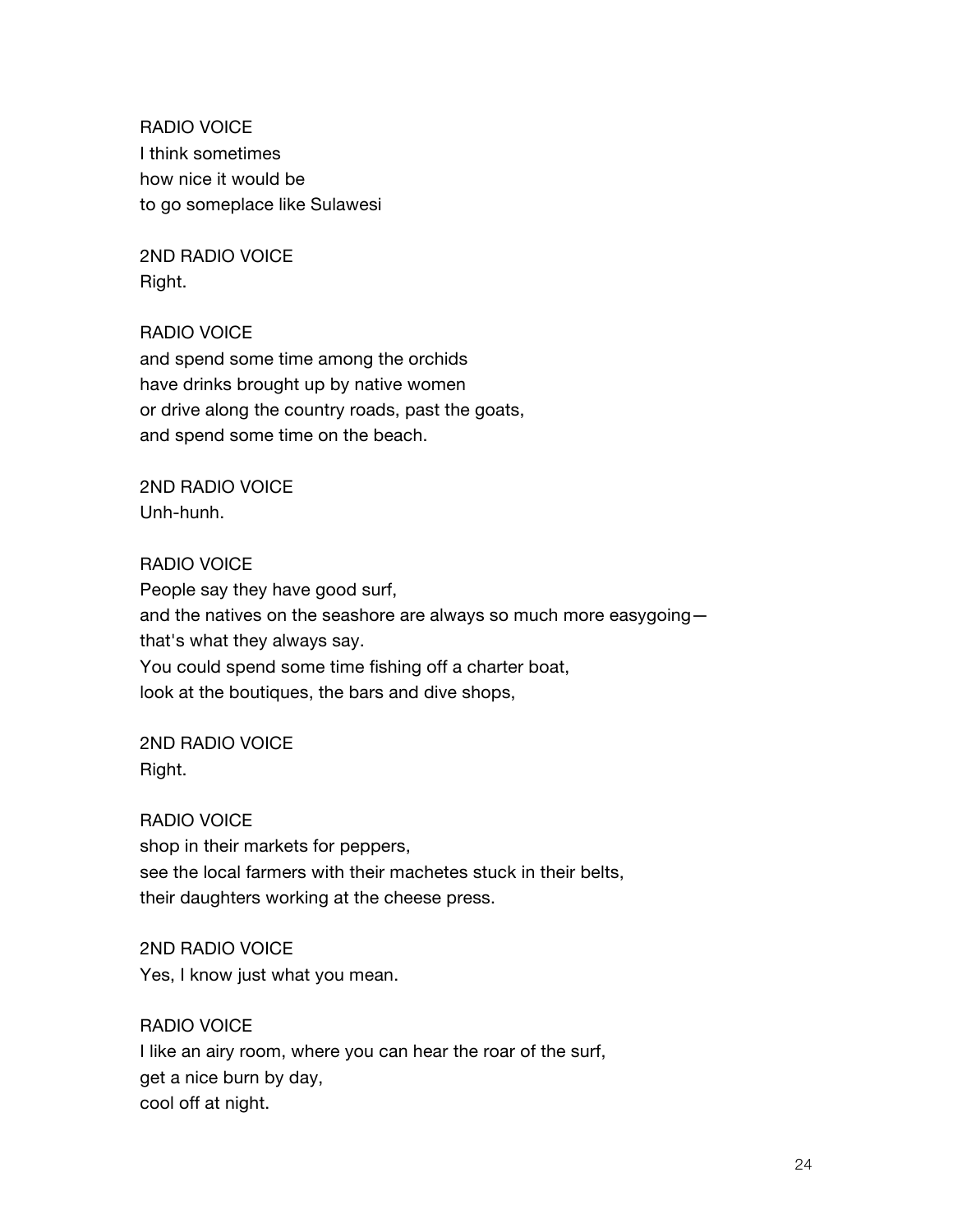RADIO VOICE
I think sometimes
how nice it would be
to go someplace like Sulawesi

2ND RADIO VOICE
Right.

RADIO VOICE
and spend some time among the orchids
have drinks brought up by native women
or drive along the country roads, past the goats,
and spend some time on the beach.

2ND RADIO VOICE
Unh-hunh.

RADIO VOICE
People say they have good surf,
and the natives on the seashore are always so much more easygoing—
that's what they always say.
You could spend some time fishing off a charter boat,
look at the boutiques, the bars and dive shops,

2ND RADIO VOICE
Right.

RADIO VOICE
shop in their markets for peppers,
see the local farmers with their machetes stuck in their belts,
their daughters working at the cheese press.

2ND RADIO VOICE
Yes, I know just what you mean.

RADIO VOICE
I like an airy room, where you can hear the roar of the surf,
get a nice burn by day,
cool off at night.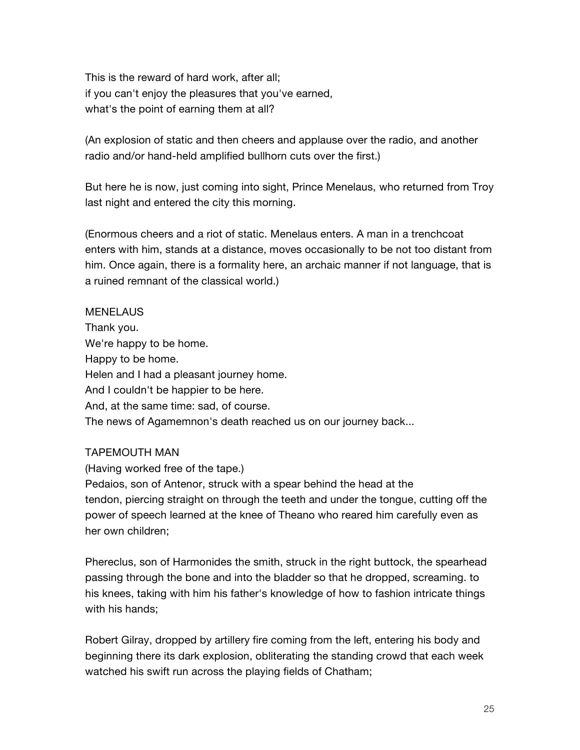This is the reward of hard work, after all;
if you can't enjoy the pleasures that you've earned,
what's the point of earning them at all?

(An explosion of static and then cheers and applause over the radio, and another radio and/or hand-held amplified bullhorn cuts over the first.)

But here he is now, just coming into sight, Prince Menelaus, who returned from Troy last night and entered the city this morning.

(Enormous cheers and a riot of static. Menelaus enters. A man in a trenchcoat enters with him, stands at a distance, moves occasionally to be not too distant from him. Once again, there is a formality here, an archaic manner if not language, that is a ruined remnant of the classical world.)

MENELAUS
Thank you.
We're happy to be home.
Happy to be home.
Helen and I had a pleasant journey home.
And I couldn't be happier to be here.
And, at the same time: sad, of course.
The news of Agamemnon's death reached us on our journey back...

TAPEMOUTH MAN
(Having worked free of the tape.)
Pedaios, son of Antenor, struck with a spear behind the head at the tendon, piercing straight on through the teeth and under the tongue, cutting off the power of speech learned at the knee of Theano who reared him carefully even as her own children;

Phereclus, son of Harmonides the smith, struck in the right buttock, the spearhead passing through the bone and into the bladder so that he dropped, screaming. to his knees, taking with him his father's knowledge of how to fashion intricate things with his hands;

Robert Gilray, dropped by artillery fire coming from the left, entering his body and beginning there its dark explosion, obliterating the standing crowd that each week watched his swift run across the playing fields of Chatham;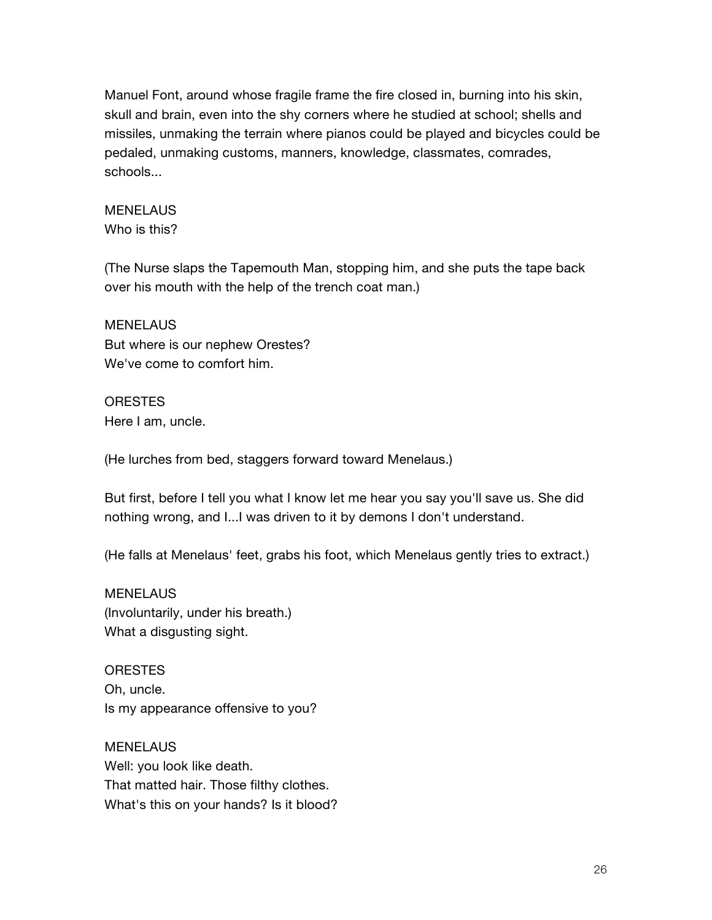Manuel Font, around whose fragile frame the fire closed in, burning into his skin, skull and brain, even into the shy corners where he studied at school; shells and missiles, unmaking the terrain where pianos could be played and bicycles could be pedaled, unmaking customs, manners, knowledge, classmates, comrades, schools...

MENELAUS
Who is this?

(The Nurse slaps the Tapemouth Man, stopping him, and she puts the tape back over his mouth with the help of the trench coat man.)

MENELAUS
But where is our nephew Orestes?
We've come to comfort him.

ORESTES
Here I am, uncle.

(He lurches from bed, staggers forward toward Menelaus.)

But first, before I tell you what I know let me hear you say you'll save us. She did nothing wrong, and I...I was driven to it by demons I don't understand.

(He falls at Menelaus' feet, grabs his foot, which Menelaus gently tries to extract.)

MENELAUS
(Involuntarily, under his breath.)
What a disgusting sight.

ORESTES
Oh, uncle.
Is my appearance offensive to you?

MENELAUS
Well: you look like death.
That matted hair. Those filthy clothes.
What's this on your hands? Is it blood?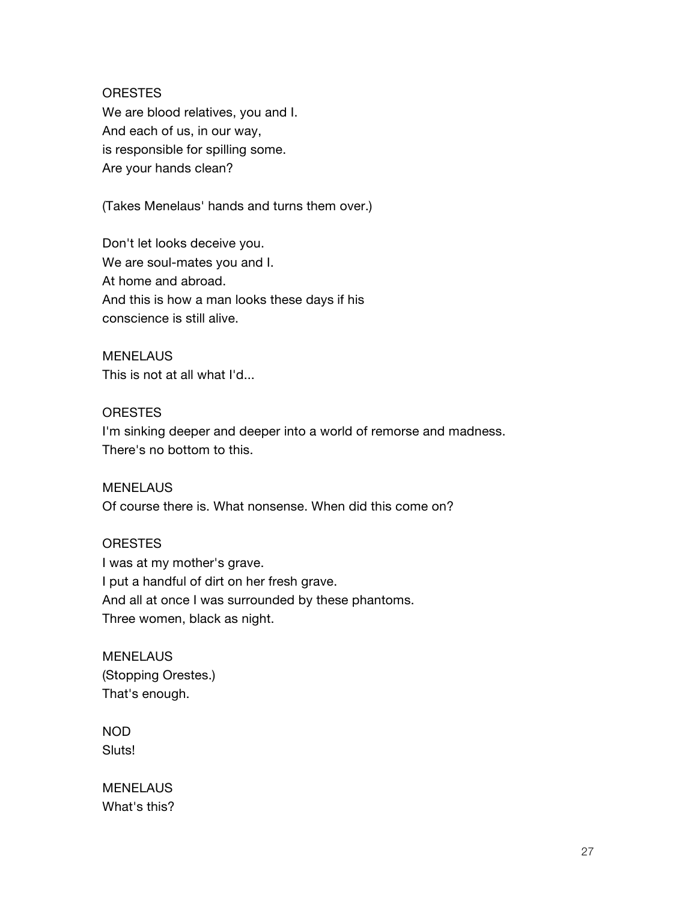ORESTES
We are blood relatives, you and I.
And each of us, in our way,
is responsible for spilling some.
Are your hands clean?

(Takes Menelaus' hands and turns them over.)

Don't let looks deceive you.
We are soul-mates you and I.
At home and abroad.
And this is how a man looks these days if his
conscience is still alive.

MENELAUS
This is not at all what I'd...

ORESTES
I'm sinking deeper and deeper into a world of remorse and madness.
There's no bottom to this.

MENELAUS
Of course there is. What nonsense. When did this come on?

ORESTES
I was at my mother's grave.
I put a handful of dirt on her fresh grave.
And all at once I was surrounded by these phantoms.
Three women, black as night.

MENELAUS
(Stopping Orestes.)
That's enough.

NOD
Sluts!

MENELAUS
What's this?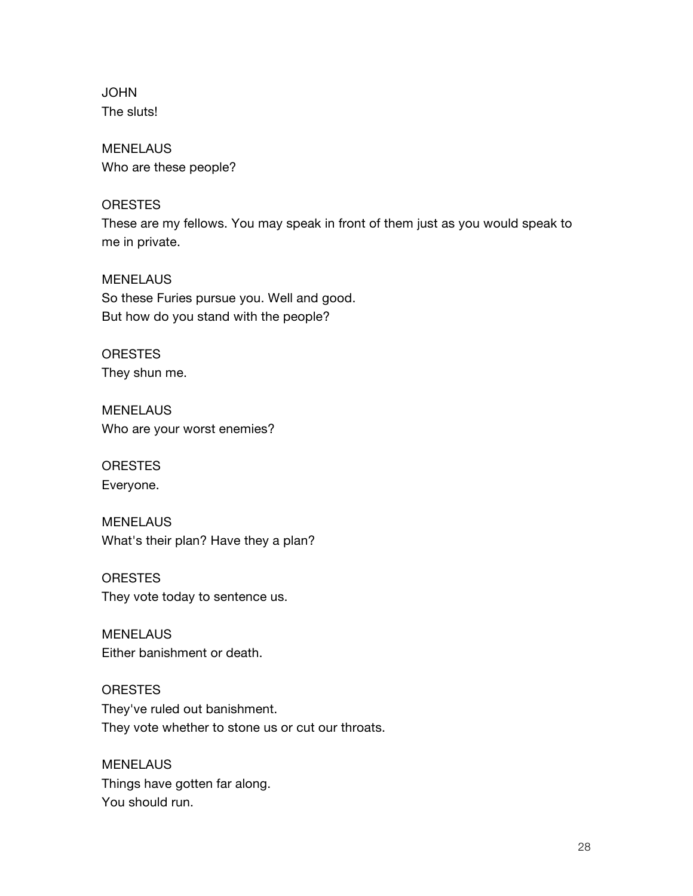JOHN
The sluts!

MENELAUS
Who are these people?

ORESTES
These are my fellows. You may speak in front of them just as you would speak to me in private.

MENELAUS
So these Furies pursue you. Well and good.
But how do you stand with the people?

ORESTES
They shun me.

MENELAUS
Who are your worst enemies?

ORESTES
Everyone.

MENELAUS
What's their plan? Have they a plan?

ORESTES
They vote today to sentence us.

MENELAUS
Either banishment or death.

ORESTES
They've ruled out banishment.
They vote whether to stone us or cut our throats.

MENELAUS
Things have gotten far along.
You should run.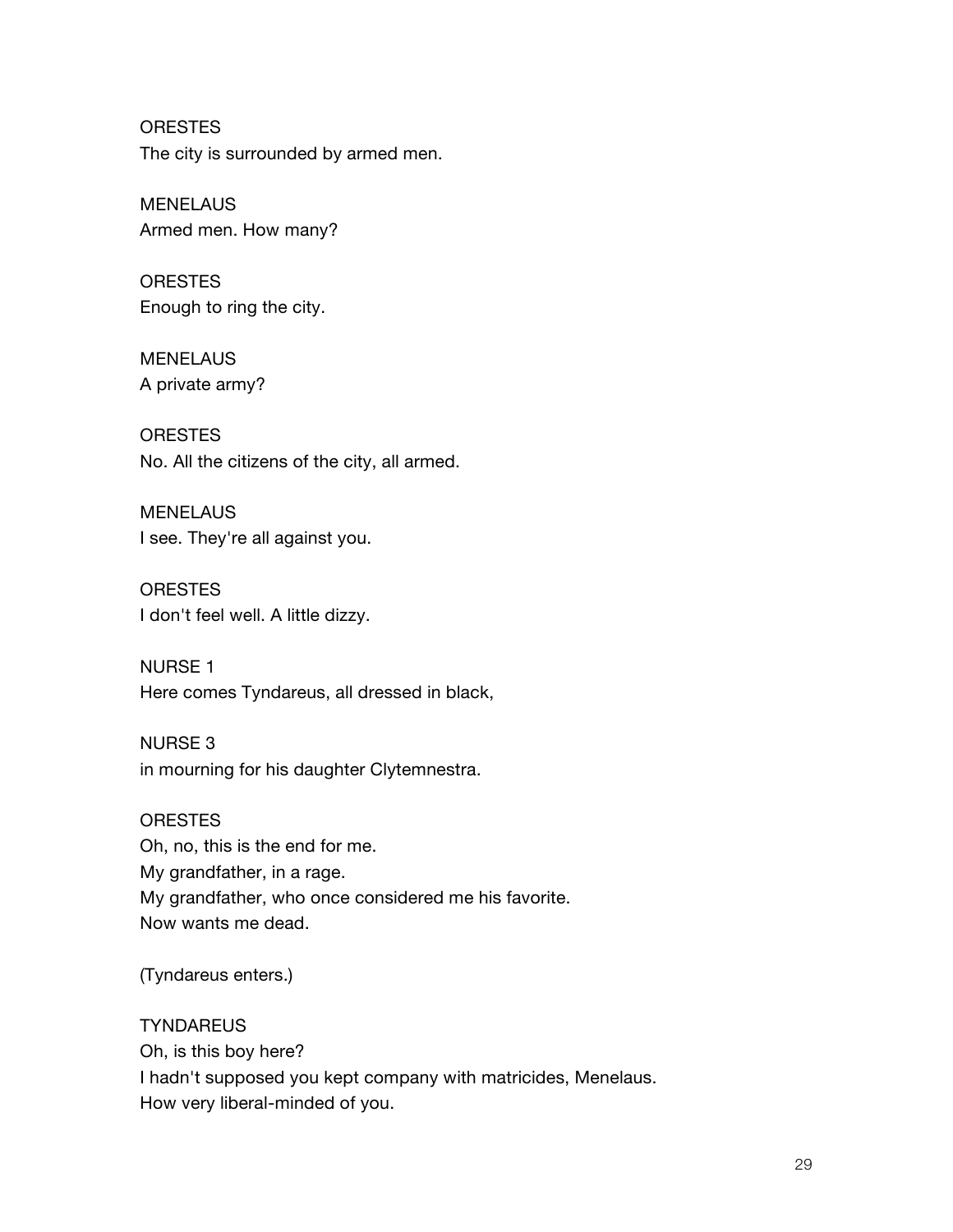ORESTES
The city is surrounded by armed men.

MENELAUS
Armed men. How many?

ORESTES
Enough to ring the city.

MENELAUS
A private army?

ORESTES
No. All the citizens of the city, all armed.

MENELAUS
I see. They're all against you.

ORESTES
I don't feel well. A little dizzy.

NURSE 1
Here comes Tyndareus, all dressed in black,

NURSE 3
in mourning for his daughter Clytemnestra.

ORESTES
Oh, no, this is the end for me.
My grandfather, in a rage.
My grandfather, who once considered me his favorite.
Now wants me dead.

(Tyndareus enters.)

TYNDAREUS
Oh, is this boy here?
I hadn't supposed you kept company with matricides, Menelaus.
How very liberal-minded of you.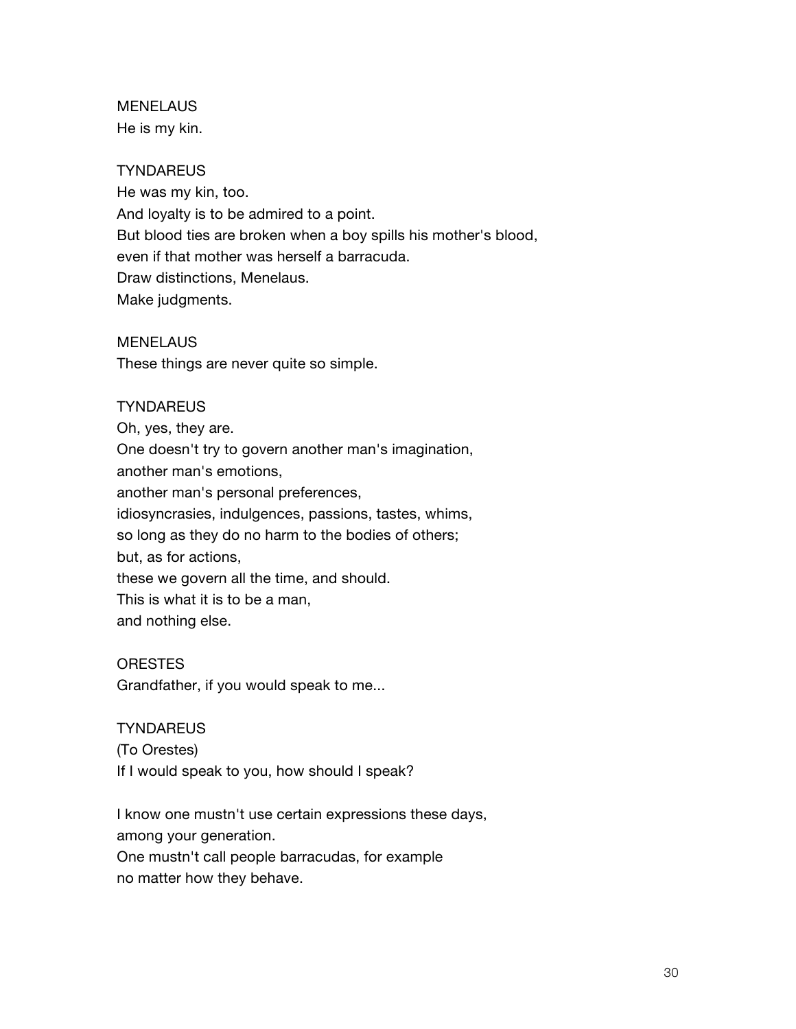MENELAUS
He is my kin.

TYNDAREUS
He was my kin, too.
And loyalty is to be admired to a point.
But blood ties are broken when a boy spills his mother's blood,
even if that mother was herself a barracuda.
Draw distinctions, Menelaus.
Make judgments.

MENELAUS
These things are never quite so simple.

TYNDAREUS
Oh, yes, they are.
One doesn't try to govern another man's imagination,
another man's emotions,
another man's personal preferences,
idiosyncrasies, indulgences, passions, tastes, whims,
so long as they do no harm to the bodies of others;
but, as for actions,
these we govern all the time, and should.
This is what it is to be a man,
and nothing else.

ORESTES
Grandfather, if you would speak to me...

TYNDAREUS
(To Orestes)
If I would speak to you, how should I speak?

I know one mustn't use certain expressions these days,
among your generation.
One mustn't call people barracudas, for example
no matter how they behave.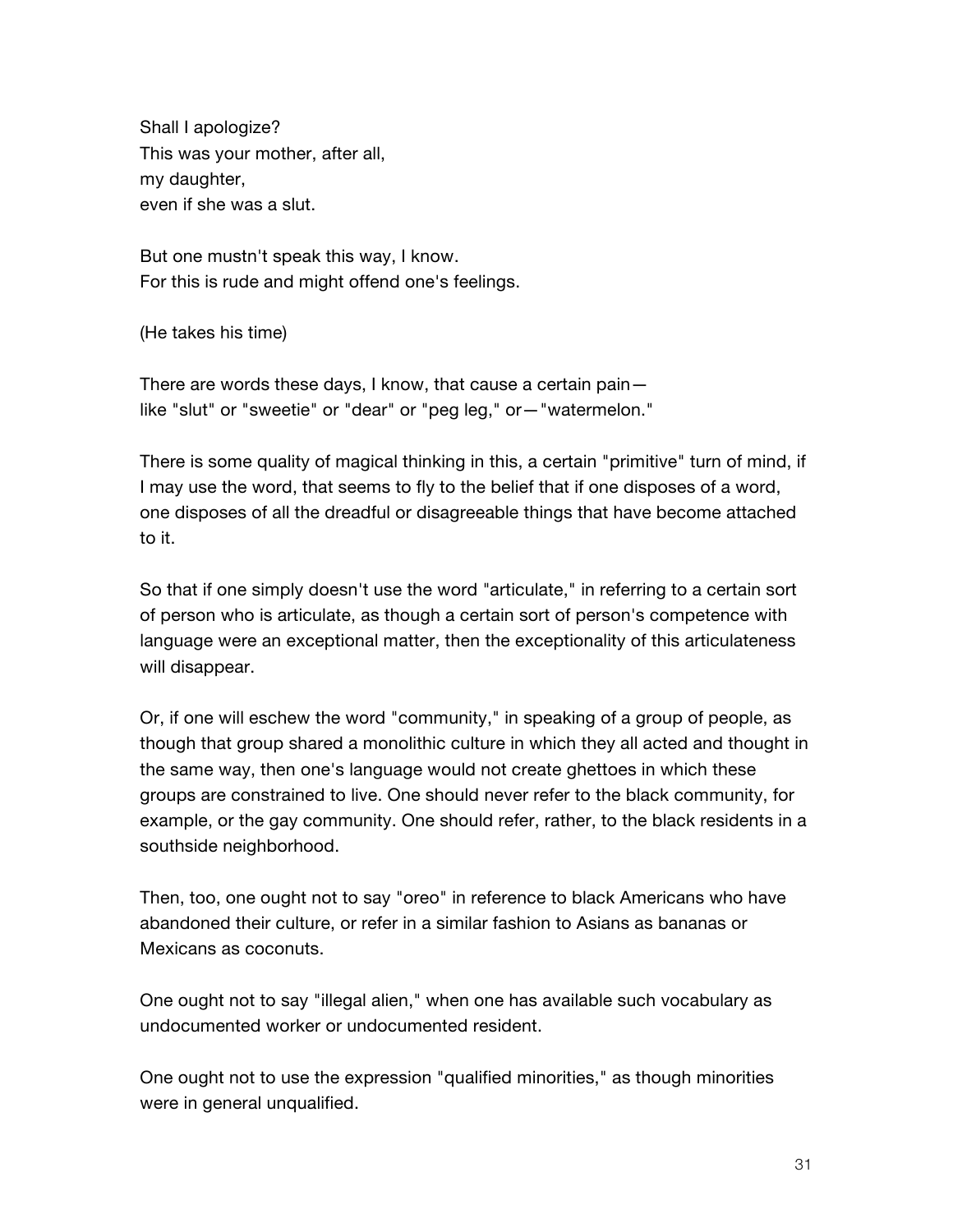Shall I apologize?
This was your mother, after all,
my daughter,
even if she was a slut.

But one mustn't speak this way, I know.
For this is rude and might offend one's feelings.

(He takes his time)

There are words these days, I know, that cause a certain pain—
like "slut" or "sweetie" or "dear" or "peg leg," or—"watermelon."

There is some quality of magical thinking in this, a certain "primitive" turn of mind, if I may use the word, that seems to fly to the belief that if one disposes of a word, one disposes of all the dreadful or disagreeable things that have become attached to it.

So that if one simply doesn't use the word "articulate," in referring to a certain sort of person who is articulate, as though a certain sort of person's competence with language were an exceptional matter, then the exceptionality of this articulateness will disappear.

Or, if one will eschew the word "community," in speaking of a group of people, as though that group shared a monolithic culture in which they all acted and thought in the same way, then one's language would not create ghettoes in which these groups are constrained to live. One should never refer to the black community, for example, or the gay community. One should refer, rather, to the black residents in a southside neighborhood.

Then, too, one ought not to say "oreo" in reference to black Americans who have abandoned their culture, or refer in a similar fashion to Asians as bananas or Mexicans as coconuts.

One ought not to say "illegal alien," when one has available such vocabulary as undocumented worker or undocumented resident.

One ought not to use the expression "qualified minorities," as though minorities were in general unqualified.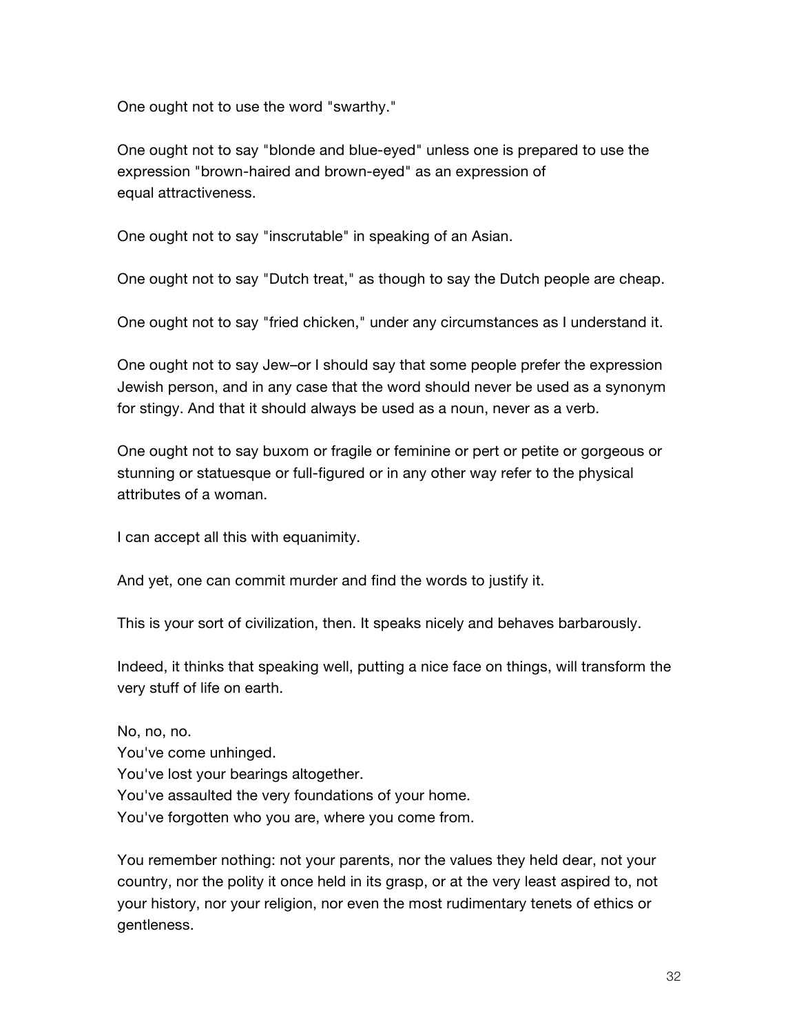One ought not to use the word "swarthy."

One ought not to say "blonde and blue-eyed" unless one is prepared to use the expression "brown-haired and brown-eyed" as an expression of equal attractiveness.

One ought not to say "inscrutable" in speaking of an Asian.

One ought not to say "Dutch treat," as though to say the Dutch people are cheap.

One ought not to say "fried chicken," under any circumstances as I understand it.

One ought not to say Jew–or I should say that some people prefer the expression Jewish person, and in any case that the word should never be used as a synonym for stingy. And that it should always be used as a noun, never as a verb.

One ought not to say buxom or fragile or feminine or pert or petite or gorgeous or stunning or statuesque or full-figured or in any other way refer to the physical attributes of a woman.

I can accept all this with equanimity.

And yet, one can commit murder and find the words to justify it.

This is your sort of civilization, then. It speaks nicely and behaves barbarously.

Indeed, it thinks that speaking well, putting a nice face on things, will transform the very stuff of life on earth.

No, no, no.
You've come unhinged.
You've lost your bearings altogether.
You've assaulted the very foundations of your home.
You've forgotten who you are, where you come from.

You remember nothing: not your parents, nor the values they held dear, not your country, nor the polity it once held in its grasp, or at the very least aspired to, not your history, nor your religion, nor even the most rudimentary tenets of ethics or gentleness.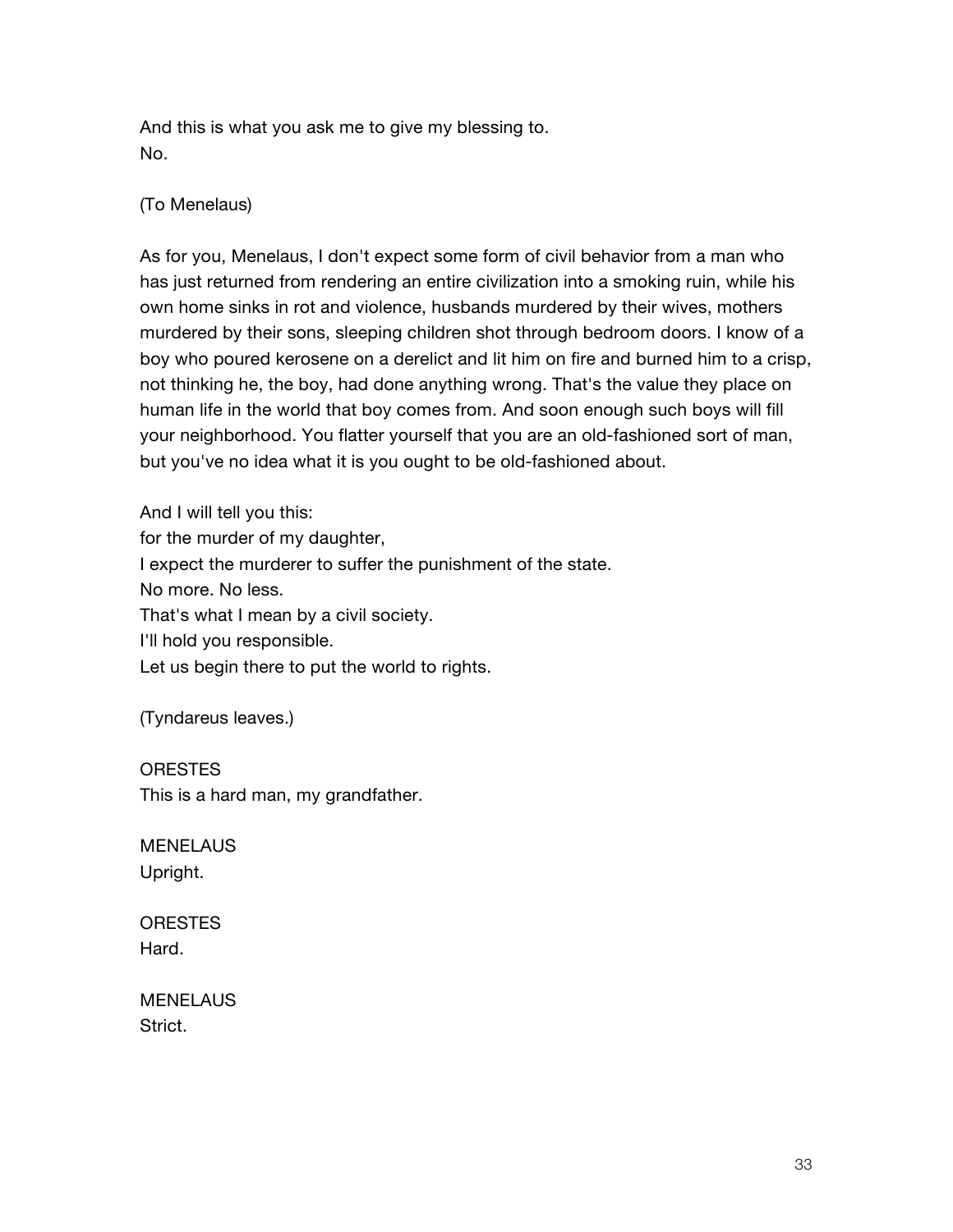And this is what you ask me to give my blessing to.
No.

(To Menelaus)

As for you, Menelaus, I don't expect some form of civil behavior from a man who has just returned from rendering an entire civilization into a smoking ruin, while his own home sinks in rot and violence, husbands murdered by their wives, mothers murdered by their sons, sleeping children shot through bedroom doors. I know of a boy who poured kerosene on a derelict and lit him on fire and burned him to a crisp, not thinking he, the boy, had done anything wrong. That's the value they place on human life in the world that boy comes from. And soon enough such boys will fill your neighborhood. You flatter yourself that you are an old-fashioned sort of man, but you've no idea what it is you ought to be old-fashioned about.

And I will tell you this:
for the murder of my daughter,
I expect the murderer to suffer the punishment of the state.
No more. No less.
That's what I mean by a civil society.
I'll hold you responsible.
Let us begin there to put the world to rights.

(Tyndareus leaves.)

ORESTES
This is a hard man, my grandfather.

MENELAUS
Upright.

ORESTES
Hard.

MENELAUS
Strict.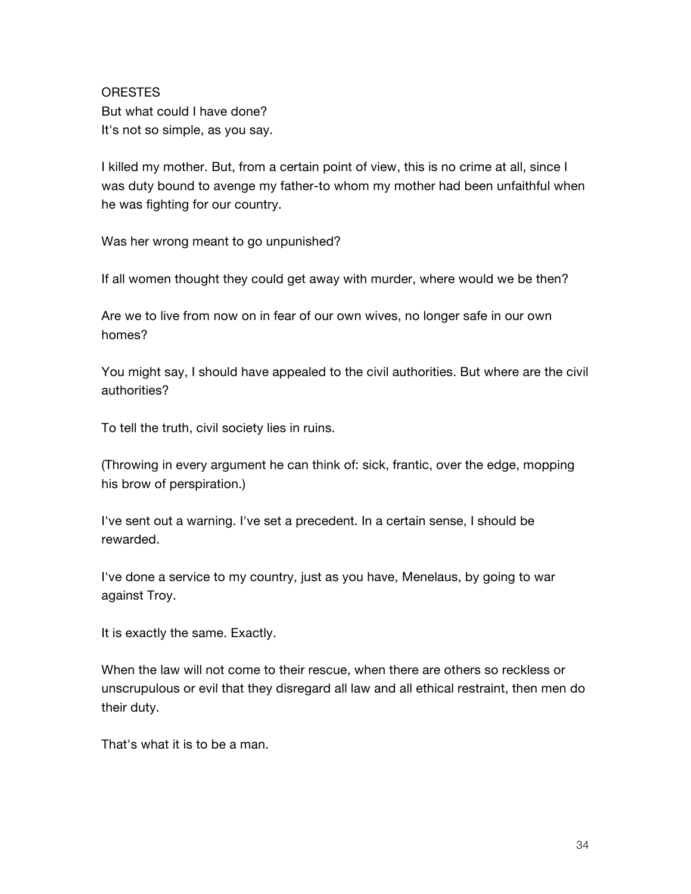ORESTES
But what could I have done?
It's not so simple, as you say.

I killed my mother. But, from a certain point of view, this is no crime at all, since I was duty bound to avenge my father-to whom my mother had been unfaithful when he was fighting for our country.

Was her wrong meant to go unpunished?

If all women thought they could get away with murder, where would we be then?

Are we to live from now on in fear of our own wives, no longer safe in our own homes?

You might say, I should have appealed to the civil authorities. But where are the civil authorities?

To tell the truth, civil society lies in ruins.

(Throwing in every argument he can think of: sick, frantic, over the edge, mopping his brow of perspiration.)

I've sent out a warning. I've set a precedent. In a certain sense, I should be rewarded.

I've done a service to my country, just as you have, Menelaus, by going to war against Troy.

It is exactly the same. Exactly.

When the law will not come to their rescue, when there are others so reckless or unscrupulous or evil that they disregard all law and all ethical restraint, then men do their duty.

That's what it is to be a man.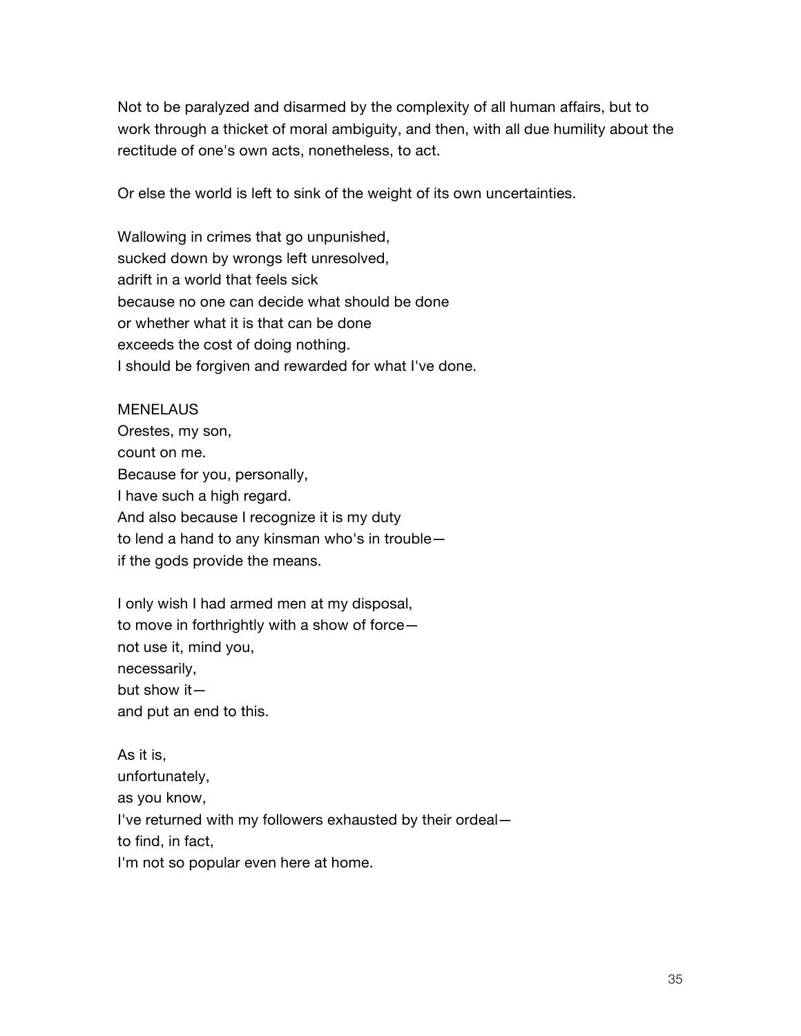Not to be paralyzed and disarmed by the complexity of all human affairs, but to work through a thicket of moral ambiguity, and then, with all due humility about the rectitude of one's own acts, nonetheless, to act.

Or else the world is left to sink of the weight of its own uncertainties.

Wallowing in crimes that go unpunished,  
sucked down by wrongs left unresolved,  
adrift in a world that feels sick  
because no one can decide what should be done  
or whether what it is that can be done  
exceeds the cost of doing nothing.  
I should be forgiven and rewarded for what I've done.

MENELAUS  
Orestes, my son,  
count on me.  
Because for you, personally,  
I have such a high regard.  
And also because I recognize it is my duty  
to lend a hand to any kinsman who's in trouble—  
if the gods provide the means.

I only wish I had armed men at my disposal,  
to move in forthrightly with a show of force—  
not use it, mind you,  
necessarily,  
but show it—  
and put an end to this.

As it is,  
unfortunately,  
as you know,  
I've returned with my followers exhausted by their ordeal—  
to find, in fact,  
I'm not so popular even here at home.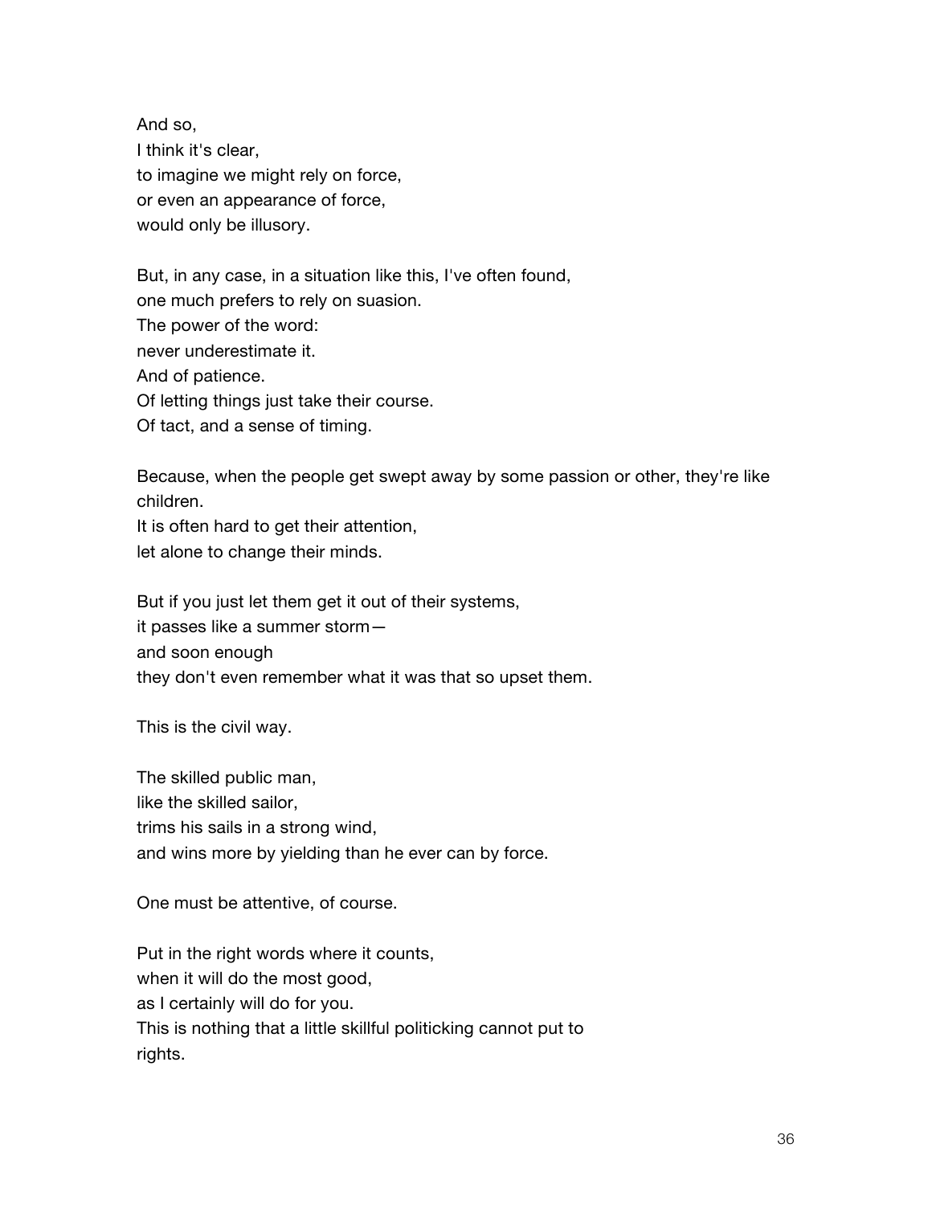And so,
I think it's clear,
to imagine we might rely on force,
or even an appearance of force,
would only be illusory.

But, in any case, in a situation like this, I've often found,
one much prefers to rely on suasion.
The power of the word:
never underestimate it.
And of patience.
Of letting things just take their course.
Of tact, and a sense of timing.

Because, when the people get swept away by some passion or other, they're like children.
It is often hard to get their attention,
let alone to change their minds.

But if you just let them get it out of their systems,
it passes like a summer storm—
and soon enough
they don't even remember what it was that so upset them.

This is the civil way.

The skilled public man,
like the skilled sailor,
trims his sails in a strong wind,
and wins more by yielding than he ever can by force.

One must be attentive, of course.

Put in the right words where it counts,
when it will do the most good,
as I certainly will do for you.
This is nothing that a little skillful politicking cannot put to rights.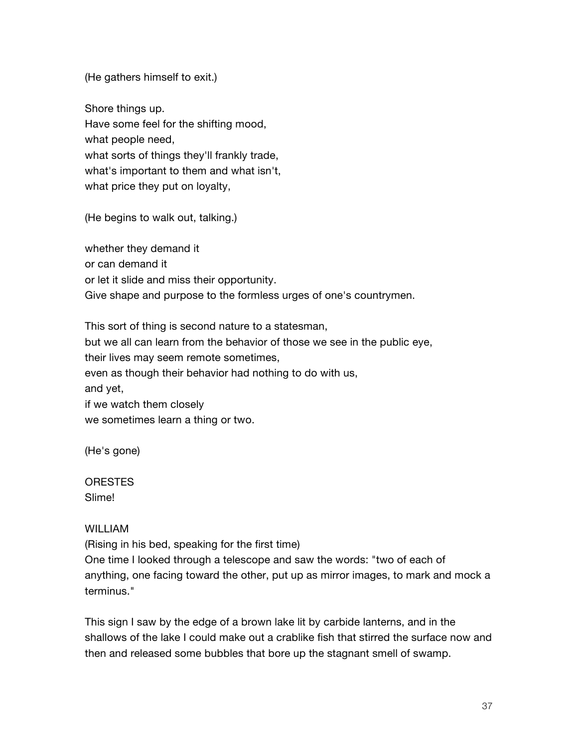(He gathers himself to exit.)

Shore things up.  
Have some feel for the shifting mood,  
what people need,  
what sorts of things they'll frankly trade,  
what's important to them and what isn't,  
what price they put on loyalty,

(He begins to walk out, talking.)

whether they demand it  
or can demand it  
or let it slide and miss their opportunity.  
Give shape and purpose to the formless urges of one's countrymen.

This sort of thing is second nature to a statesman,  
but we all can learn from the behavior of those we see in the public eye,  
their lives may seem remote sometimes,  
even as though their behavior had nothing to do with us,  
and yet,  
if we watch them closely  
we sometimes learn a thing or two.

(He's gone)

ORESTES  
Slime!

WILLIAM  
(Rising in his bed, speaking for the first time)  
One time I looked through a telescope and saw the words: "two of each of anything, one facing toward the other, put up as mirror images, to mark and mock a terminus."

This sign I saw by the edge of a brown lake lit by carbide lanterns, and in the shallows of the lake I could make out a crablike fish that stirred the surface now and then and released some bubbles that bore up the stagnant smell of swamp.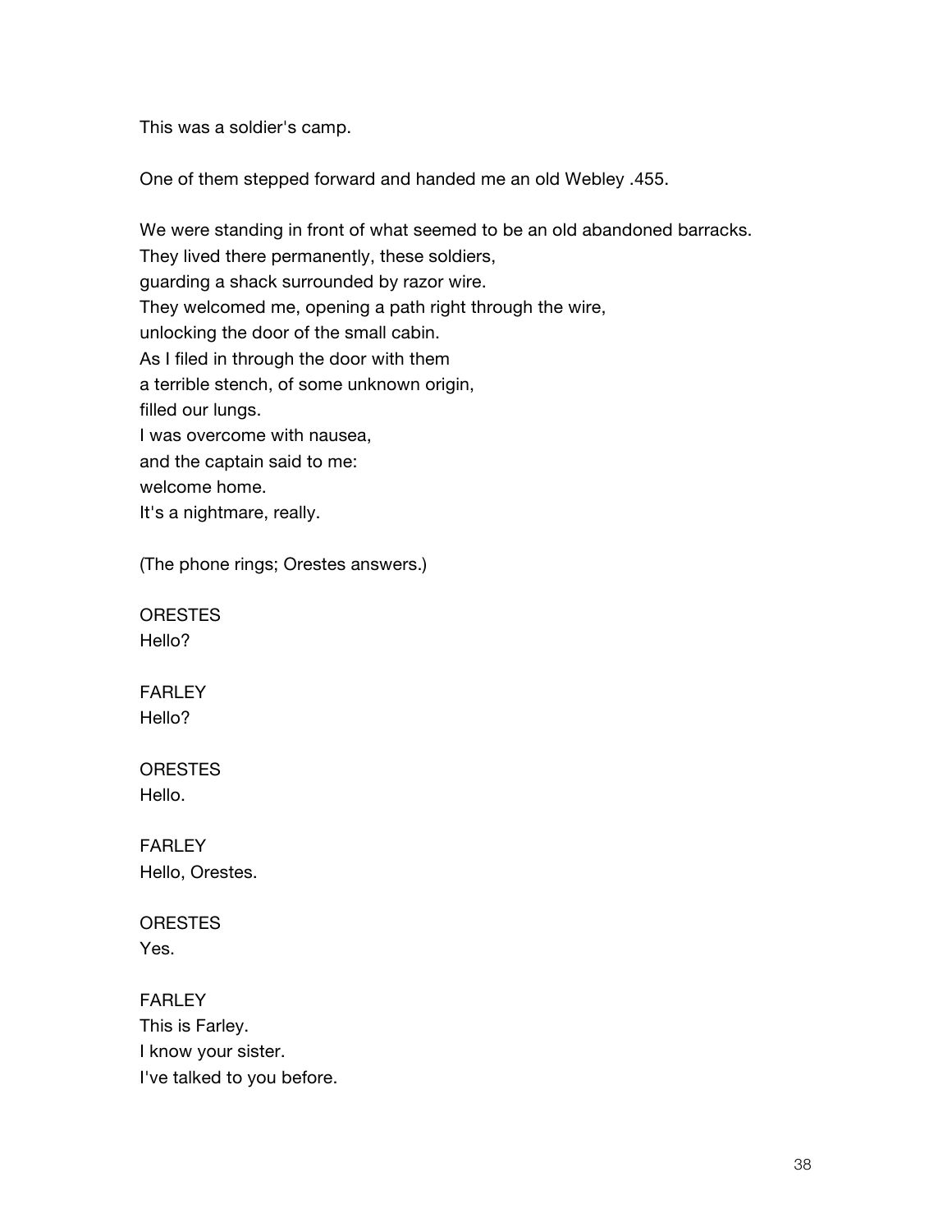This was a soldier's camp.

One of them stepped forward and handed me an old Webley .455.

We were standing in front of what seemed to be an old abandoned barracks.
They lived there permanently, these soldiers,
guarding a shack surrounded by razor wire.
They welcomed me, opening a path right through the wire,
unlocking the door of the small cabin.
As I filed in through the door with them
a terrible stench, of some unknown origin,
filled our lungs.
I was overcome with nausea,
and the captain said to me:
welcome home.
It's a nightmare, really.

(The phone rings; Orestes answers.)

ORESTES
Hello?

FARLEY
Hello?

ORESTES
Hello.

FARLEY
Hello, Orestes.

ORESTES
Yes.

FARLEY
This is Farley.
I know your sister.
I've talked to you before.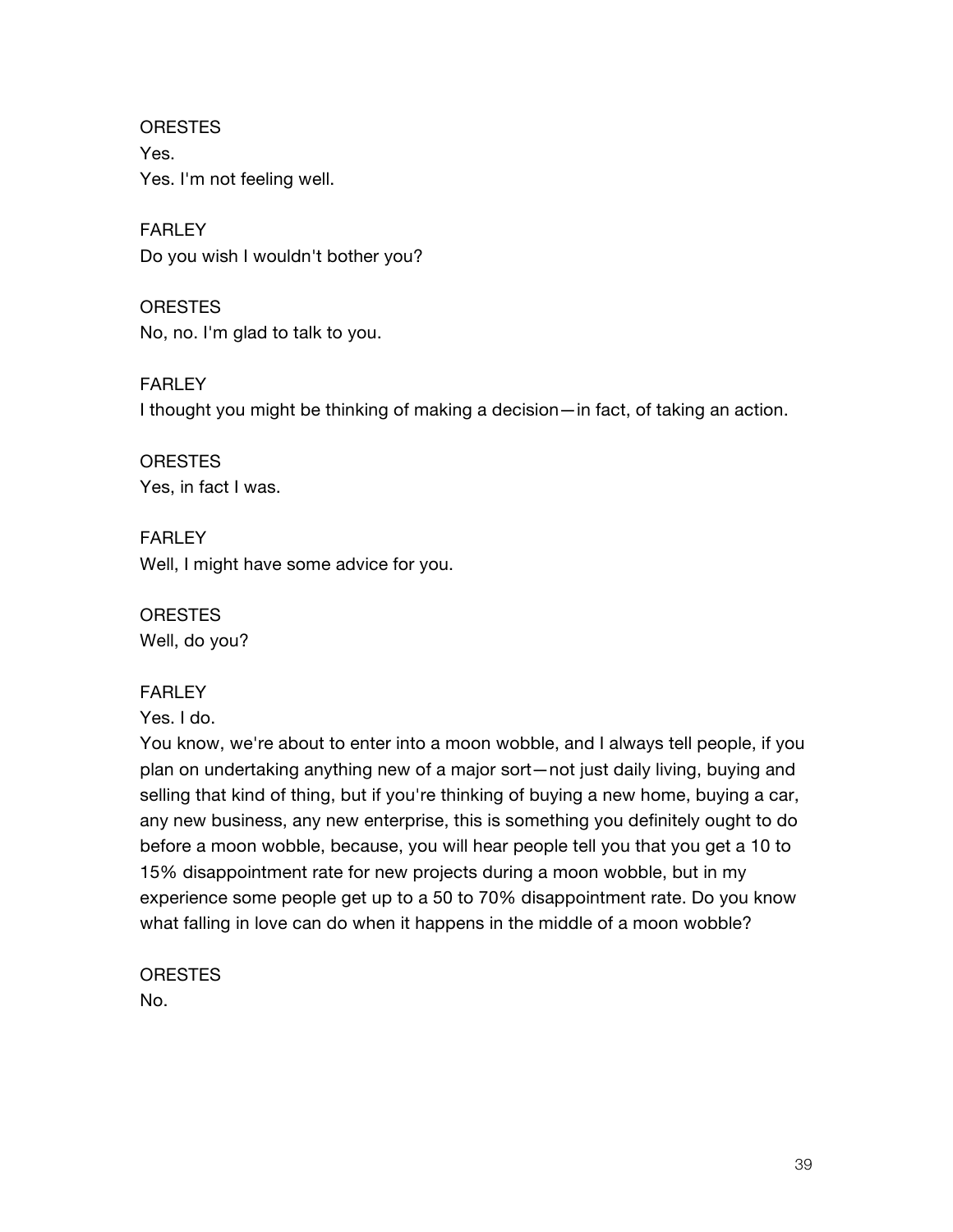ORESTES
Yes.
Yes. I'm not feeling well.

FARLEY
Do you wish I wouldn't bother you?

ORESTES
No, no. I'm glad to talk to you.

FARLEY
I thought you might be thinking of making a decision—in fact, of taking an action.

ORESTES
Yes, in fact I was.

FARLEY
Well, I might have some advice for you.

ORESTES
Well, do you?

FARLEY
Yes. I do.
You know, we're about to enter into a moon wobble, and I always tell people, if you plan on undertaking anything new of a major sort—not just daily living, buying and selling that kind of thing, but if you're thinking of buying a new home, buying a car, any new business, any new enterprise, this is something you definitely ought to do before a moon wobble, because, you will hear people tell you that you get a 10 to 15% disappointment rate for new projects during a moon wobble, but in my experience some people get up to a 50 to 70% disappointment rate. Do you know what falling in love can do when it happens in the middle of a moon wobble?

ORESTES
No.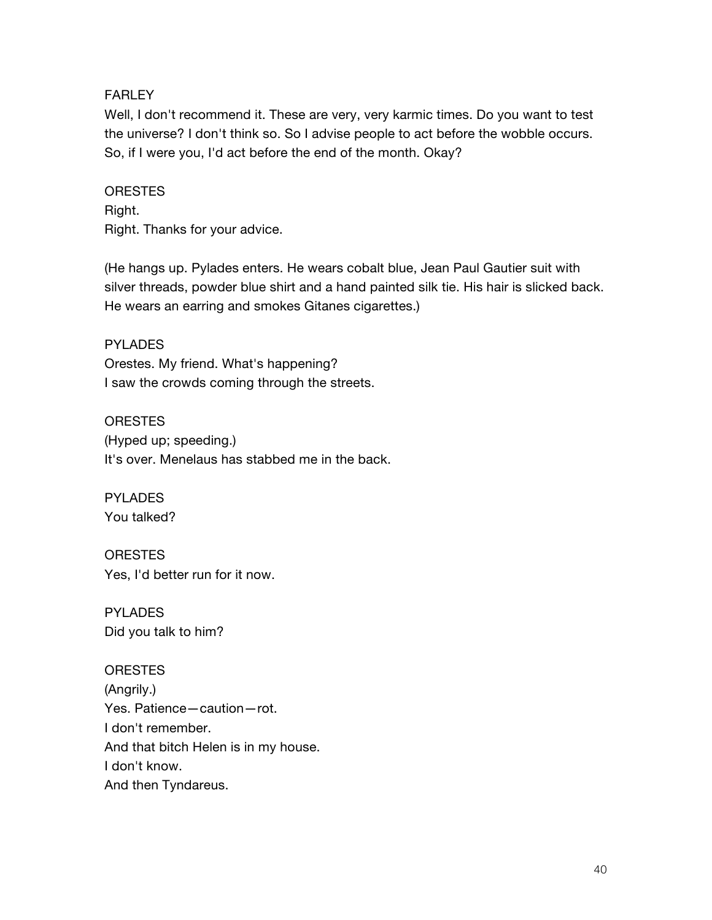FARLEY
Well, I don't recommend it. These are very, very karmic times. Do you want to test the universe? I don't think so. So I advise people to act before the wobble occurs. So, if I were you, I'd act before the end of the month. Okay?

ORESTES
Right.
Right. Thanks for your advice.

(He hangs up. Pylades enters. He wears cobalt blue, Jean Paul Gautier suit with silver threads, powder blue shirt and a hand painted silk tie. His hair is slicked back. He wears an earring and smokes Gitanes cigarettes.)

PYLADES
Orestes. My friend. What's happening?
I saw the crowds coming through the streets.

ORESTES
(Hyped up; speeding.)
It's over. Menelaus has stabbed me in the back.

PYLADES
You talked?

ORESTES
Yes, I'd better run for it now.

PYLADES
Did you talk to him?

ORESTES
(Angrily.)
Yes. Patience—caution—rot.
I don't remember.
And that bitch Helen is in my house.
I don't know.
And then Tyndareus.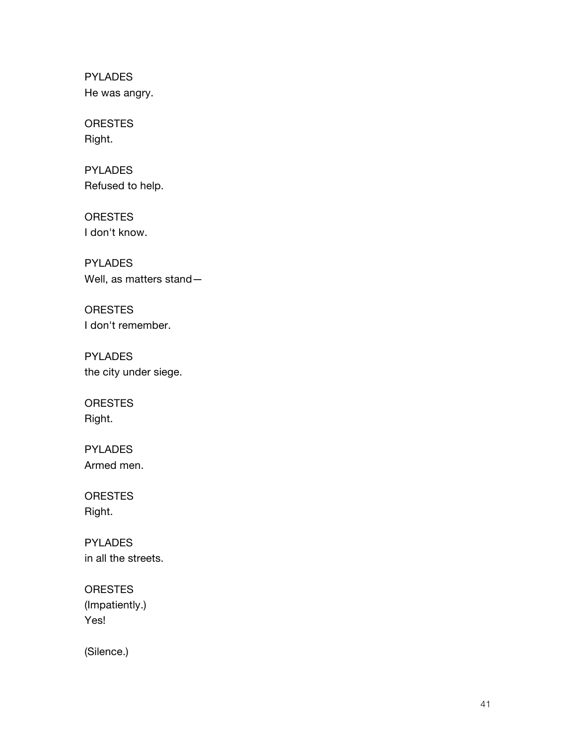PYLADES
He was angry.

ORESTES
Right.

PYLADES
Refused to help.

ORESTES
I don't know.

PYLADES
Well, as matters stand—

ORESTES
I don't remember.

PYLADES
the city under siege.

ORESTES
Right.

PYLADES
Armed men.

ORESTES
Right.

PYLADES
in all the streets.

ORESTES
(Impatiently.)
Yes!

(Silence.)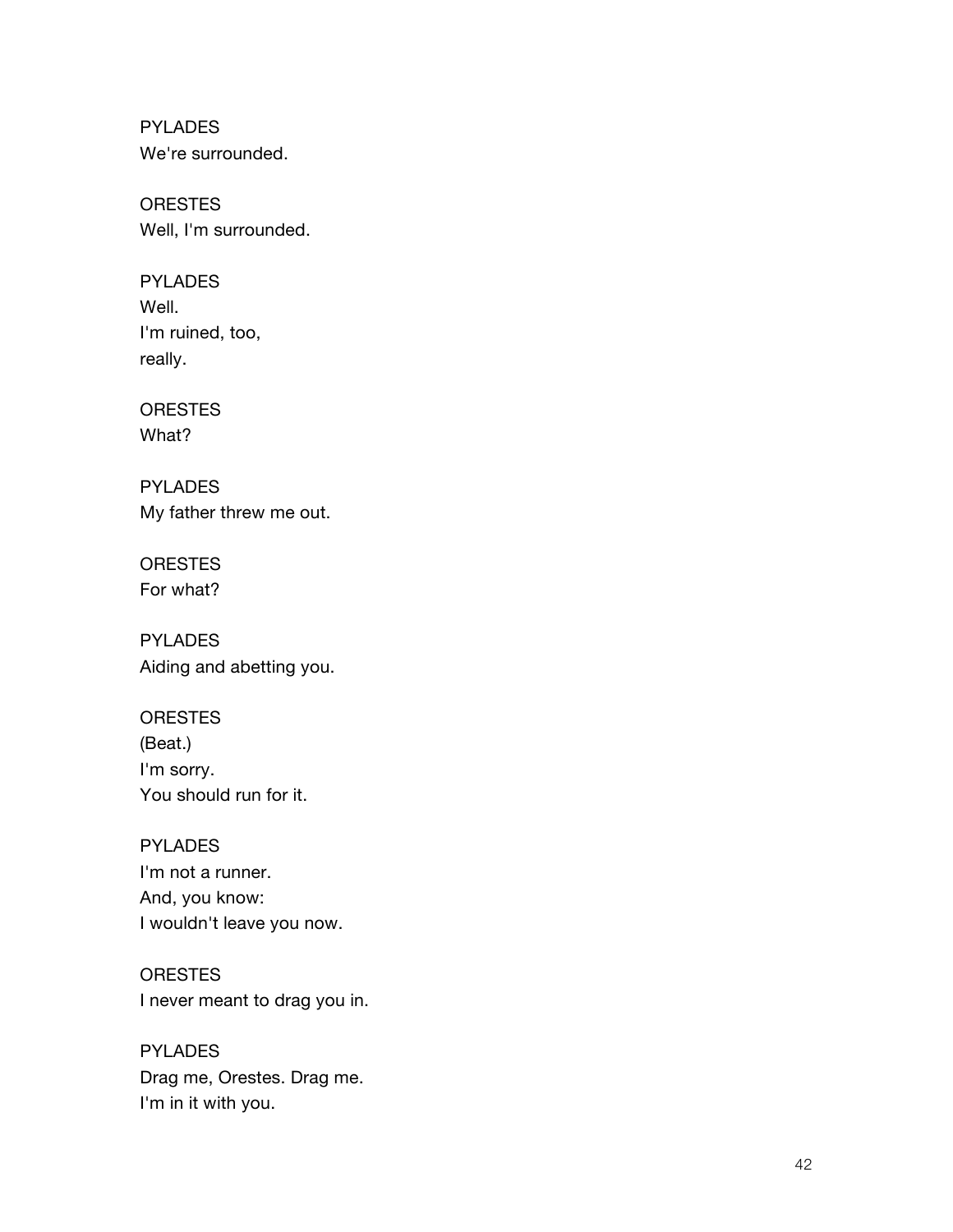PYLADES
We're surrounded.

ORESTES
Well, I'm surrounded.

PYLADES
Well.
I'm ruined, too,
really.

ORESTES
What?

PYLADES
My father threw me out.

ORESTES
For what?

PYLADES
Aiding and abetting you.

ORESTES
(Beat.)
I'm sorry.
You should run for it.

PYLADES
I'm not a runner.
And, you know:
I wouldn't leave you now.

ORESTES
I never meant to drag you in.

PYLADES
Drag me, Orestes. Drag me.
I'm in it with you.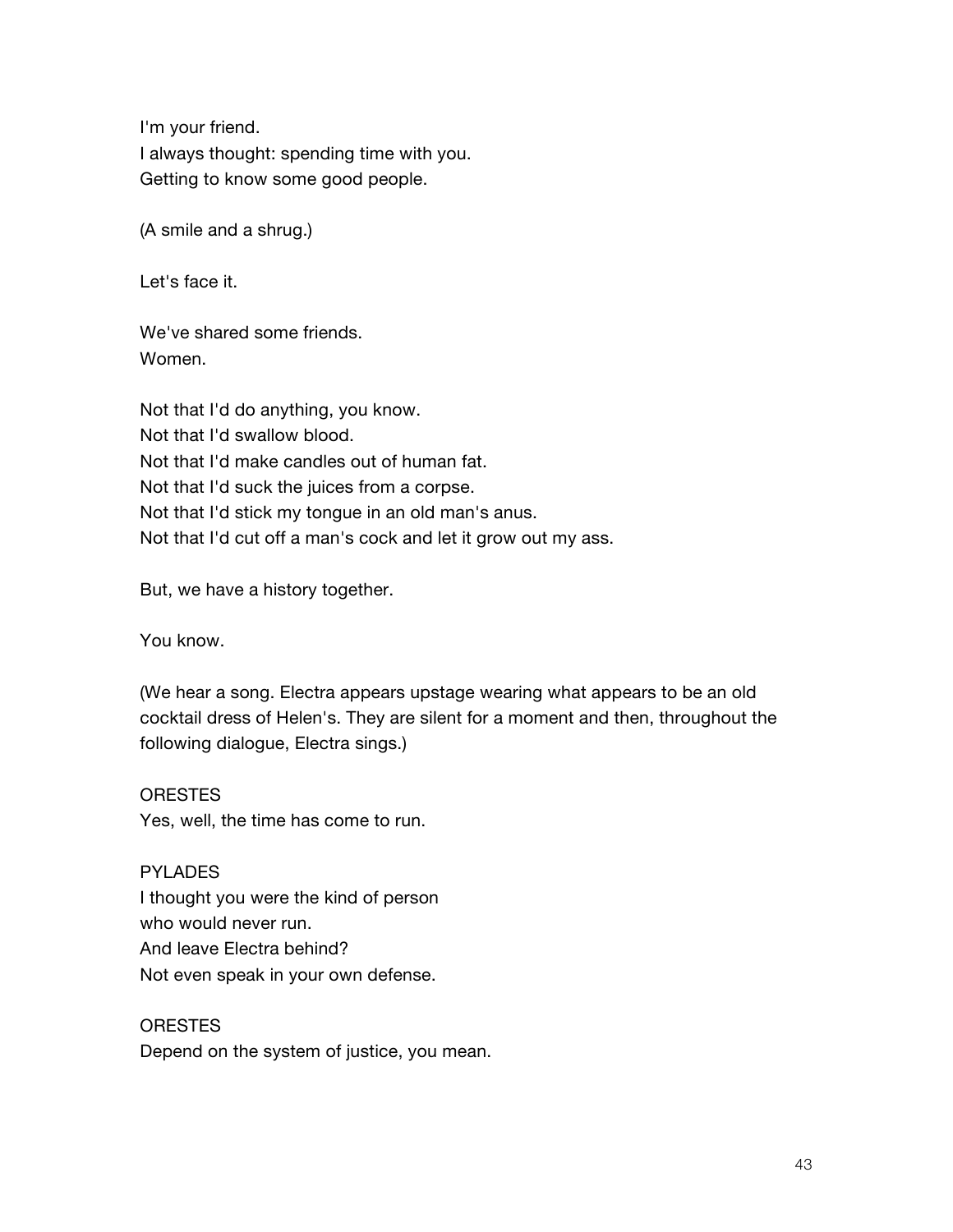I'm your friend.
I always thought: spending time with you.
Getting to know some good people.

(A smile and a shrug.)

Let's face it.

We've shared some friends.
Women.

Not that I'd do anything, you know.
Not that I'd swallow blood.
Not that I'd make candles out of human fat.
Not that I'd suck the juices from a corpse.
Not that I'd stick my tongue in an old man's anus.
Not that I'd cut off a man's cock and let it grow out my ass.

But, we have a history together.

You know.

(We hear a song. Electra appears upstage wearing what appears to be an old cocktail dress of Helen's. They are silent for a moment and then, throughout the following dialogue, Electra sings.)

ORESTES
Yes, well, the time has come to run.

PYLADES
I thought you were the kind of person
who would never run.
And leave Electra behind?
Not even speak in your own defense.

ORESTES
Depend on the system of justice, you mean.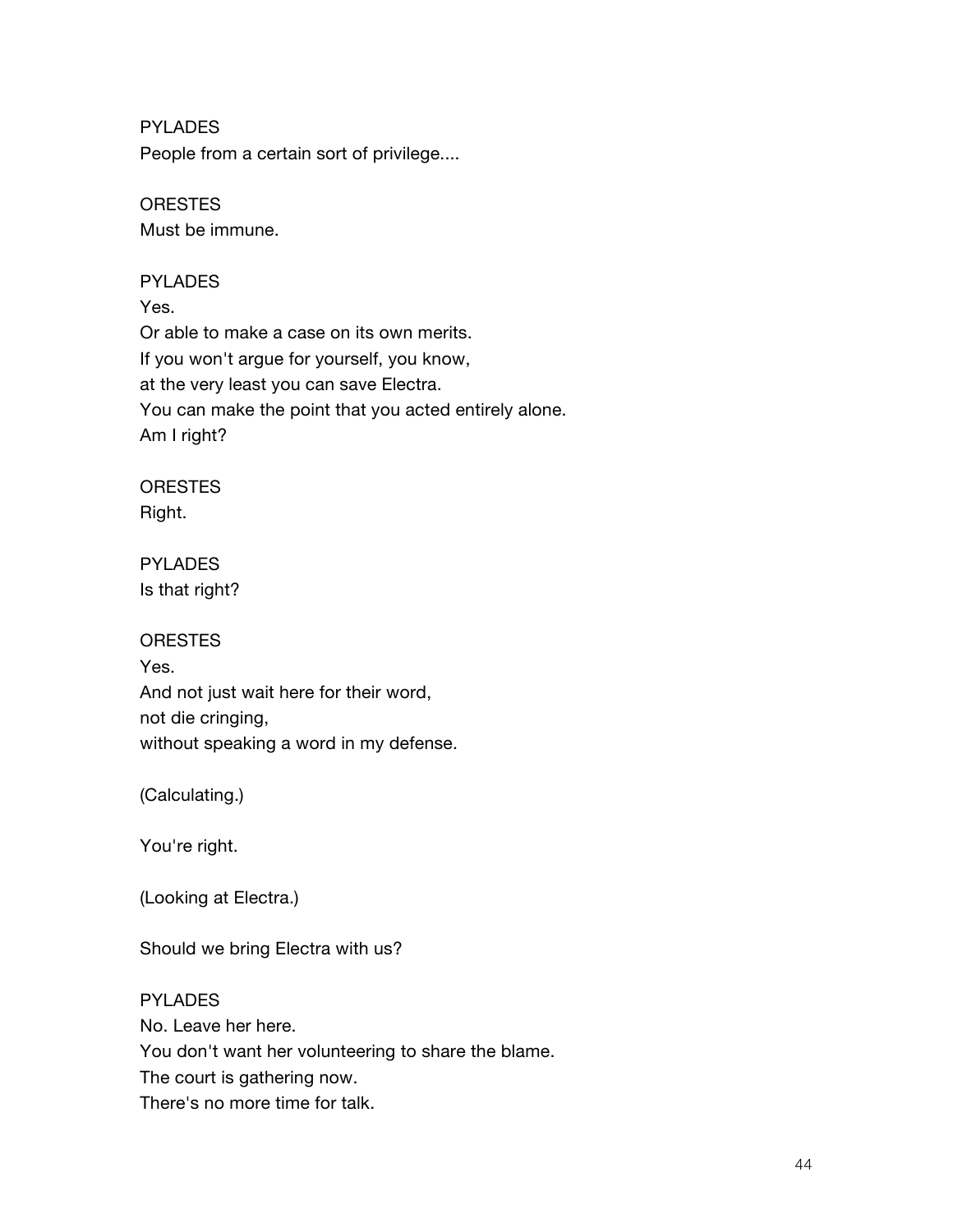PYLADES
People from a certain sort of privilege....

ORESTES
Must be immune.

PYLADES
Yes.
Or able to make a case on its own merits.
If you won't argue for yourself, you know,
at the very least you can save Electra.
You can make the point that you acted entirely alone.
Am I right?

ORESTES
Right.

PYLADES
Is that right?

ORESTES
Yes.
And not just wait here for their word,
not die cringing,
without speaking a word in my defense.

(Calculating.)

You're right.

(Looking at Electra.)

Should we bring Electra with us?

PYLADES
No. Leave her here.
You don't want her volunteering to share the blame.
The court is gathering now.
There's no more time for talk.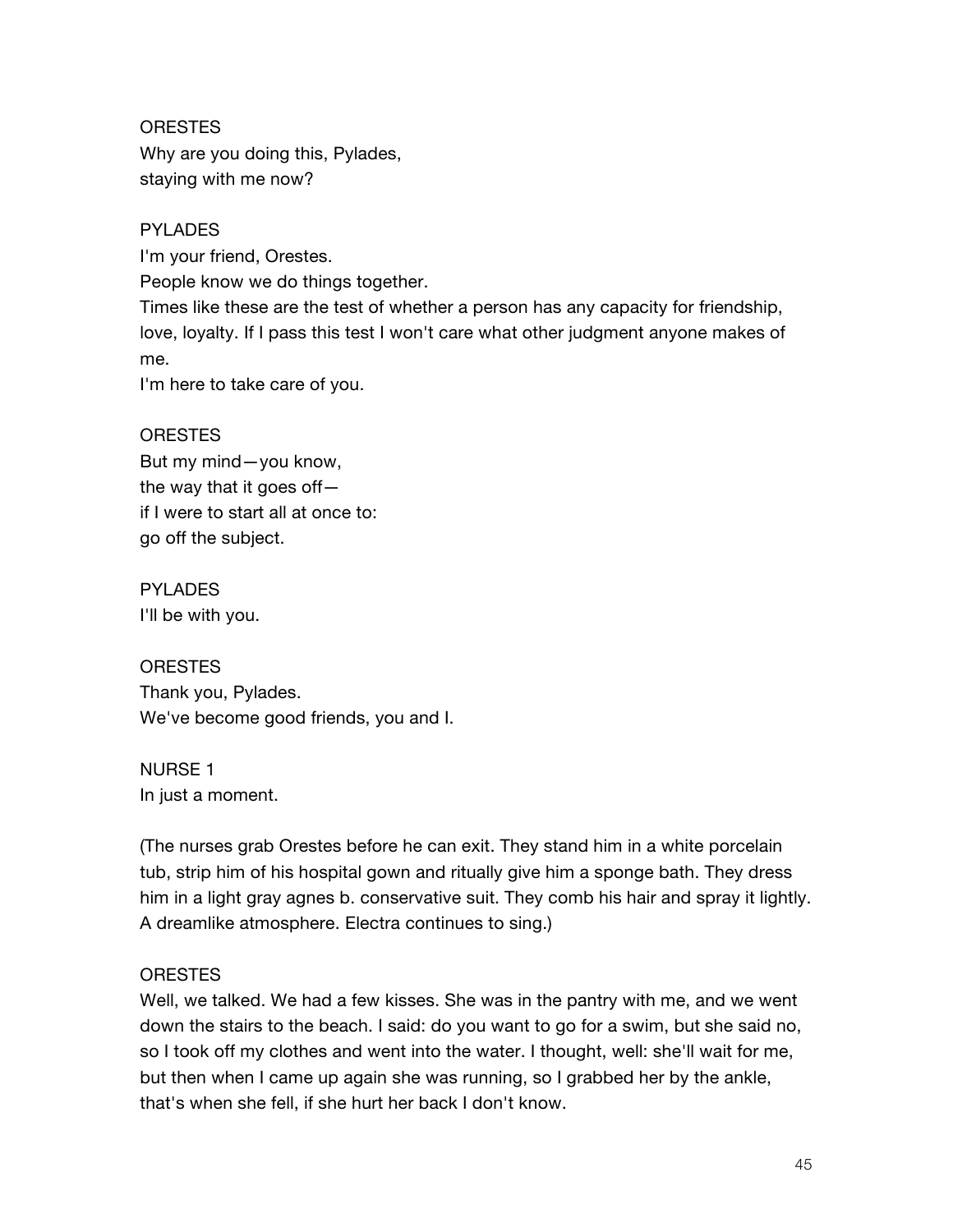ORESTES
Why are you doing this, Pylades,
staying with me now?

PYLADES
I'm your friend, Orestes.
People know we do things together.
Times like these are the test of whether a person has any capacity for friendship, love, loyalty. If I pass this test I won't care what other judgment anyone makes of me.
I'm here to take care of you.

ORESTES
But my mind—you know,
the way that it goes off—
if I were to start all at once to:
go off the subject.

PYLADES
I'll be with you.

ORESTES
Thank you, Pylades.
We've become good friends, you and I.

NURSE 1
In just a moment.

(The nurses grab Orestes before he can exit. They stand him in a white porcelain tub, strip him of his hospital gown and ritually give him a sponge bath. They dress him in a light gray agnes b. conservative suit. They comb his hair and spray it lightly. A dreamlike atmosphere. Electra continues to sing.)

ORESTES
Well, we talked. We had a few kisses. She was in the pantry with me, and we went down the stairs to the beach. I said: do you want to go for a swim, but she said no, so I took off my clothes and went into the water. I thought, well: she'll wait for me, but then when I came up again she was running, so I grabbed her by the ankle, that's when she fell, if she hurt her back I don't know.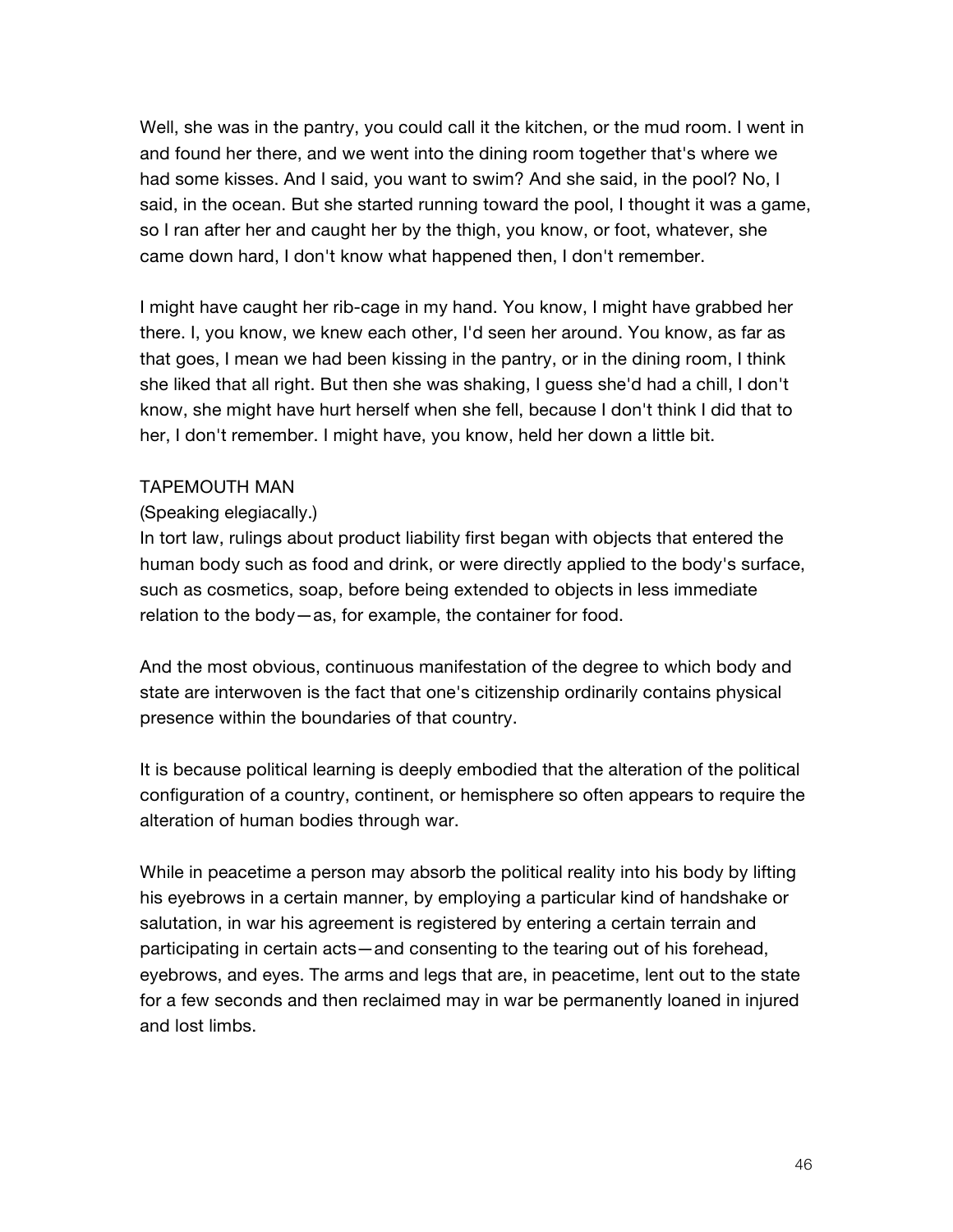Well, she was in the pantry, you could call it the kitchen, or the mud room. I went in and found her there, and we went into the dining room together that's where we had some kisses. And I said, you want to swim? And she said, in the pool? No, I said, in the ocean. But she started running toward the pool, I thought it was a game, so I ran after her and caught her by the thigh, you know, or foot, whatever, she came down hard, I don't know what happened then, I don't remember.

I might have caught her rib-cage in my hand. You know, I might have grabbed her there. I, you know, we knew each other, I'd seen her around. You know, as far as that goes, I mean we had been kissing in the pantry, or in the dining room, I think she liked that all right. But then she was shaking, I guess she'd had a chill, I don't know, she might have hurt herself when she fell, because I don't think I did that to her, I don't remember. I might have, you know, held her down a little bit.

TAPEMOUTH MAN
(Speaking elegiacally.)
In tort law, rulings about product liability first began with objects that entered the human body such as food and drink, or were directly applied to the body's surface, such as cosmetics, soap, before being extended to objects in less immediate relation to the body—as, for example, the container for food.

And the most obvious, continuous manifestation of the degree to which body and state are interwoven is the fact that one's citizenship ordinarily contains physical presence within the boundaries of that country.

It is because political learning is deeply embodied that the alteration of the political configuration of a country, continent, or hemisphere so often appears to require the alteration of human bodies through war.

While in peacetime a person may absorb the political reality into his body by lifting his eyebrows in a certain manner, by employing a particular kind of handshake or salutation, in war his agreement is registered by entering a certain terrain and participating in certain acts—and consenting to the tearing out of his forehead, eyebrows, and eyes. The arms and legs that are, in peacetime, lent out to the state for a few seconds and then reclaimed may in war be permanently loaned in injured and lost limbs.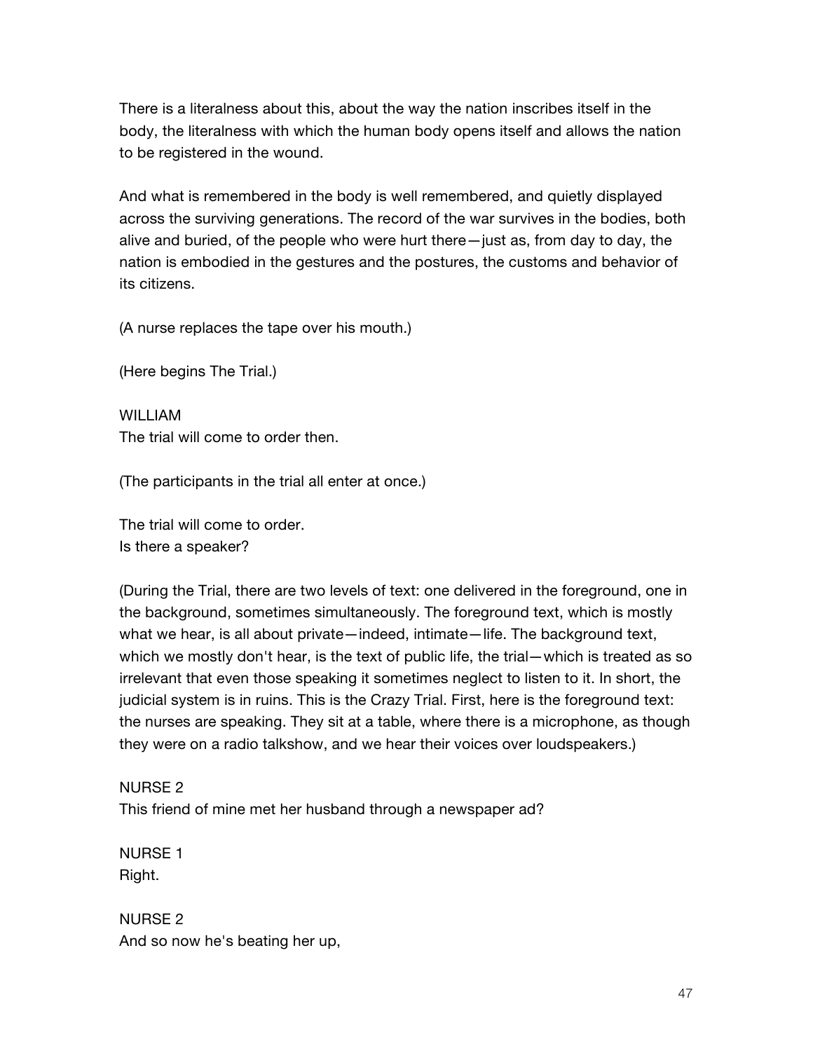There is a literalness about this, about the way the nation inscribes itself in the body, the literalness with which the human body opens itself and allows the nation to be registered in the wound.

And what is remembered in the body is well remembered, and quietly displayed across the surviving generations. The record of the war survives in the bodies, both alive and buried, of the people who were hurt there—just as, from day to day, the nation is embodied in the gestures and the postures, the customs and behavior of its citizens.

(A nurse replaces the tape over his mouth.)

(Here begins The Trial.)

WILLIAM
The trial will come to order then.

(The participants in the trial all enter at once.)

The trial will come to order.
Is there a speaker?

(During the Trial, there are two levels of text: one delivered in the foreground, one in the background, sometimes simultaneously. The foreground text, which is mostly what we hear, is all about private—indeed, intimate—life. The background text, which we mostly don't hear, is the text of public life, the trial—which is treated as so irrelevant that even those speaking it sometimes neglect to listen to it. In short, the judicial system is in ruins. This is the Crazy Trial. First, here is the foreground text: the nurses are speaking. They sit at a table, where there is a microphone, as though they were on a radio talkshow, and we hear their voices over loudspeakers.)

NURSE 2
This friend of mine met her husband through a newspaper ad?

NURSE 1
Right.

NURSE 2
And so now he's beating her up,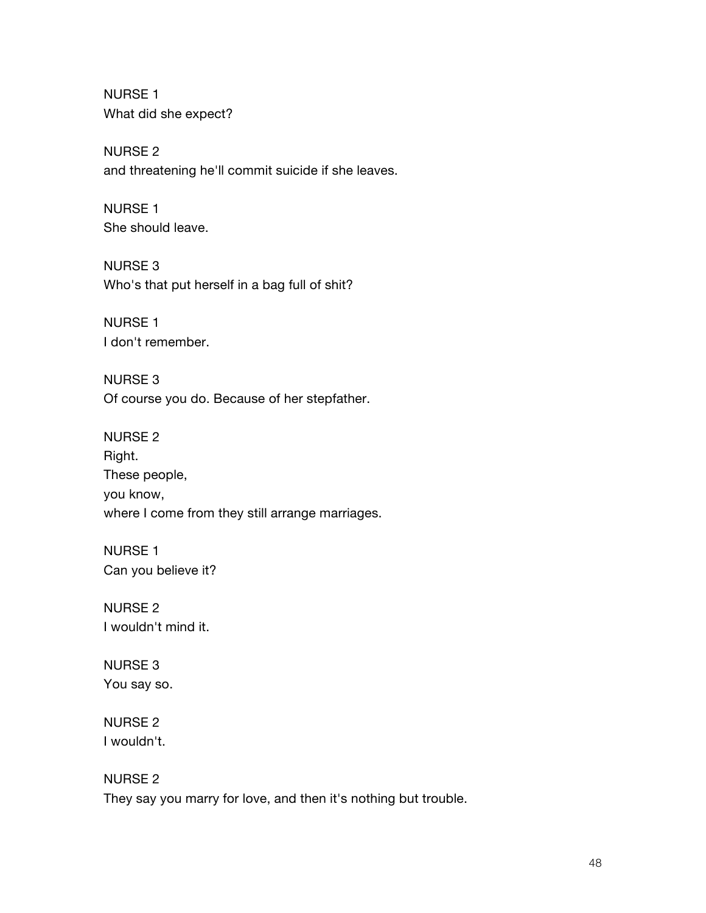NURSE 1
What did she expect?

NURSE 2
and threatening he'll commit suicide if she leaves.

NURSE 1
She should leave.

NURSE 3
Who's that put herself in a bag full of shit?

NURSE 1
I don't remember.

NURSE 3
Of course you do. Because of her stepfather.

NURSE 2
Right.
These people,
you know,
where I come from they still arrange marriages.

NURSE 1
Can you believe it?

NURSE 2
I wouldn't mind it.

NURSE 3
You say so.

NURSE 2
I wouldn't.

NURSE 2
They say you marry for love, and then it's nothing but trouble.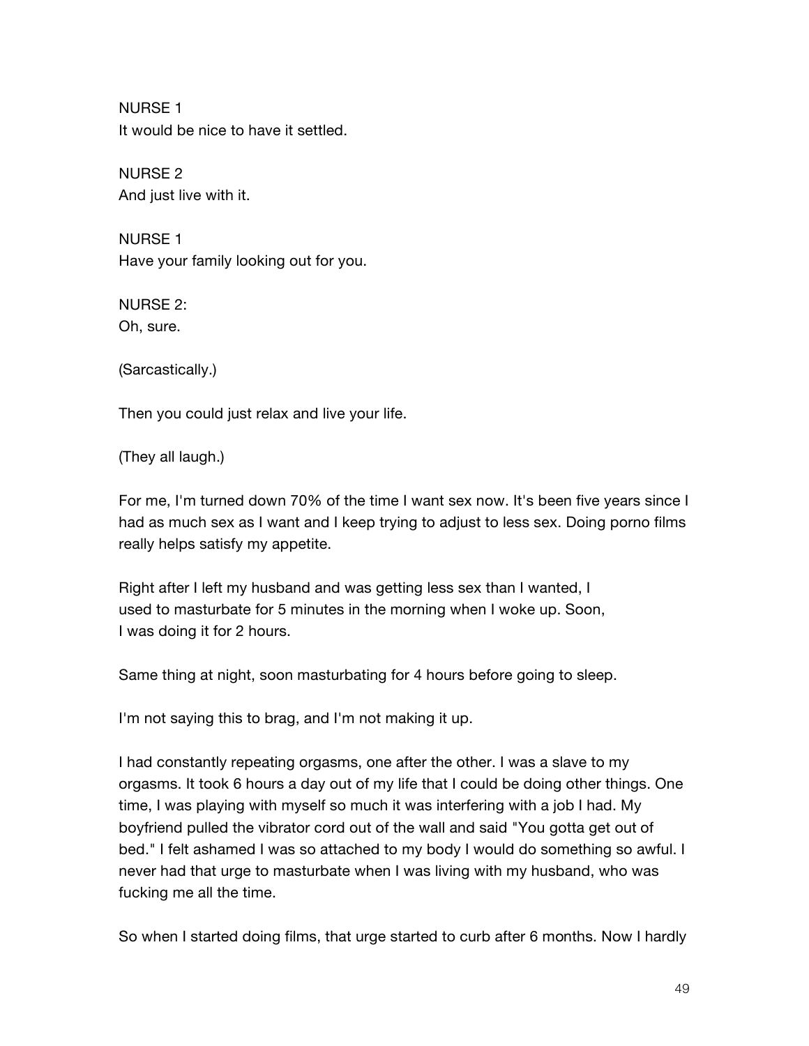NURSE 1
It would be nice to have it settled.

NURSE 2
And just live with it.

NURSE 1
Have your family looking out for you.

NURSE 2:
Oh, sure.

(Sarcastically.)

Then you could just relax and live your life.

(They all laugh.)

For me, I'm turned down 70% of the time I want sex now. It's been five years since I had as much sex as I want and I keep trying to adjust to less sex. Doing porno films really helps satisfy my appetite.

Right after I left my husband and was getting less sex than I wanted, I used to masturbate for 5 minutes in the morning when I woke up. Soon, I was doing it for 2 hours.

Same thing at night, soon masturbating for 4 hours before going to sleep.

I'm not saying this to brag, and I'm not making it up.

I had constantly repeating orgasms, one after the other. I was a slave to my orgasms. It took 6 hours a day out of my life that I could be doing other things. One time, I was playing with myself so much it was interfering with a job I had. My boyfriend pulled the vibrator cord out of the wall and said "You gotta get out of bed." I felt ashamed I was so attached to my body I would do something so awful. I never had that urge to masturbate when I was living with my husband, who was fucking me all the time.

So when I started doing films, that urge started to curb after 6 months. Now I hardly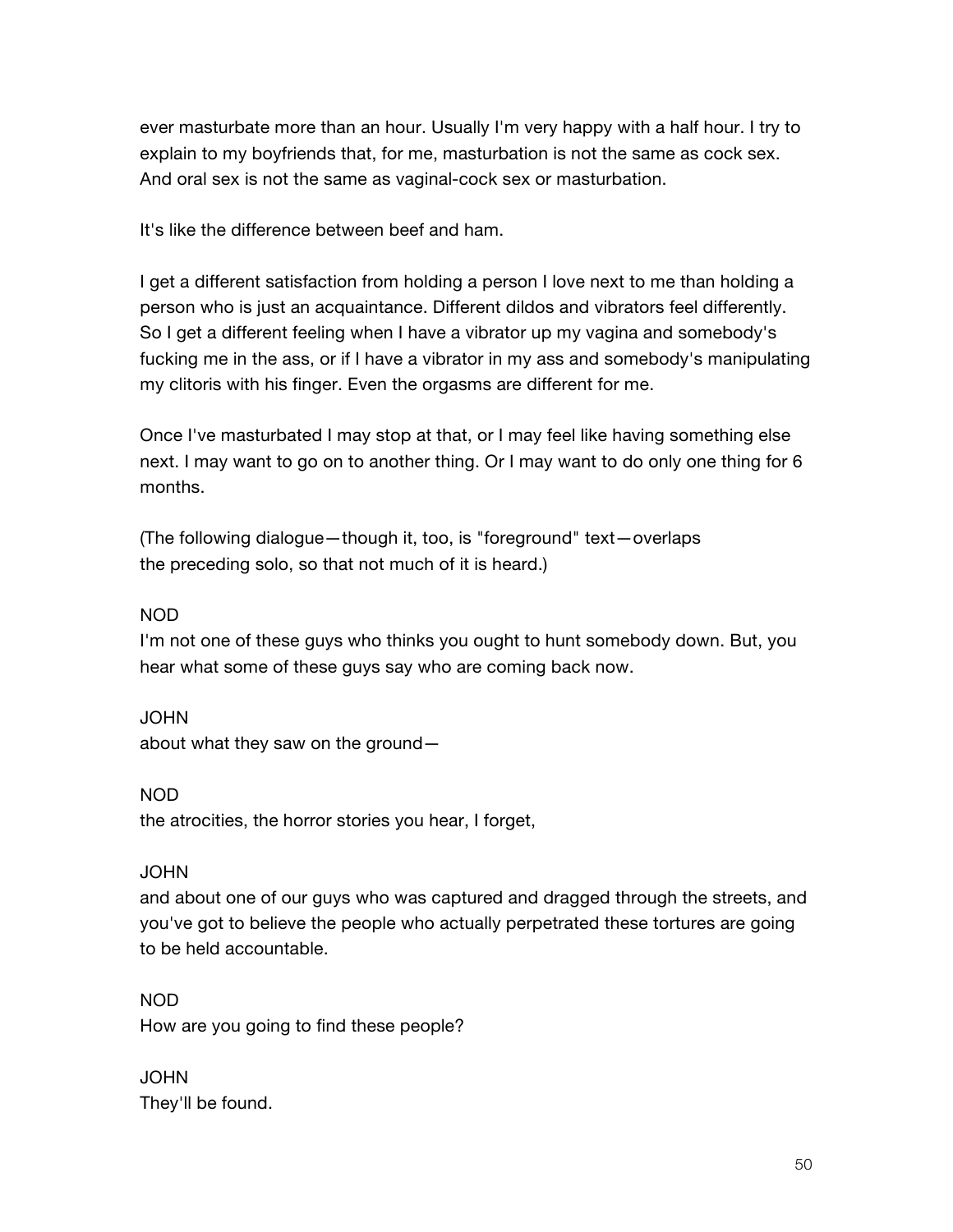ever masturbate more than an hour. Usually I'm very happy with a half hour. I try to explain to my boyfriends that, for me, masturbation is not the same as cock sex. And oral sex is not the same as vaginal-cock sex or masturbation.

It's like the difference between beef and ham.

I get a different satisfaction from holding a person I love next to me than holding a person who is just an acquaintance. Different dildos and vibrators feel differently. So I get a different feeling when I have a vibrator up my vagina and somebody's fucking me in the ass, or if I have a vibrator in my ass and somebody's manipulating my clitoris with his finger. Even the orgasms are different for me.

Once I've masturbated I may stop at that, or I may feel like having something else next. I may want to go on to another thing. Or I may want to do only one thing for 6 months.

(The following dialogue—though it, too, is "foreground" text—overlaps the preceding solo, so that not much of it is heard.)

NOD
I'm not one of these guys who thinks you ought to hunt somebody down. But, you hear what some of these guys say who are coming back now.

JOHN
about what they saw on the ground—

NOD
the atrocities, the horror stories you hear, I forget,

JOHN
and about one of our guys who was captured and dragged through the streets, and you've got to believe the people who actually perpetrated these tortures are going to be held accountable.

NOD
How are you going to find these people?

JOHN
They'll be found.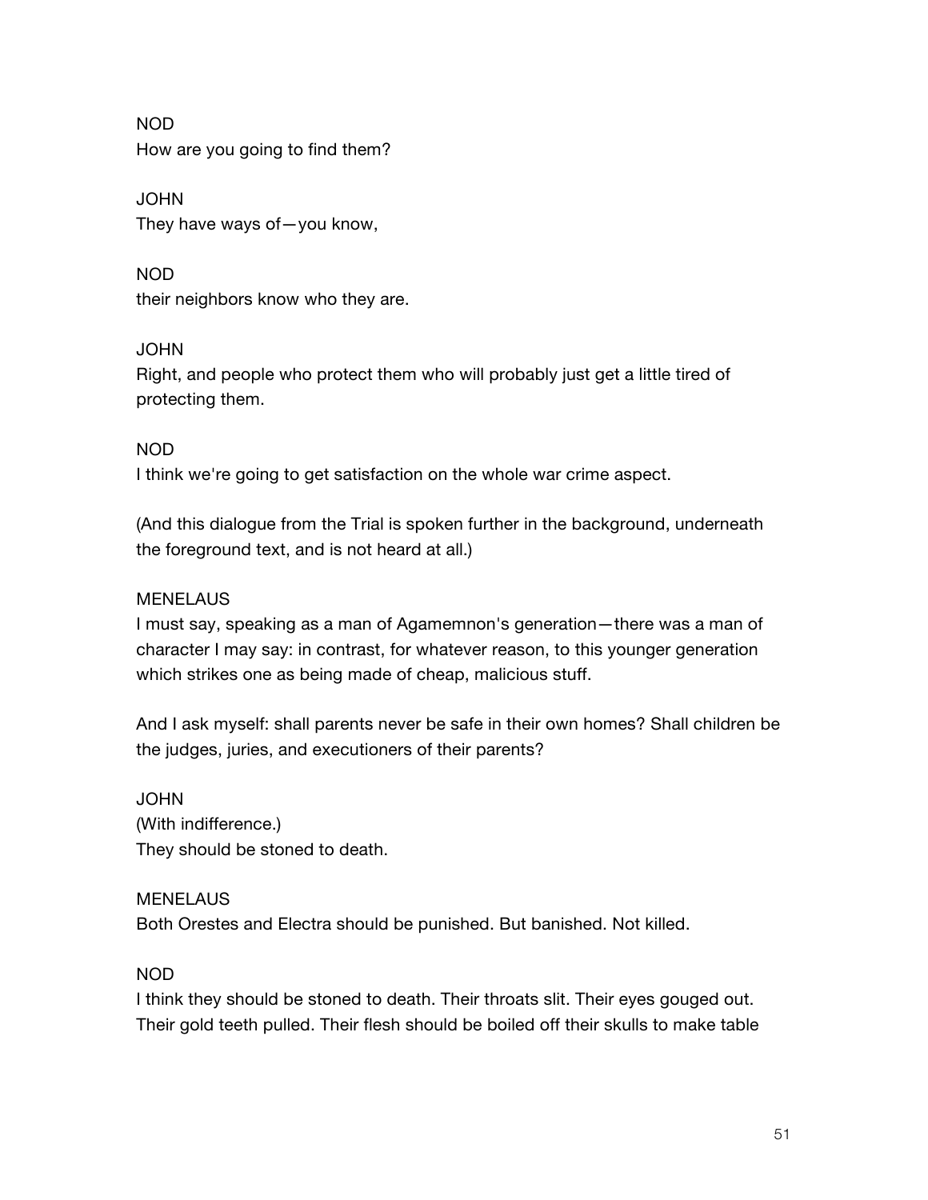NOD
How are you going to find them?

JOHN
They have ways of—you know,

NOD
their neighbors know who they are.

JOHN
Right, and people who protect them who will probably just get a little tired of protecting them.

NOD
I think we're going to get satisfaction on the whole war crime aspect.

(And this dialogue from the Trial is spoken further in the background, underneath the foreground text, and is not heard at all.)

MENELAUS
I must say, speaking as a man of Agamemnon's generation—there was a man of character I may say: in contrast, for whatever reason, to this younger generation which strikes one as being made of cheap, malicious stuff.

And I ask myself: shall parents never be safe in their own homes? Shall children be the judges, juries, and executioners of their parents?

JOHN
(With indifference.)
They should be stoned to death.

MENELAUS
Both Orestes and Electra should be punished. But banished. Not killed.

NOD
I think they should be stoned to death. Their throats slit. Their eyes gouged out. Their gold teeth pulled. Their flesh should be boiled off their skulls to make table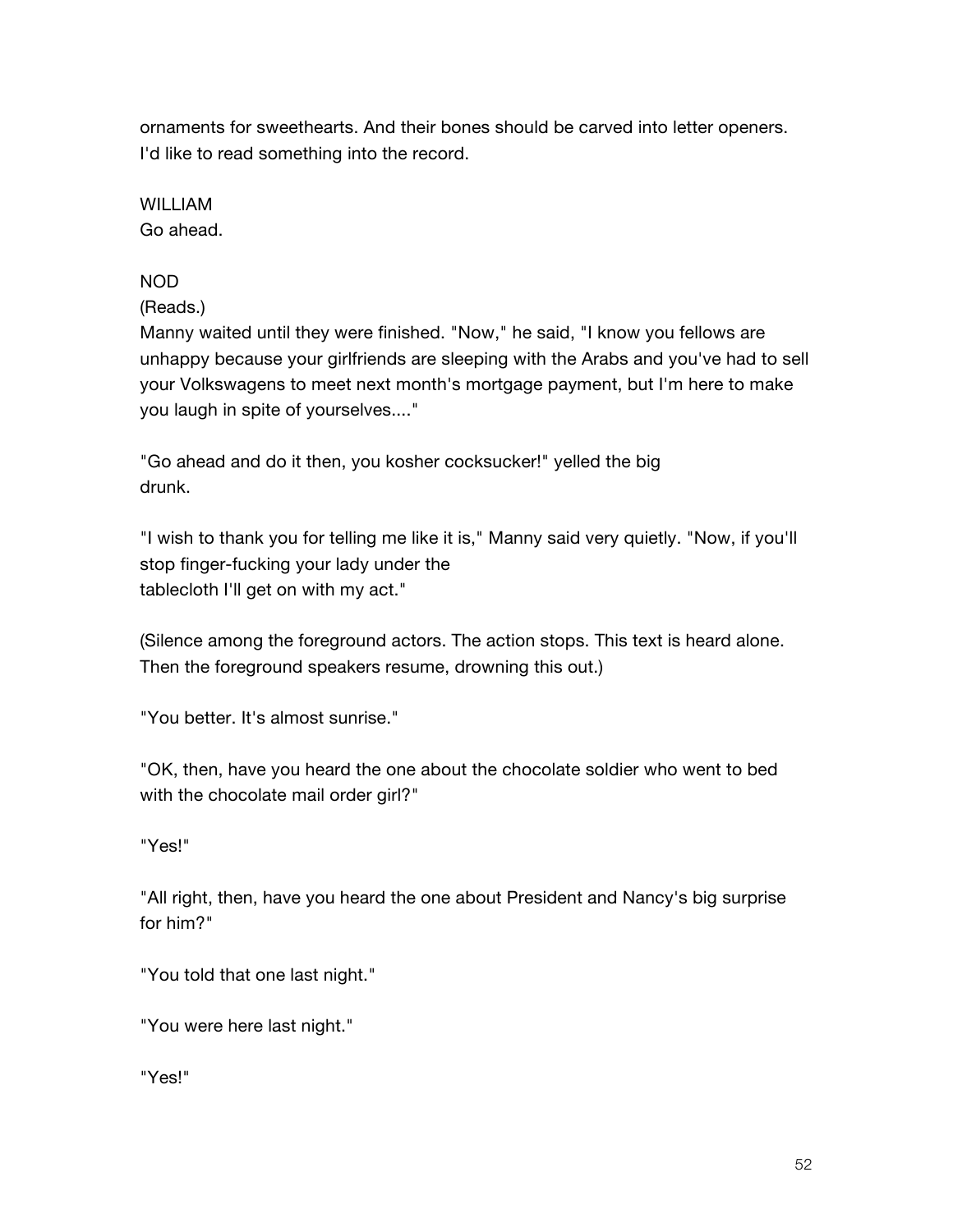ornaments for sweethearts. And their bones should be carved into letter openers. I'd like to read something into the record.

WILLIAM
Go ahead.

NOD
(Reads.)
Manny waited until they were finished. "Now," he said, "I know you fellows are unhappy because your girlfriends are sleeping with the Arabs and you've had to sell your Volkswagens to meet next month's mortgage payment, but I'm here to make you laugh in spite of yourselves...."

"Go ahead and do it then, you kosher cocksucker!" yelled the big drunk.

"I wish to thank you for telling me like it is," Manny said very quietly. "Now, if you'll stop finger-fucking your lady under the tablecloth I'll get on with my act."

(Silence among the foreground actors. The action stops. This text is heard alone. Then the foreground speakers resume, drowning this out.)

"You better. It's almost sunrise."

"OK, then, have you heard the one about the chocolate soldier who went to bed with the chocolate mail order girl?"

"Yes!"

"All right, then, have you heard the one about President and Nancy's big surprise for him?"

"You told that one last night."

"You were here last night."

"Yes!"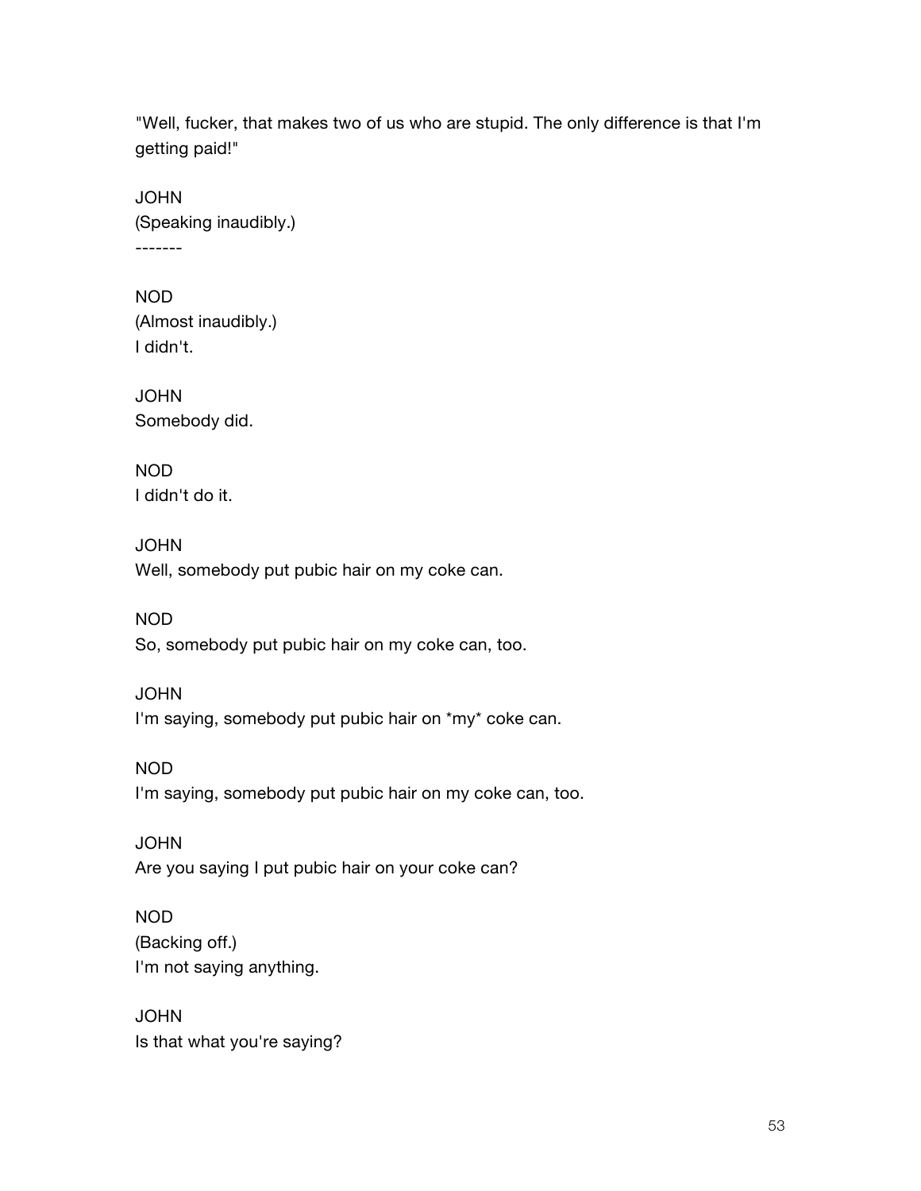"Well, fucker, that makes two of us who are stupid. The only difference is that I'm getting paid!"

JOHN
(Speaking inaudibly.)
-------

NOD
(Almost inaudibly.)
I didn't.

JOHN
Somebody did.

NOD
I didn't do it.

JOHN
Well, somebody put pubic hair on my coke can.

NOD
So, somebody put pubic hair on my coke can, too.

JOHN
I'm saying, somebody put pubic hair on *my* coke can.

NOD
I'm saying, somebody put pubic hair on my coke can, too.

JOHN
Are you saying I put pubic hair on your coke can?

NOD
(Backing off.)
I'm not saying anything.

JOHN
Is that what you're saying?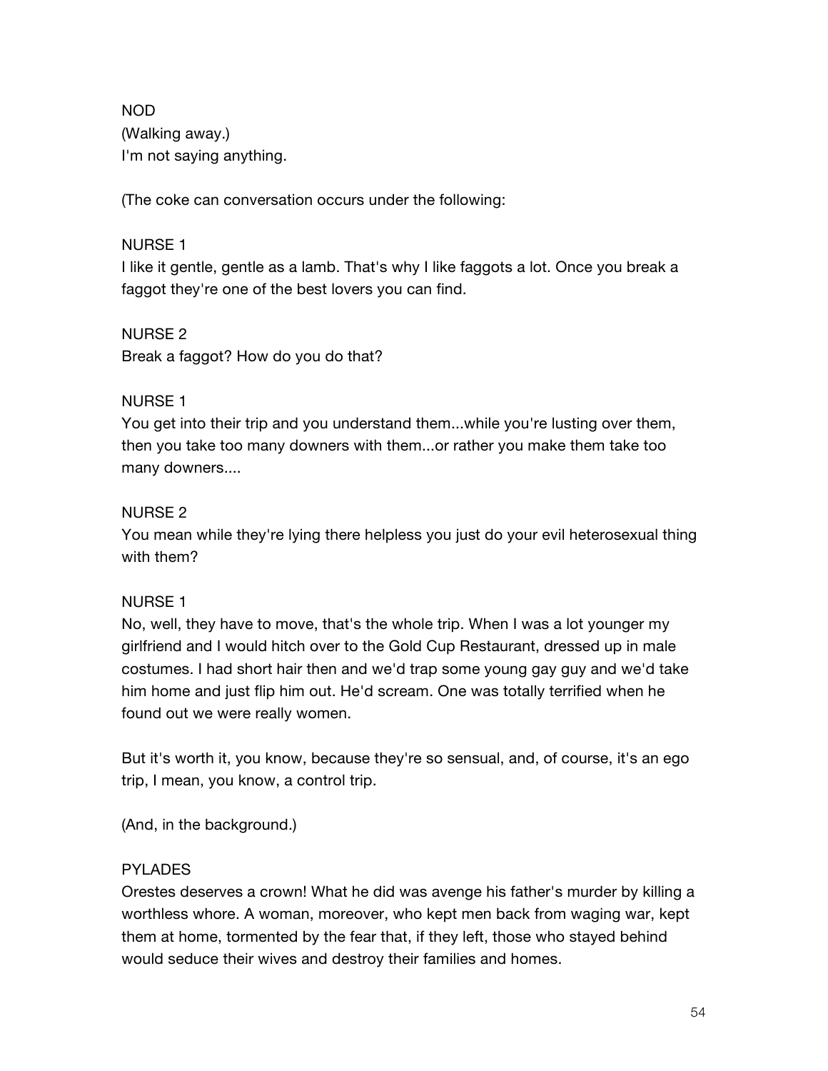NOD
(Walking away.)
I'm not saying anything.

(The coke can conversation occurs under the following:

NURSE 1
I like it gentle, gentle as a lamb. That's why I like faggots a lot. Once you break a faggot they're one of the best lovers you can find.

NURSE 2
Break a faggot? How do you do that?

NURSE 1
You get into their trip and you understand them...while you're lusting over them, then you take too many downers with them...or rather you make them take too many downers....

NURSE 2
You mean while they're lying there helpless you just do your evil heterosexual thing with them?

NURSE 1
No, well, they have to move, that's the whole trip. When I was a lot younger my girlfriend and I would hitch over to the Gold Cup Restaurant, dressed up in male costumes. I had short hair then and we'd trap some young gay guy and we'd take him home and just flip him out. He'd scream. One was totally terrified when he found out we were really women.

But it's worth it, you know, because they're so sensual, and, of course, it's an ego trip, I mean, you know, a control trip.

(And, in the background.)

PYLADES
Orestes deserves a crown! What he did was avenge his father's murder by killing a worthless whore. A woman, moreover, who kept men back from waging war, kept them at home, tormented by the fear that, if they left, those who stayed behind would seduce their wives and destroy their families and homes.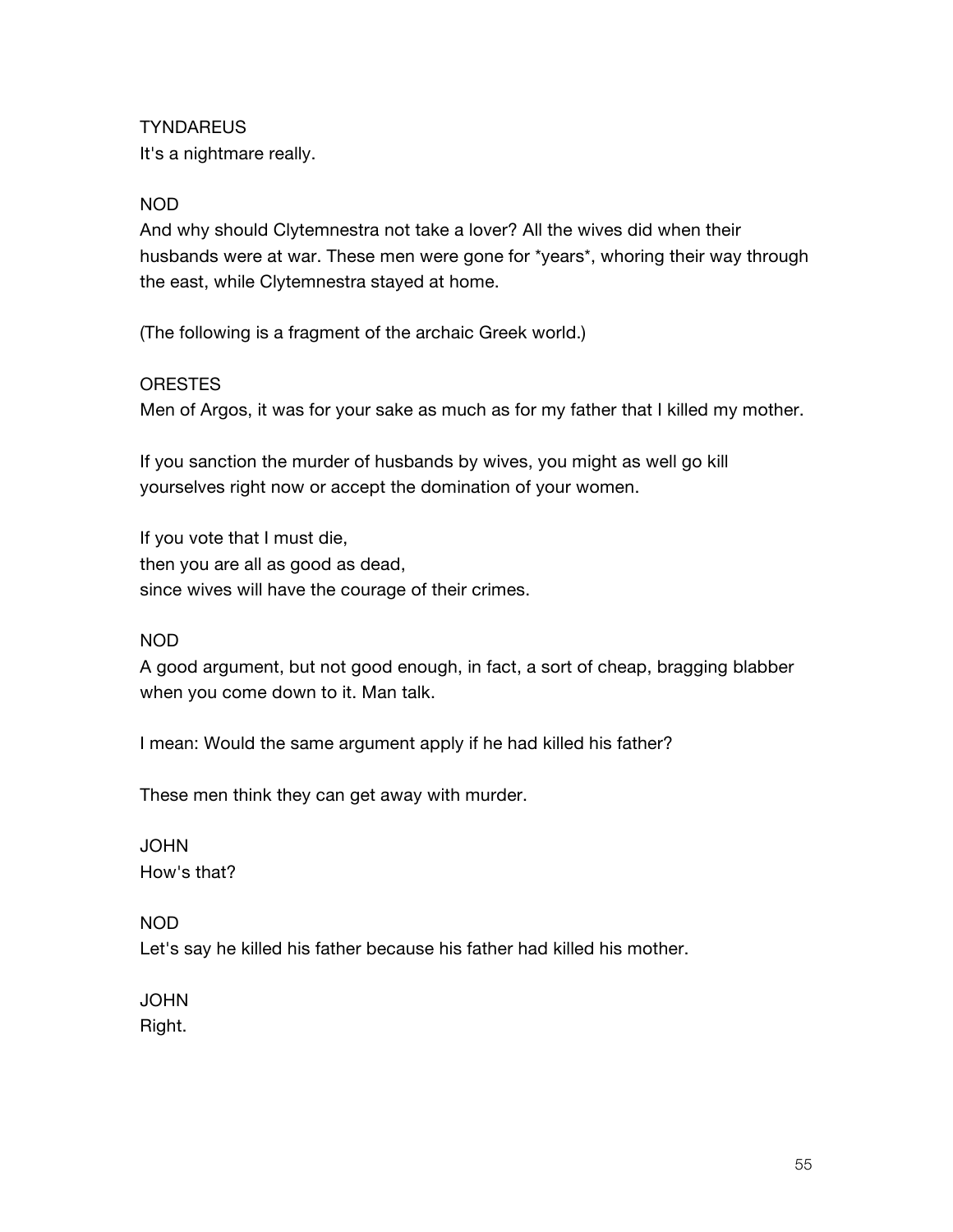TYNDAREUS
It's a nightmare really.

NOD
And why should Clytemnestra not take a lover? All the wives did when their husbands were at war. These men were gone for *years*, whoring their way through the east, while Clytemnestra stayed at home.

(The following is a fragment of the archaic Greek world.)

ORESTES
Men of Argos, it was for your sake as much as for my father that I killed my mother.

If you sanction the murder of husbands by wives, you might as well go kill yourselves right now or accept the domination of your women.

If you vote that I must die,
then you are all as good as dead,
since wives will have the courage of their crimes.

NOD
A good argument, but not good enough, in fact, a sort of cheap, bragging blabber when you come down to it. Man talk.

I mean: Would the same argument apply if he had killed his father?

These men think they can get away with murder.

JOHN
How's that?

NOD
Let's say he killed his father because his father had killed his mother.

JOHN
Right.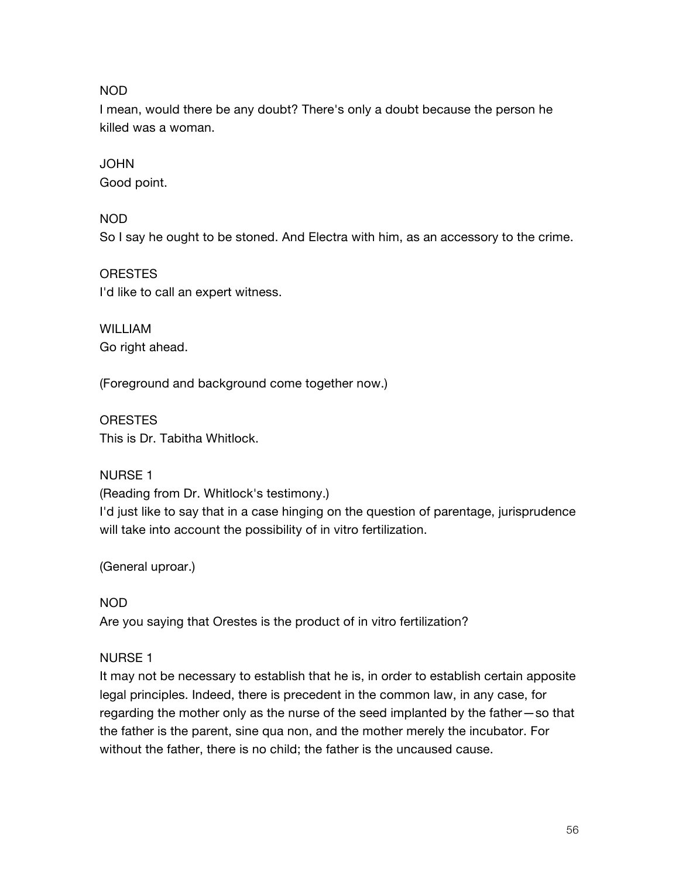NOD
I mean, would there be any doubt? There's only a doubt because the person he killed was a woman.

JOHN
Good point.

NOD
So I say he ought to be stoned. And Electra with him, as an accessory to the crime.

ORESTES
I'd like to call an expert witness.

WILLIAM
Go right ahead.

(Foreground and background come together now.)

ORESTES
This is Dr. Tabitha Whitlock.

NURSE 1
(Reading from Dr. Whitlock's testimony.)
I'd just like to say that in a case hinging on the question of parentage, jurisprudence will take into account the possibility of in vitro fertilization.

(General uproar.)

NOD
Are you saying that Orestes is the product of in vitro fertilization?

NURSE 1
It may not be necessary to establish that he is, in order to establish certain apposite legal principles. Indeed, there is precedent in the common law, in any case, for regarding the mother only as the nurse of the seed implanted by the father—so that the father is the parent, sine qua non, and the mother merely the incubator. For without the father, there is no child; the father is the uncaused cause.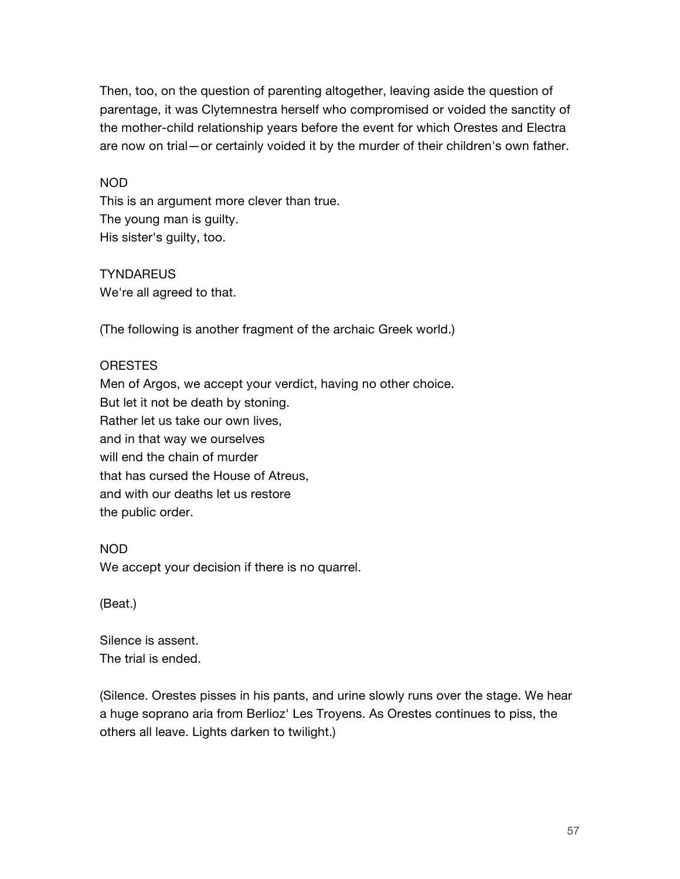Then, too, on the question of parenting altogether, leaving aside the question of parentage, it was Clytemnestra herself who compromised or voided the sanctity of the mother-child relationship years before the event for which Orestes and Electra are now on trial—or certainly voided it by the murder of their children's own father.

NOD  
This is an argument more clever than true.  
The young man is guilty.  
His sister's guilty, too.

TYNDAREUS  
We're all agreed to that.

(The following is another fragment of the archaic Greek world.)

ORESTES  
Men of Argos, we accept your verdict, having no other choice.  
But let it not be death by stoning.  
Rather let us take our own lives,  
and in that way we ourselves  
will end the chain of murder  
that has cursed the House of Atreus,  
and with our deaths let us restore  
the public order.

NOD  
We accept your decision if there is no quarrel.

(Beat.)

Silence is assent.  
The trial is ended.

(Silence. Orestes pisses in his pants, and urine slowly runs over the stage. We hear a huge soprano aria from Berlioz' Les Troyens. As Orestes continues to piss, the others all leave. Lights darken to twilight.)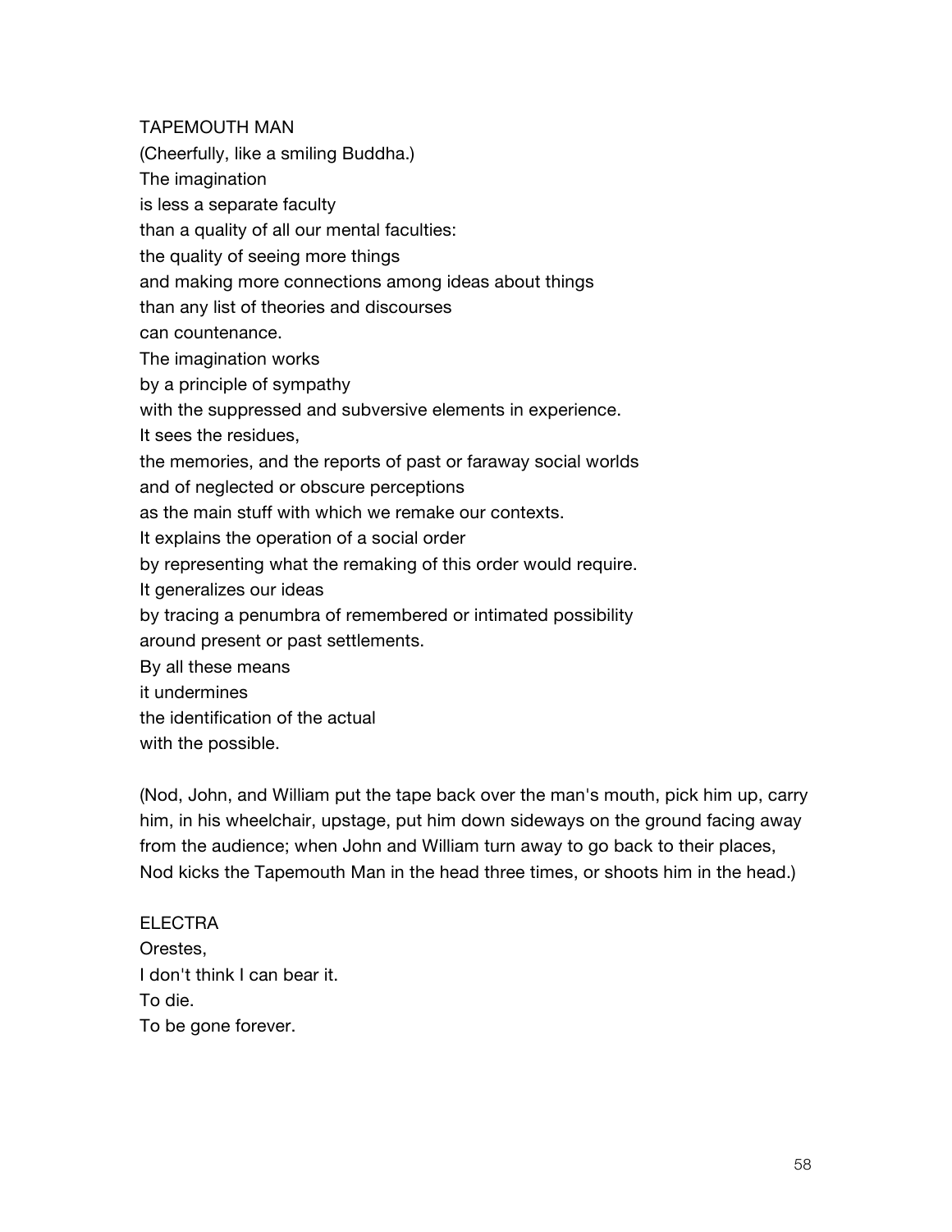TAPEMOUTH MAN

(Cheerfully, like a smiling Buddha.)

The imagination  
is less a separate faculty  
than a quality of all our mental faculties:  
the quality of seeing more things  
and making more connections among ideas about things  
than any list of theories and discourses  
can countenance.  
The imagination works  
by a principle of sympathy  
with the suppressed and subversive elements in experience.  
It sees the residues,  
the memories, and the reports of past or faraway social worlds  
and of neglected or obscure perceptions  
as the main stuff with which we remake our contexts.  
It explains the operation of a social order  
by representing what the remaking of this order would require.  
It generalizes our ideas  
by tracing a penumbra of remembered or intimated possibility  
around present or past settlements.  
By all these means  
it undermines  
the identification of the actual  
with the possible.

(Nod, John, and William put the tape back over the man's mouth, pick him up, carry him, in his wheelchair, upstage, put him down sideways on the ground facing away from the audience; when John and William turn away to go back to their places, Nod kicks the Tapemouth Man in the head three times, or shoots him in the head.)

ELECTRA

Orestes,  
I don't think I can bear it.  
To die.  
To be gone forever.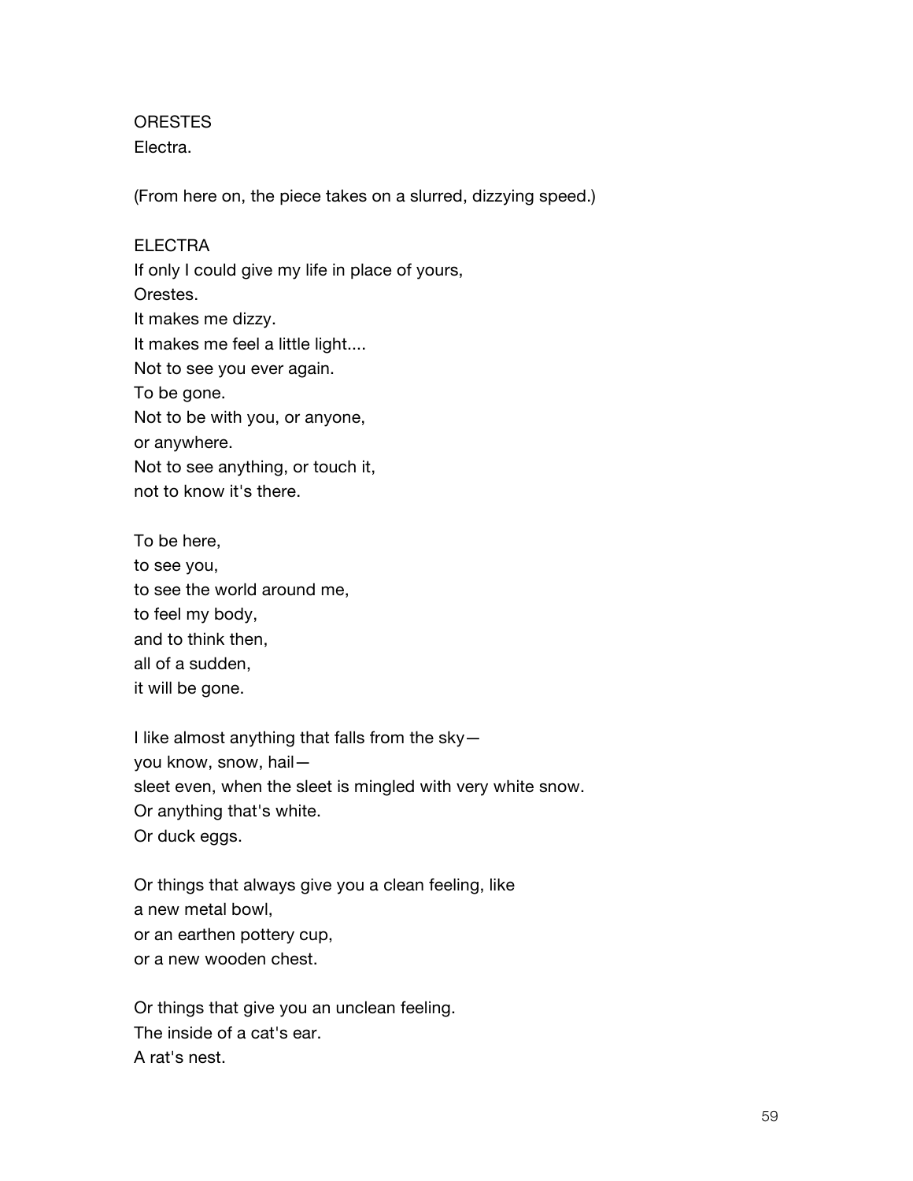ORESTES
Electra.

(From here on, the piece takes on a slurred, dizzying speed.)

ELECTRA
If only I could give my life in place of yours,
Orestes.
It makes me dizzy.
It makes me feel a little light....
Not to see you ever again.
To be gone.
Not to be with you, or anyone,
or anywhere.
Not to see anything, or touch it,
not to know it's there.

To be here,
to see you,
to see the world around me,
to feel my body,
and to think then,
all of a sudden,
it will be gone.

I like almost anything that falls from the sky—
you know, snow, hail—
sleet even, when the sleet is mingled with very white snow.
Or anything that's white.
Or duck eggs.

Or things that always give you a clean feeling, like
a new metal bowl,
or an earthen pottery cup,
or a new wooden chest.

Or things that give you an unclean feeling.
The inside of a cat's ear.
A rat's nest.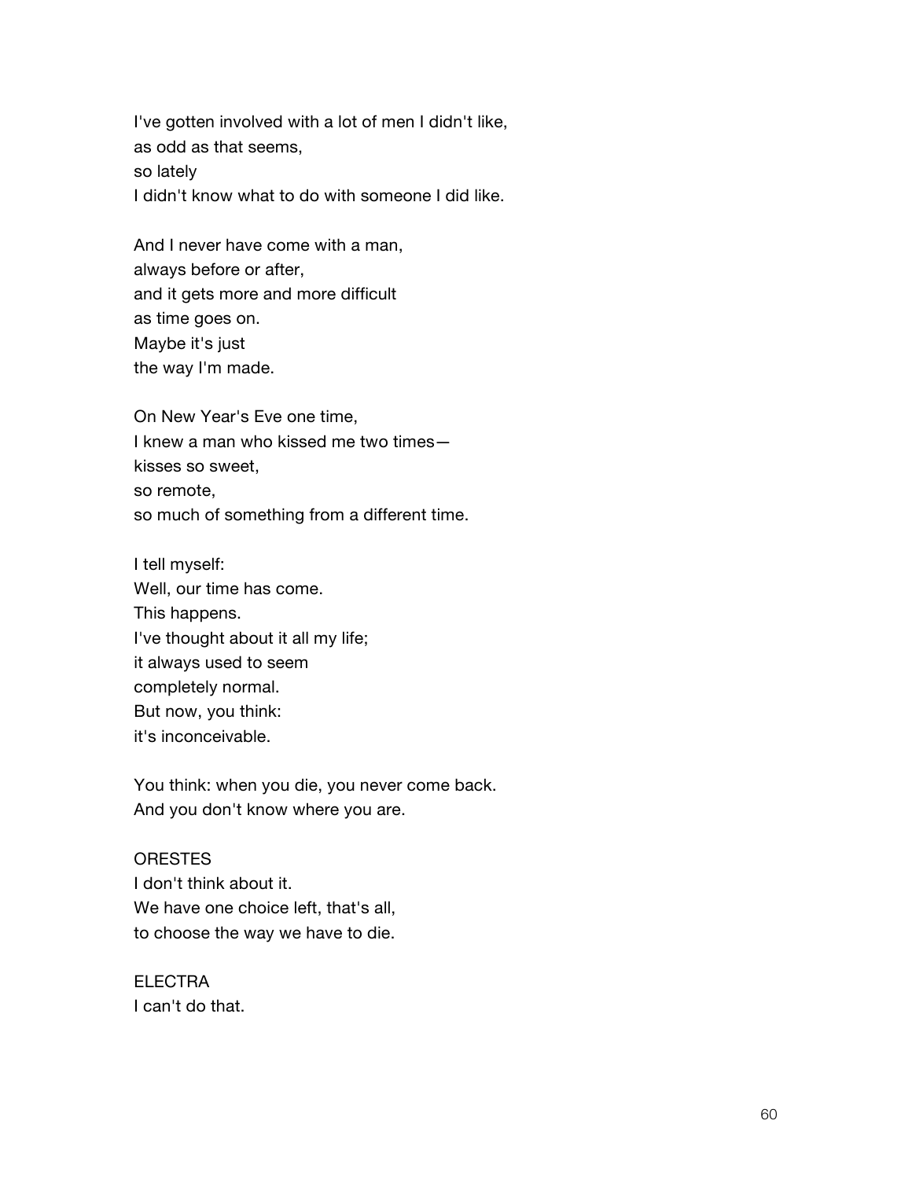I've gotten involved with a lot of men I didn't like,  
as odd as that seems,  
so lately  
I didn't know what to do with someone I did like.

And I never have come with a man,  
always before or after,  
and it gets more and more difficult  
as time goes on.  
Maybe it's just  
the way I'm made.

On New Year's Eve one time,  
I knew a man who kissed me two times—  
kisses so sweet,  
so remote,  
so much of something from a different time.

I tell myself:  
Well, our time has come.  
This happens.  
I've thought about it all my life;  
it always used to seem  
completely normal.  
But now, you think:  
it's inconceivable.

You think: when you die, you never come back.  
And you don't know where you are.

ORESTES  
I don't think about it.  
We have one choice left, that's all,  
to choose the way we have to die.

ELECTRA  
I can't do that.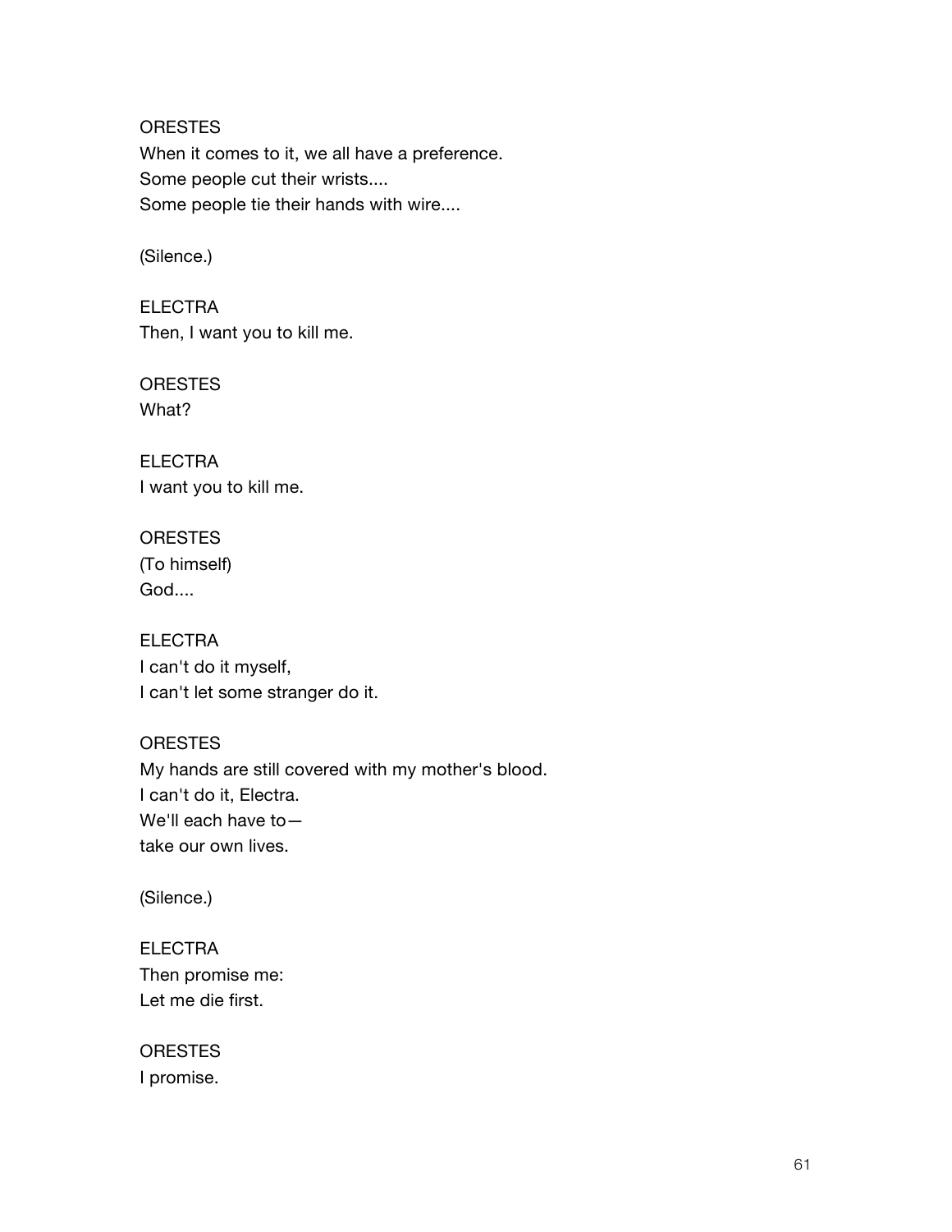ORESTES
When it comes to it, we all have a preference.
Some people cut their wrists....
Some people tie their hands with wire....

(Silence.)

ELECTRA
Then, I want you to kill me.

ORESTES
What?

ELECTRA
I want you to kill me.

ORESTES
(To himself)
God....

ELECTRA
I can't do it myself,
I can't let some stranger do it.

ORESTES
My hands are still covered with my mother's blood.
I can't do it, Electra.
We'll each have to—
take our own lives.

(Silence.)

ELECTRA
Then promise me:
Let me die first.

ORESTES
I promise.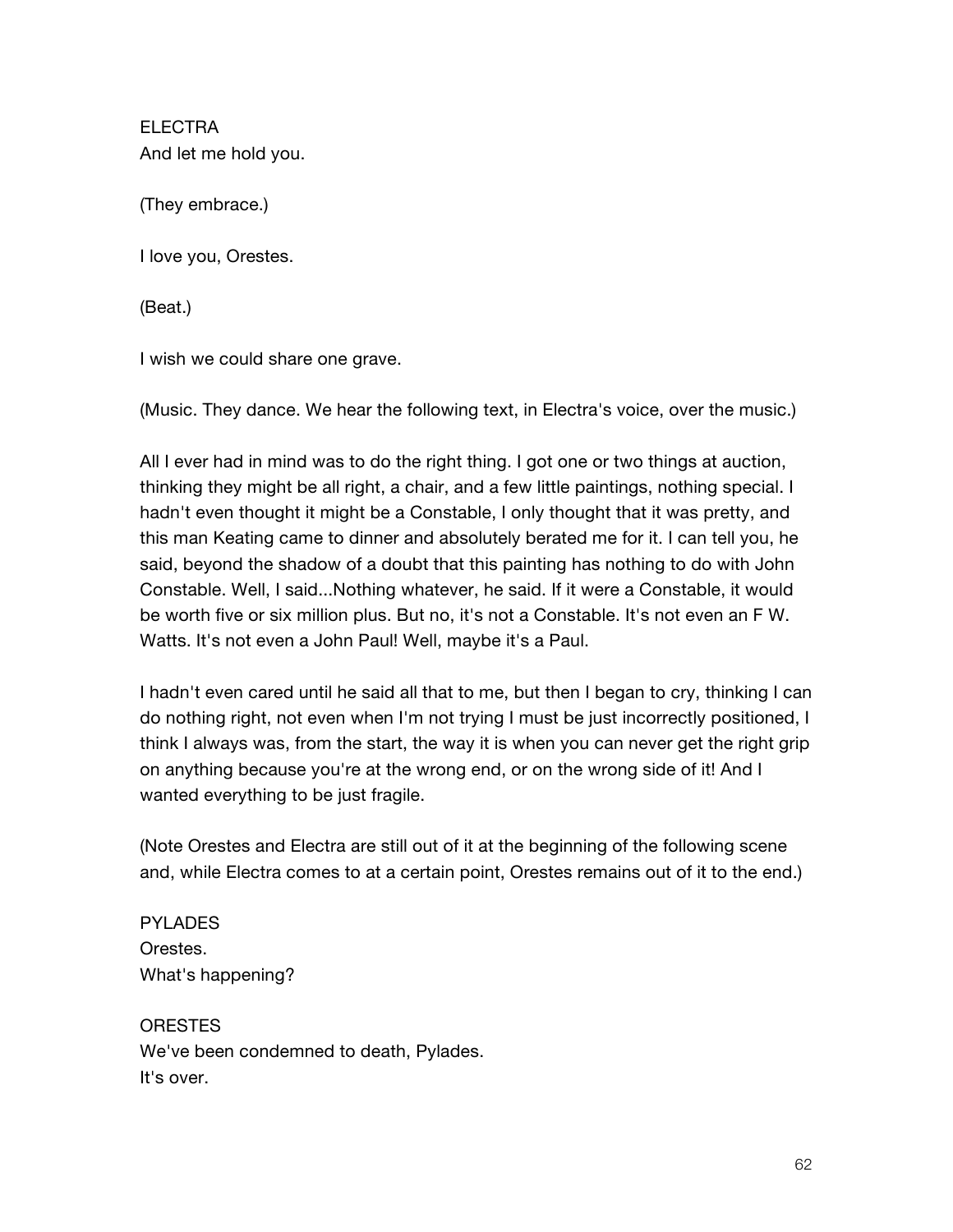ELECTRA
And let me hold you.

(They embrace.)

I love you, Orestes.

(Beat.)

I wish we could share one grave.

(Music. They dance. We hear the following text, in Electra's voice, over the music.)

All I ever had in mind was to do the right thing. I got one or two things at auction, thinking they might be all right, a chair, and a few little paintings, nothing special. I hadn't even thought it might be a Constable, I only thought that it was pretty, and this man Keating came to dinner and absolutely berated me for it. I can tell you, he said, beyond the shadow of a doubt that this painting has nothing to do with John Constable. Well, I said...Nothing whatever, he said. If it were a Constable, it would be worth five or six million plus. But no, it's not a Constable. It's not even an F W. Watts. It's not even a John Paul! Well, maybe it's a Paul.

I hadn't even cared until he said all that to me, but then I began to cry, thinking I can do nothing right, not even when I'm not trying I must be just incorrectly positioned, I think I always was, from the start, the way it is when you can never get the right grip on anything because you're at the wrong end, or on the wrong side of it! And I wanted everything to be just fragile.

(Note Orestes and Electra are still out of it at the beginning of the following scene and, while Electra comes to at a certain point, Orestes remains out of it to the end.)

PYLADES
Orestes.
What's happening?

ORESTES
We've been condemned to death, Pylades.
It's over.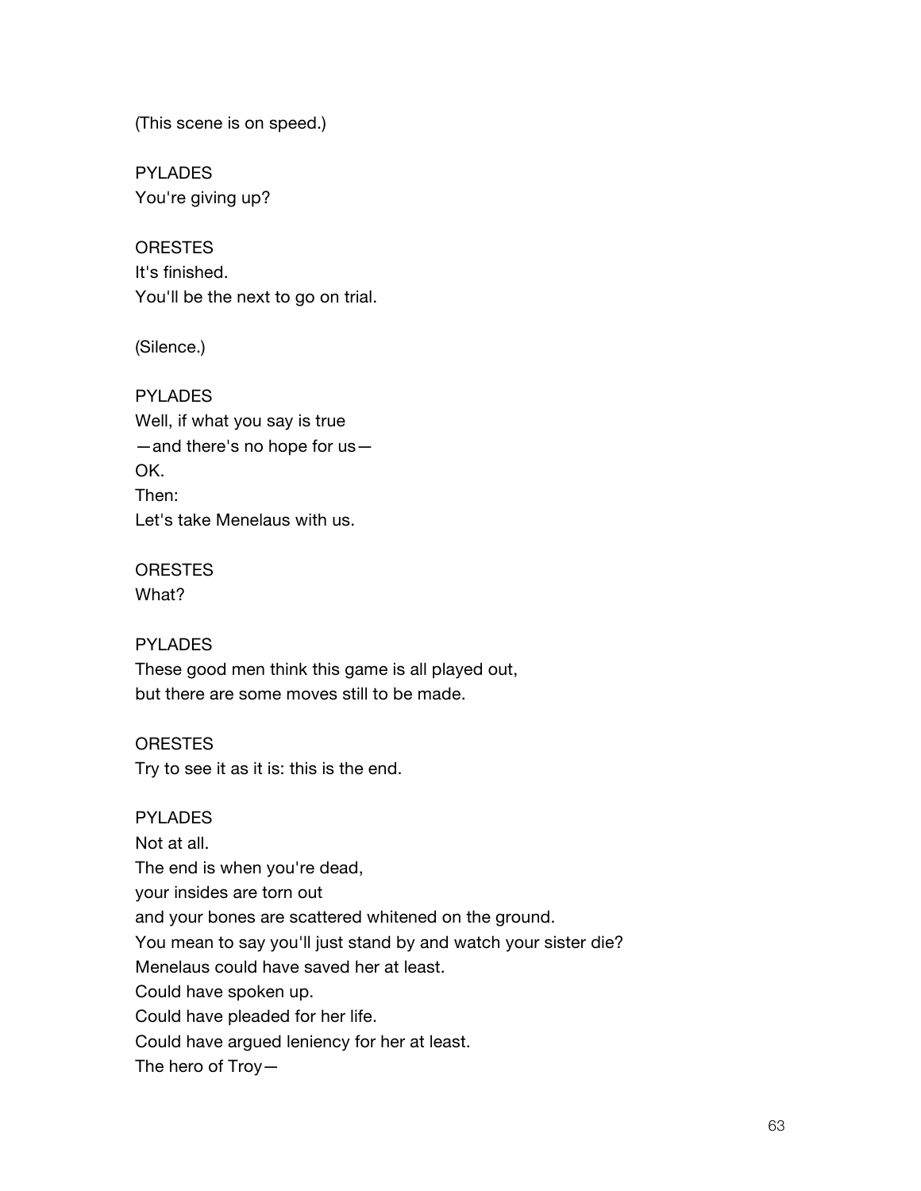(This scene is on speed.)

PYLADES
You're giving up?

ORESTES
It's finished.
You'll be the next to go on trial.

(Silence.)

PYLADES
Well, if what you say is true
—and there's no hope for us—
OK.
Then:
Let's take Menelaus with us.

ORESTES
What?

PYLADES
These good men think this game is all played out,
but there are some moves still to be made.

ORESTES
Try to see it as it is: this is the end.

PYLADES
Not at all.
The end is when you're dead,
your insides are torn out
and your bones are scattered whitened on the ground.
You mean to say you'll just stand by and watch your sister die?
Menelaus could have saved her at least.
Could have spoken up.
Could have pleaded for her life.
Could have argued leniency for her at least.
The hero of Troy—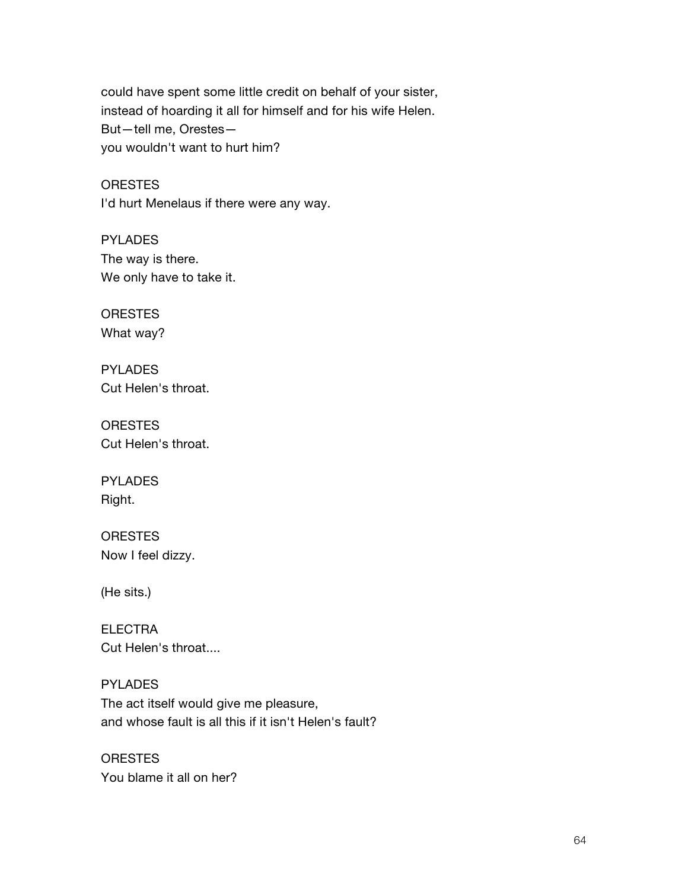could have spent some little credit on behalf of your sister,
instead of hoarding it all for himself and for his wife Helen.
But—tell me, Orestes—
you wouldn't want to hurt him?

ORESTES
I'd hurt Menelaus if there were any way.

PYLADES
The way is there.
We only have to take it.

ORESTES
What way?

PYLADES
Cut Helen's throat.

ORESTES
Cut Helen's throat.

PYLADES
Right.

ORESTES
Now I feel dizzy.

(He sits.)

ELECTRA
Cut Helen's throat....

PYLADES
The act itself would give me pleasure,
and whose fault is all this if it isn't Helen's fault?

ORESTES
You blame it all on her?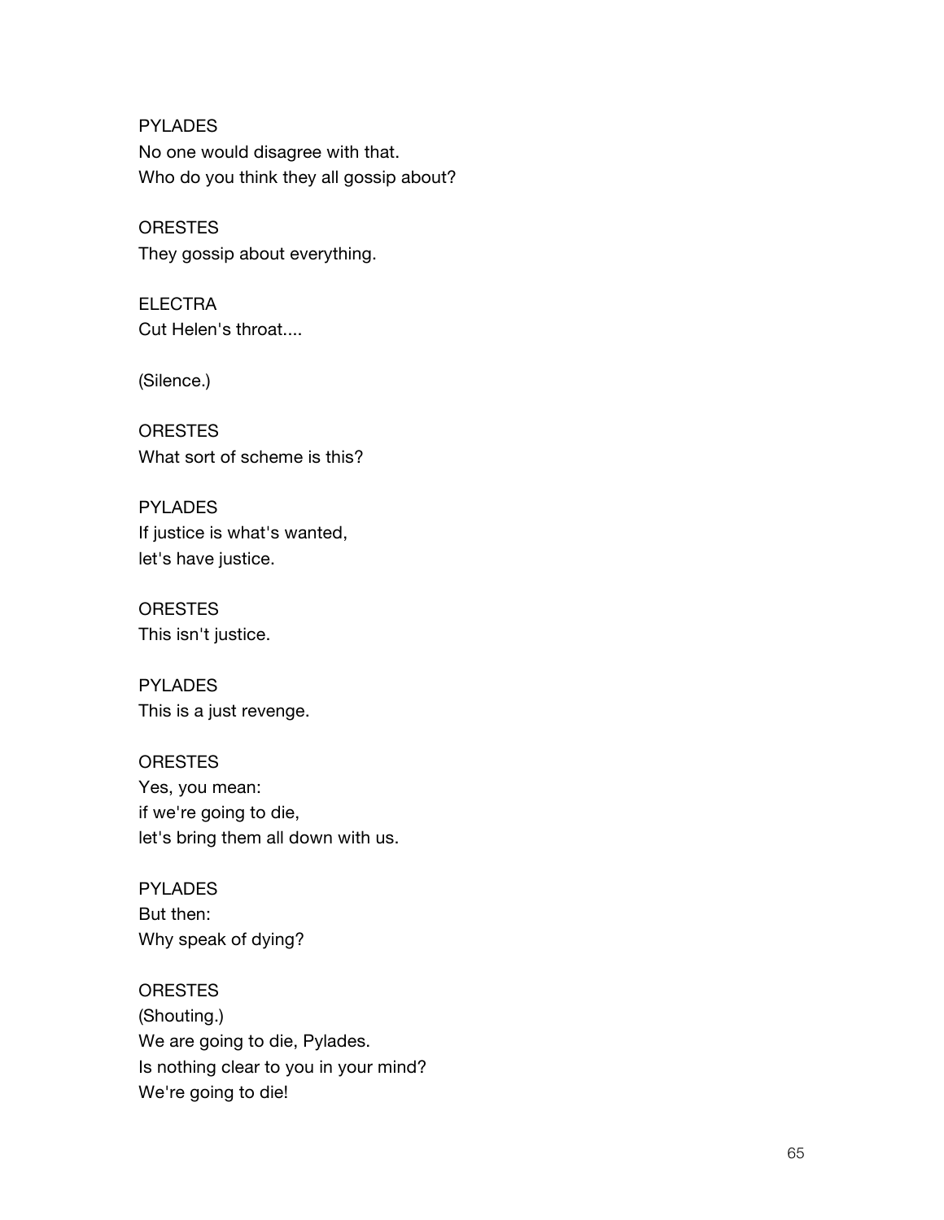PYLADES
No one would disagree with that.
Who do you think they all gossip about?

ORESTES
They gossip about everything.

ELECTRA
Cut Helen's throat....

(Silence.)

ORESTES
What sort of scheme is this?

PYLADES
If justice is what's wanted,
let's have justice.

ORESTES
This isn't justice.

PYLADES
This is a just revenge.

ORESTES
Yes, you mean:
if we're going to die,
let's bring them all down with us.

PYLADES
But then:
Why speak of dying?

ORESTES
(Shouting.)
We are going to die, Pylades.
Is nothing clear to you in your mind?
We're going to die!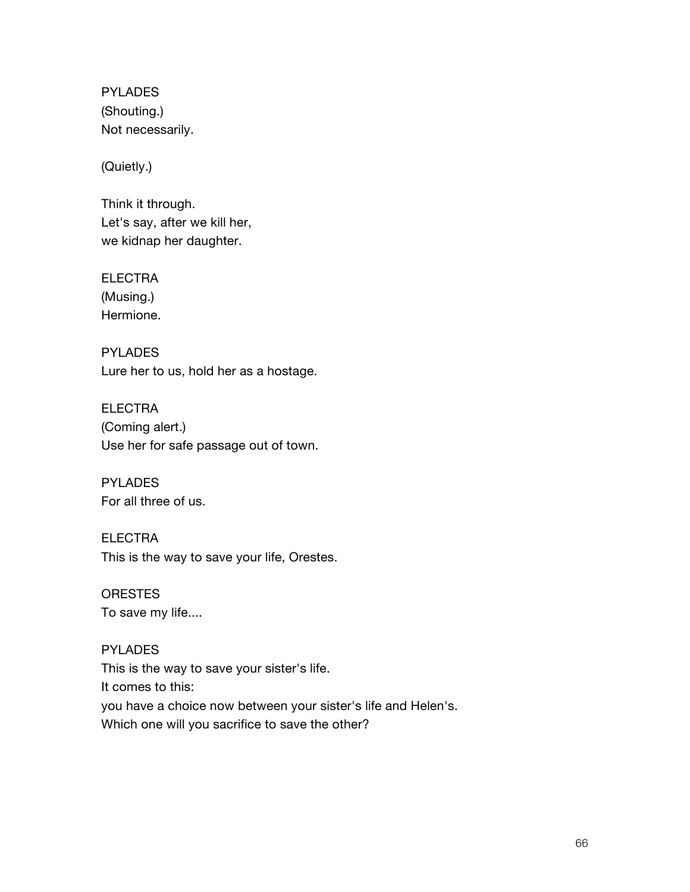PYLADES
(Shouting.)
Not necessarily.

(Quietly.)

Think it through.
Let's say, after we kill her,
we kidnap her daughter.

ELECTRA
(Musing.)
Hermione.

PYLADES
Lure her to us, hold her as a hostage.

ELECTRA
(Coming alert.)
Use her for safe passage out of town.

PYLADES
For all three of us.

ELECTRA
This is the way to save your life, Orestes.

ORESTES
To save my life....

PYLADES
This is the way to save your sister's life.
It comes to this:
you have a choice now between your sister's life and Helen's.
Which one will you sacrifice to save the other?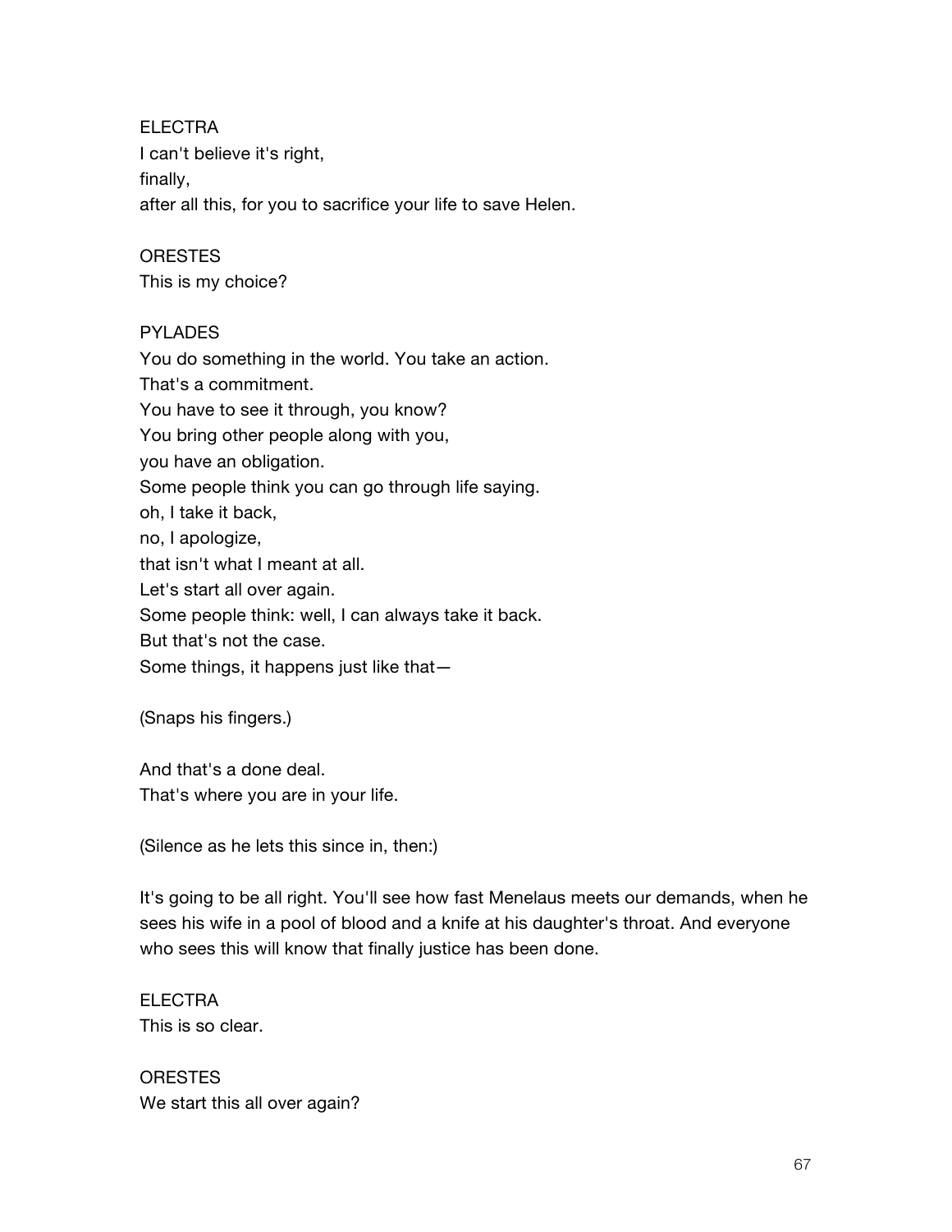ELECTRA
I can't believe it's right,
finally,
after all this, for you to sacrifice your life to save Helen.

ORESTES
This is my choice?

PYLADES
You do something in the world. You take an action.
That's a commitment.
You have to see it through, you know?
You bring other people along with you,
you have an obligation.
Some people think you can go through life saying.
oh, I take it back,
no, I apologize,
that isn't what I meant at all.
Let's start all over again.
Some people think: well, I can always take it back.
But that's not the case.
Some things, it happens just like that—

(Snaps his fingers.)

And that's a done deal.
That's where you are in your life.

(Silence as he lets this since in, then:)

It's going to be all right. You'll see how fast Menelaus meets our demands, when he sees his wife in a pool of blood and a knife at his daughter's throat. And everyone who sees this will know that finally justice has been done.

ELECTRA
This is so clear.

ORESTES
We start this all over again?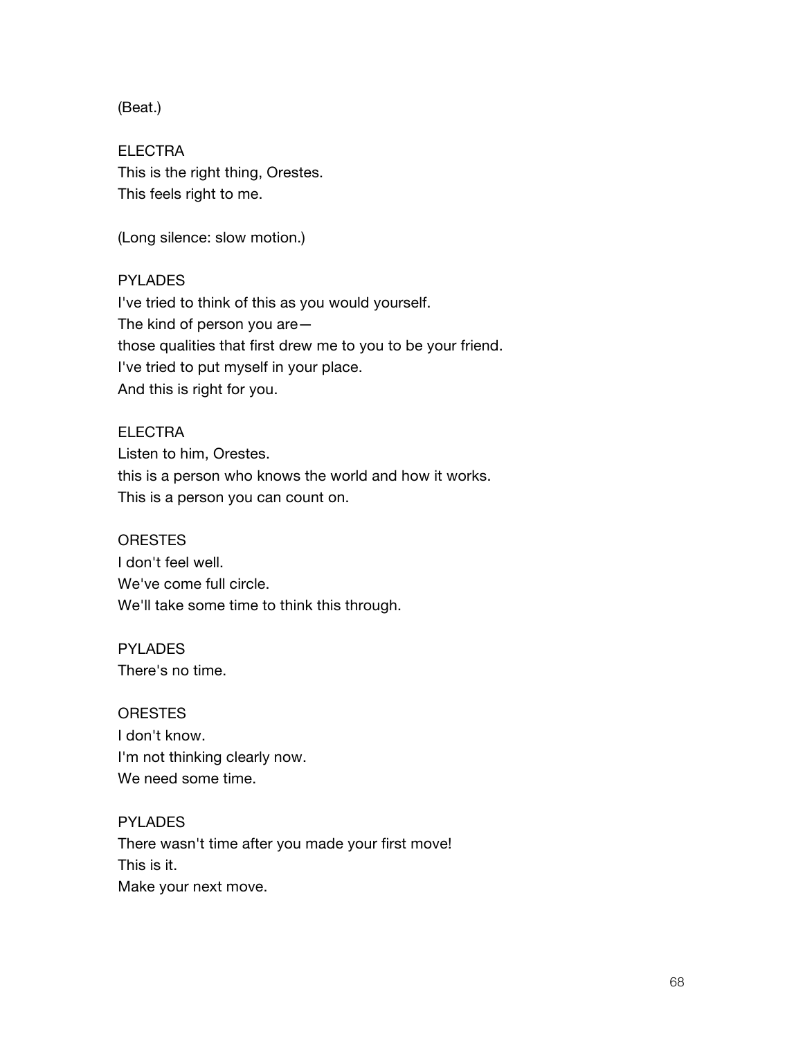(Beat.)

ELECTRA
This is the right thing, Orestes.
This feels right to me.

(Long silence: slow motion.)

PYLADES
I've tried to think of this as you would yourself.
The kind of person you are—
those qualities that first drew me to you to be your friend.
I've tried to put myself in your place.
And this is right for you.

ELECTRA
Listen to him, Orestes.
this is a person who knows the world and how it works.
This is a person you can count on.

ORESTES
I don't feel well.
We've come full circle.
We'll take some time to think this through.

PYLADES
There's no time.

ORESTES
I don't know.
I'm not thinking clearly now.
We need some time.

PYLADES
There wasn't time after you made your first move!
This is it.
Make your next move.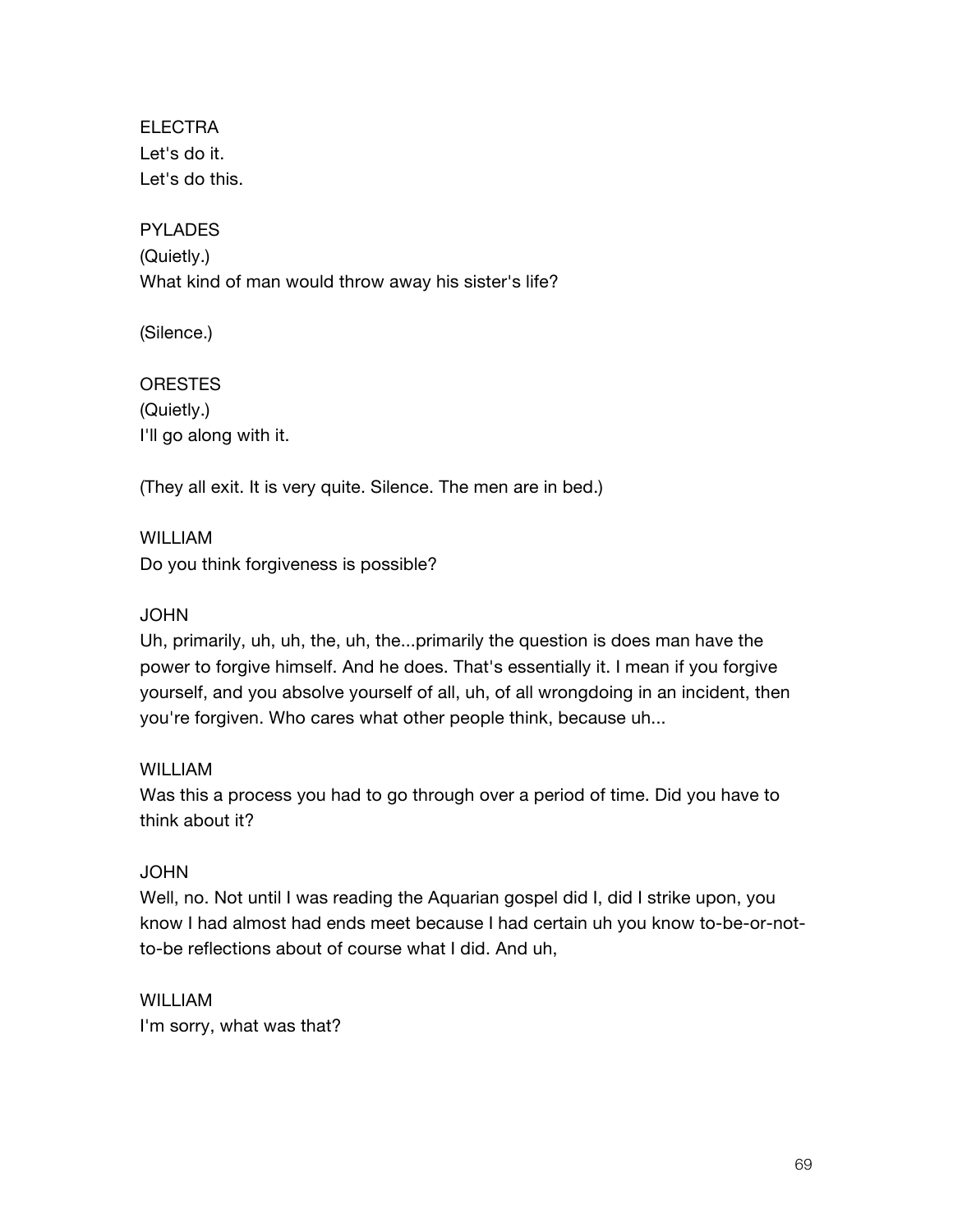ELECTRA
Let's do it.
Let's do this.

PYLADES
(Quietly.)
What kind of man would throw away his sister's life?

(Silence.)

ORESTES
(Quietly.)
I'll go along with it.

(They all exit. It is very quite. Silence. The men are in bed.)

WILLIAM
Do you think forgiveness is possible?

JOHN
Uh, primarily, uh, uh, the, uh, the...primarily the question is does man have the power to forgive himself. And he does. That's essentially it. I mean if you forgive yourself, and you absolve yourself of all, uh, of all wrongdoing in an incident, then you're forgiven. Who cares what other people think, because uh...

WILLIAM
Was this a process you had to go through over a period of time. Did you have to think about it?

JOHN
Well, no. Not until I was reading the Aquarian gospel did I, did I strike upon, you know I had almost had ends meet because I had certain uh you know to-be-or-not-to-be reflections about of course what I did. And uh,

WILLIAM
I'm sorry, what was that?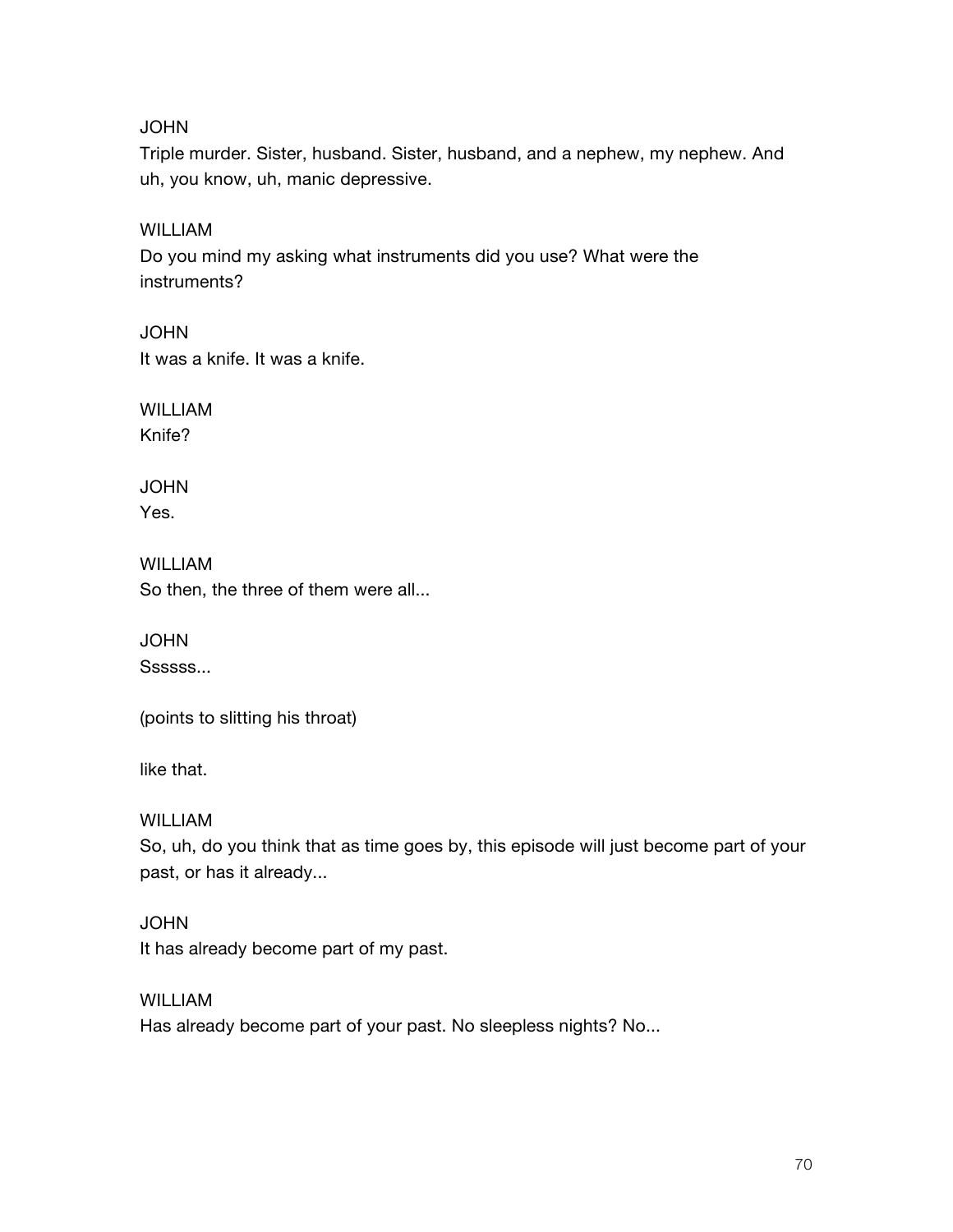JOHN
Triple murder. Sister, husband. Sister, husband, and a nephew, my nephew. And uh, you know, uh, manic depressive.

WILLIAM
Do you mind my asking what instruments did you use? What were the instruments?

JOHN
It was a knife. It was a knife.

WILLIAM
Knife?

JOHN
Yes.

WILLIAM
So then, the three of them were all...

JOHN
Ssssss...

(points to slitting his throat)

like that.

WILLIAM
So, uh, do you think that as time goes by, this episode will just become part of your past, or has it already...

JOHN
It has already become part of my past.

WILLIAM
Has already become part of your past. No sleepless nights? No...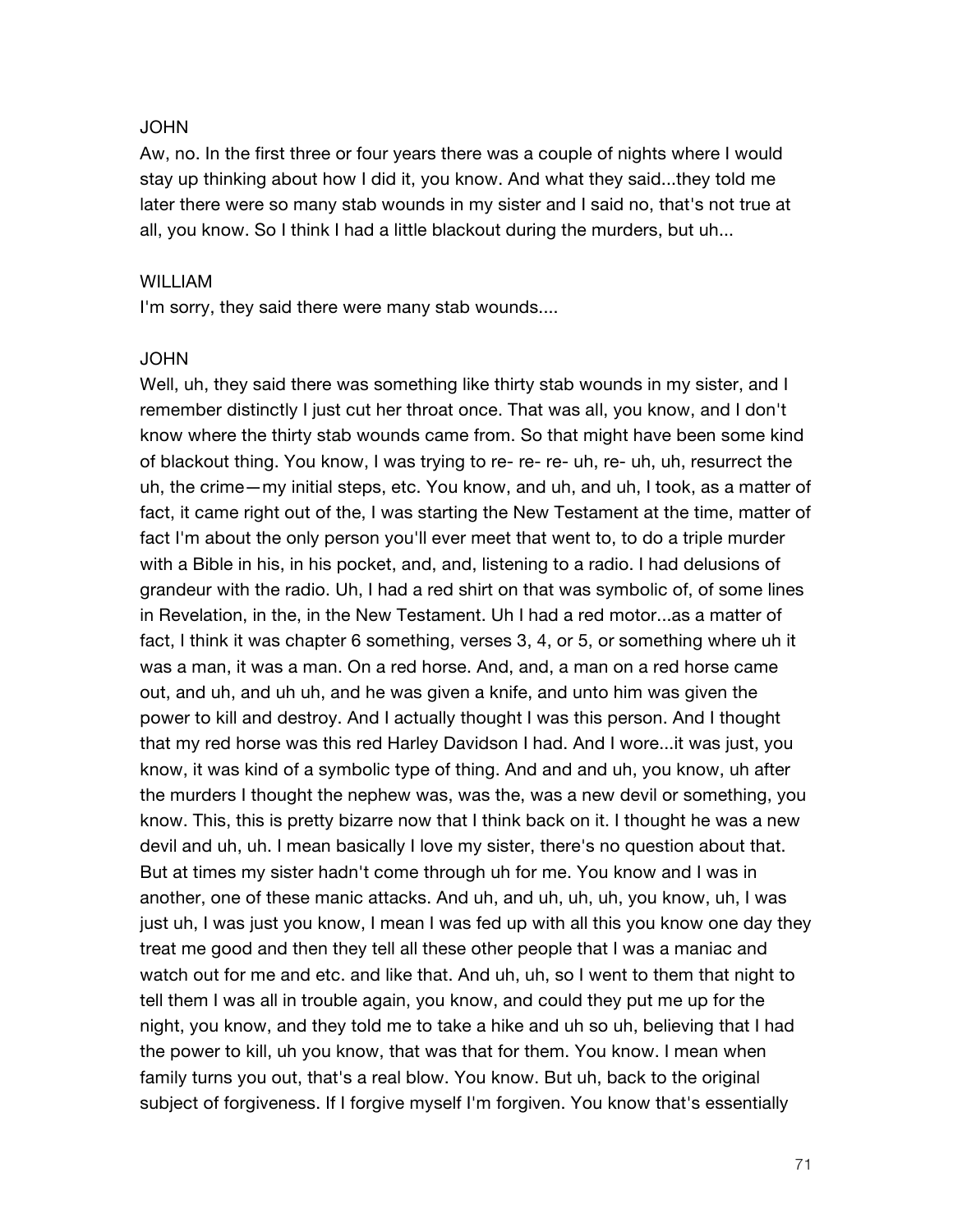JOHN

Aw, no. In the first three or four years there was a couple of nights where I would stay up thinking about how I did it, you know. And what they said...they told me later there were so many stab wounds in my sister and I said no, that's not true at all, you know. So I think I had a little blackout during the murders, but uh...

WILLIAM

I'm sorry, they said there were many stab wounds....

JOHN

Well, uh, they said there was something like thirty stab wounds in my sister, and I remember distinctly I just cut her throat once. That was all, you know, and I don't know where the thirty stab wounds came from. So that might have been some kind of blackout thing. You know, I was trying to re- re- re- uh, re- uh, uh, resurrect the uh, the crime—my initial steps, etc. You know, and uh, and uh, I took, as a matter of fact, it came right out of the, I was starting the New Testament at the time, matter of fact I'm about the only person you'll ever meet that went to, to do a triple murder with a Bible in his, in his pocket, and, and, listening to a radio. I had delusions of grandeur with the radio. Uh, I had a red shirt on that was symbolic of, of some lines in Revelation, in the, in the New Testament. Uh I had a red motor...as a matter of fact, I think it was chapter 6 something, verses 3, 4, or 5, or something where uh it was a man, it was a man. On a red horse. And, and, a man on a red horse came out, and uh, and uh uh, and he was given a knife, and unto him was given the power to kill and destroy. And I actually thought I was this person. And I thought that my red horse was this red Harley Davidson I had. And I wore...it was just, you know, it was kind of a symbolic type of thing. And and and uh, you know, uh after the murders I thought the nephew was, was the, was a new devil or something, you know. This, this is pretty bizarre now that I think back on it. I thought he was a new devil and uh, uh. I mean basically I love my sister, there's no question about that. But at times my sister hadn't come through uh for me. You know and I was in another, one of these manic attacks. And uh, and uh, uh, uh, you know, uh, I was just uh, I was just you know, I mean I was fed up with all this you know one day they treat me good and then they tell all these other people that I was a maniac and watch out for me and etc. and like that. And uh, uh, so I went to them that night to tell them I was all in trouble again, you know, and could they put me up for the night, you know, and they told me to take a hike and uh so uh, believing that I had the power to kill, uh you know, that was that for them. You know. I mean when family turns you out, that's a real blow. You know. But uh, back to the original subject of forgiveness. If I forgive myself I'm forgiven. You know that's essentially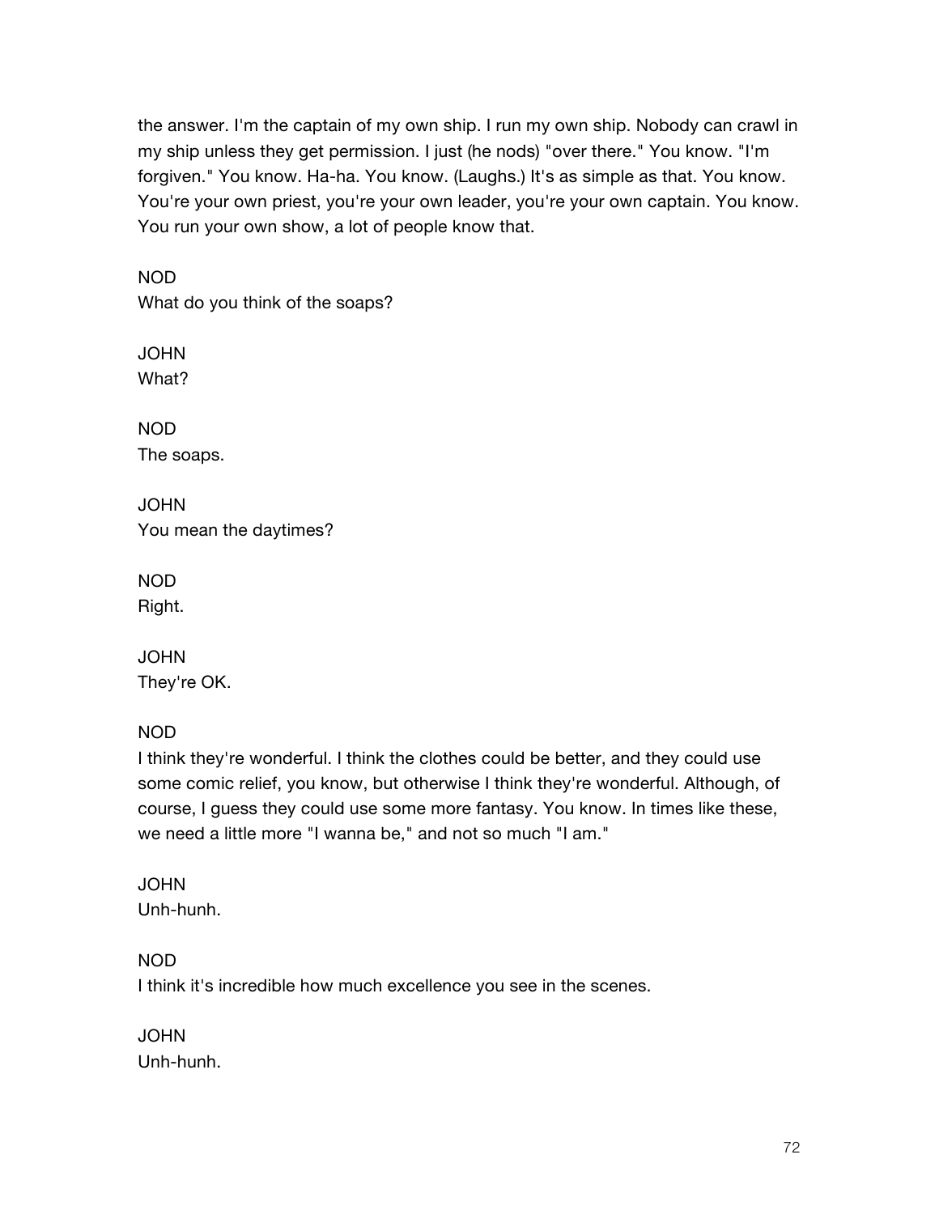the answer. I'm the captain of my own ship. I run my own ship. Nobody can crawl in my ship unless they get permission. I just (he nods) "over there." You know. "I'm forgiven." You know. Ha-ha. You know. (Laughs.) It's as simple as that. You know. You're your own priest, you're your own leader, you're your own captain. You know. You run your own show, a lot of people know that.

NOD
What do you think of the soaps?

JOHN
What?

NOD
The soaps.

JOHN
You mean the daytimes?

NOD
Right.

JOHN
They're OK.

NOD
I think they're wonderful. I think the clothes could be better, and they could use some comic relief, you know, but otherwise I think they're wonderful. Although, of course, I guess they could use some more fantasy. You know. In times like these, we need a little more "I wanna be," and not so much "I am."

JOHN
Unh-hunh.

NOD
I think it's incredible how much excellence you see in the scenes.

JOHN
Unh-hunh.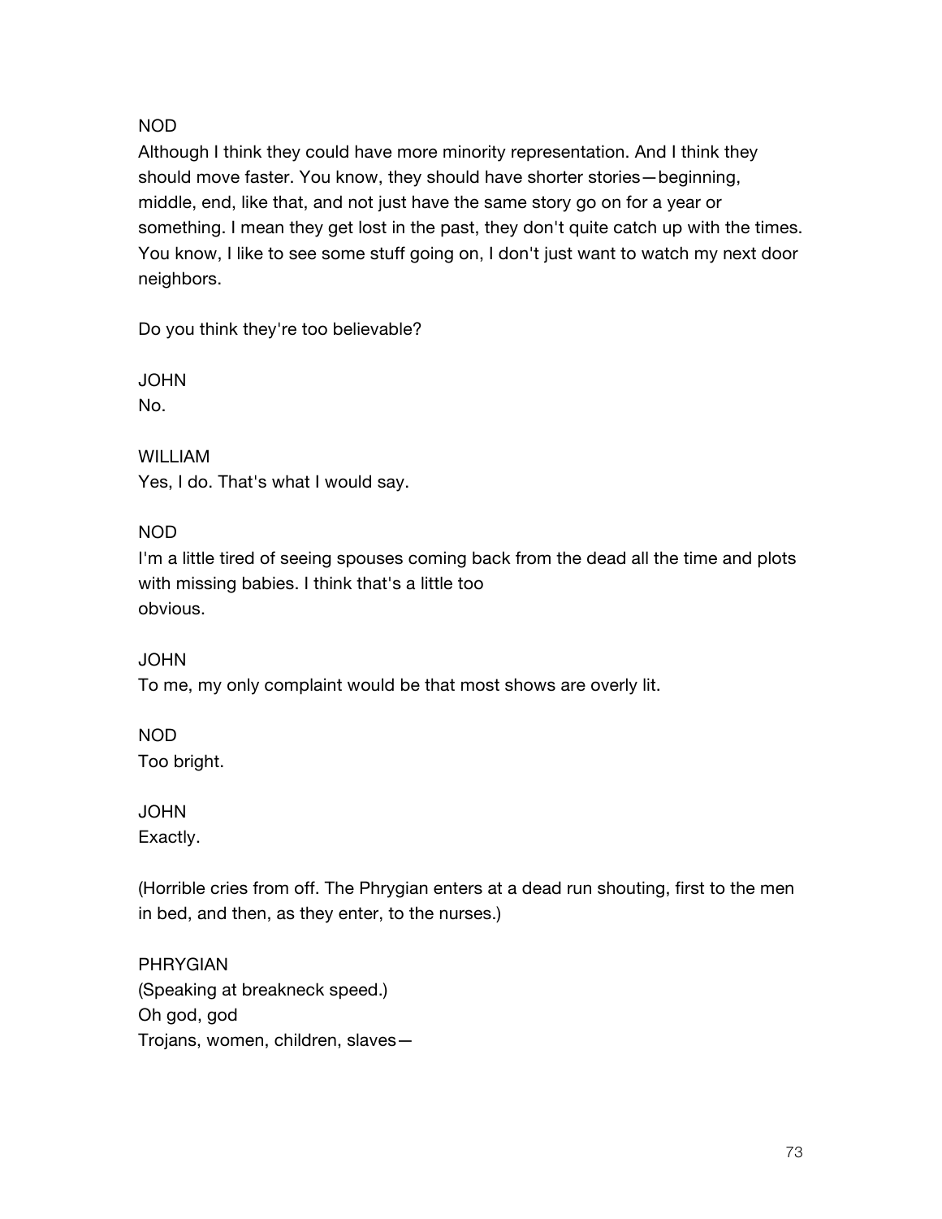NOD

Although I think they could have more minority representation. And I think they should move faster. You know, they should have shorter stories—beginning, middle, end, like that, and not just have the same story go on for a year or something. I mean they get lost in the past, they don't quite catch up with the times. You know, I like to see some stuff going on, I don't just want to watch my next door neighbors.

Do you think they're too believable?

JOHN

No.

WILLIAM

Yes, I do. That's what I would say.

NOD

I'm a little tired of seeing spouses coming back from the dead all the time and plots with missing babies. I think that's a little too
obvious.

JOHN

To me, my only complaint would be that most shows are overly lit.

NOD

Too bright.

JOHN

Exactly.

(Horrible cries from off. The Phrygian enters at a dead run shouting, first to the men in bed, and then, as they enter, to the nurses.)

PHRYGIAN

(Speaking at breakneck speed.)
Oh god, god
Trojans, women, children, slaves—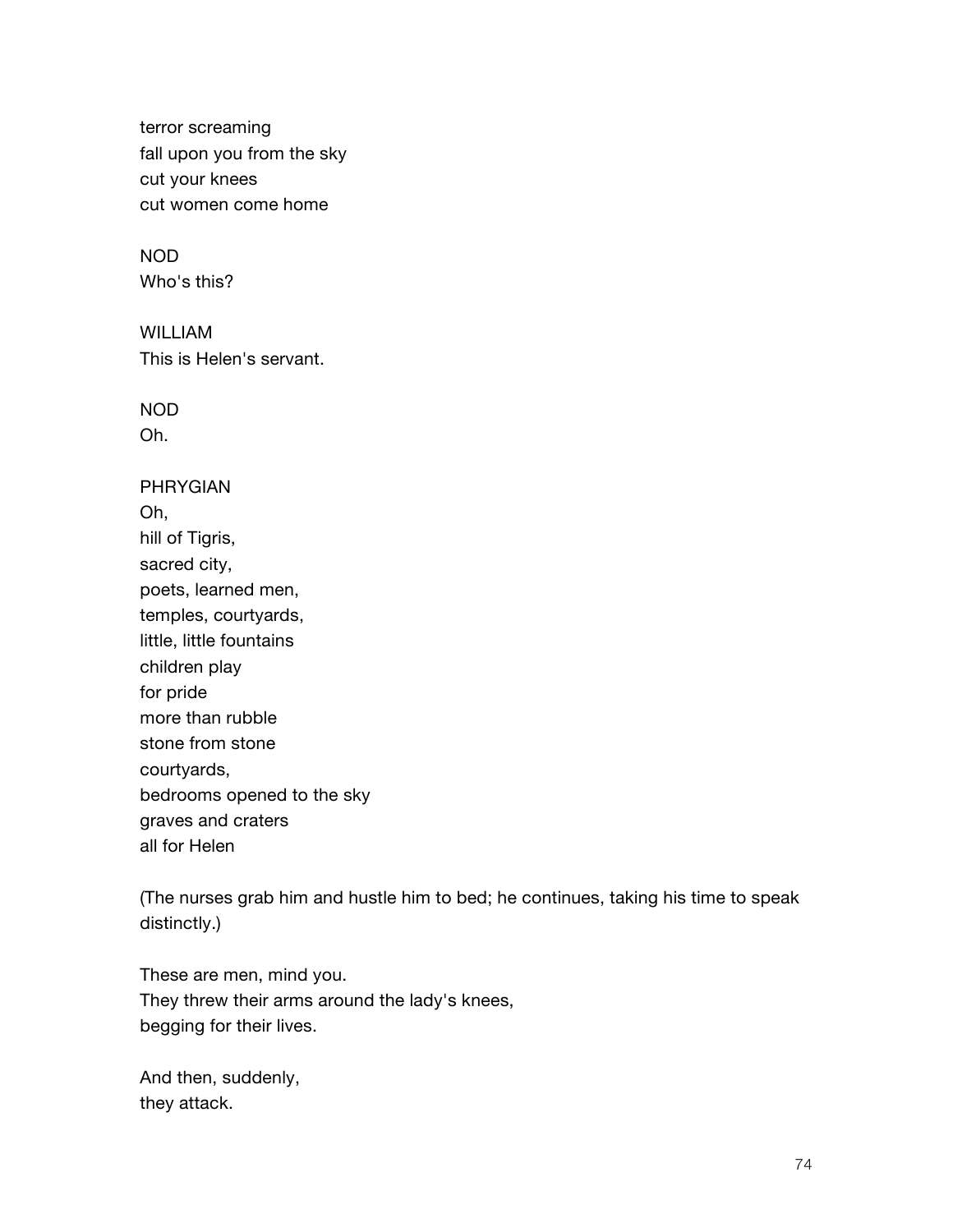terror screaming
fall upon you from the sky
cut your knees
cut women come home

NOD
Who's this?

WILLIAM
This is Helen's servant.

NOD
Oh.

PHRYGIAN
Oh,
hill of Tigris,
sacred city,
poets, learned men,
temples, courtyards,
little, little fountains
children play
for pride
more than rubble
stone from stone
courtyards,
bedrooms opened to the sky
graves and craters
all for Helen

(The nurses grab him and hustle him to bed; he continues, taking his time to speak distinctly.)

These are men, mind you.
They threw their arms around the lady's knees,
begging for their lives.

And then, suddenly,
they attack.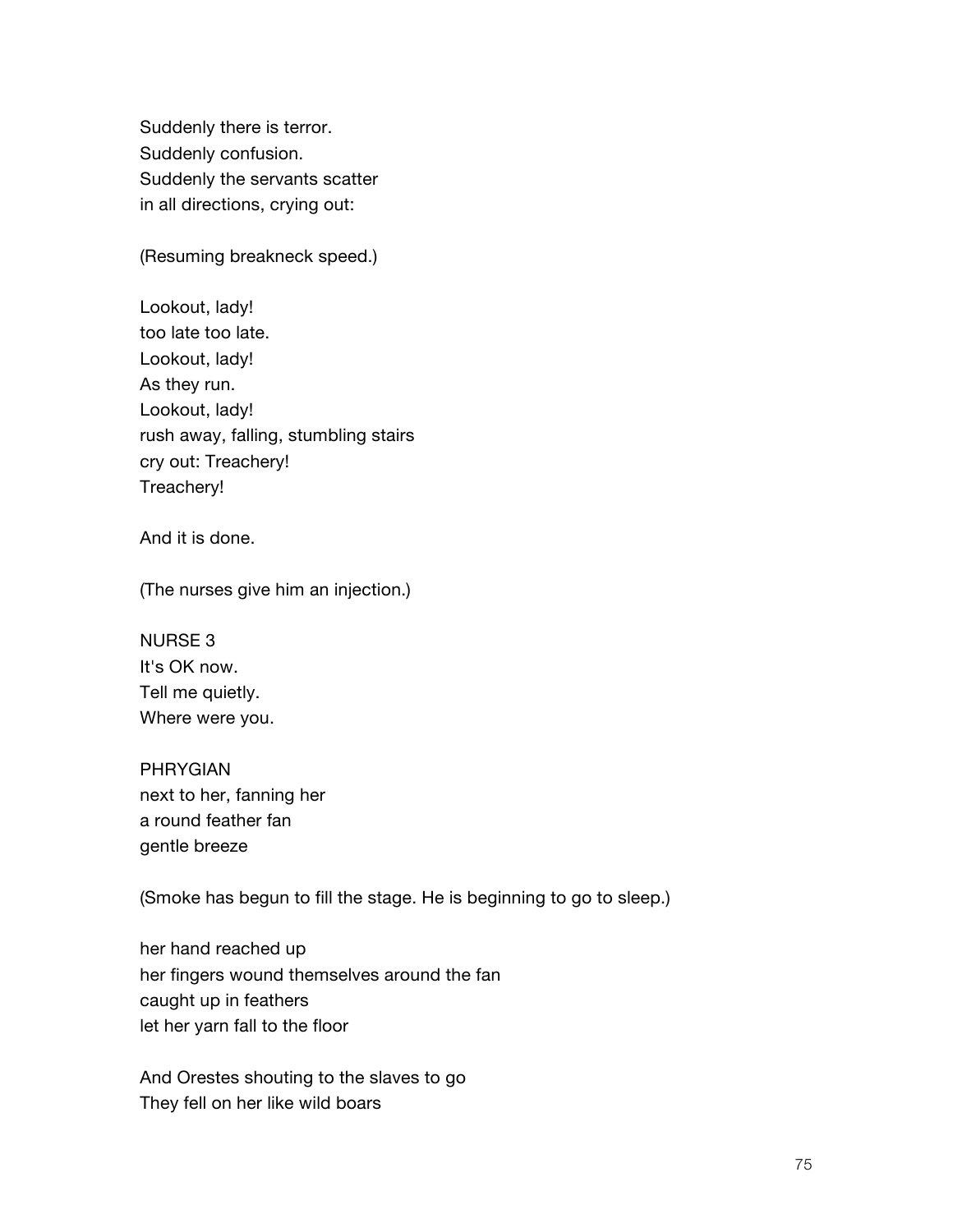Suddenly there is terror.
Suddenly confusion.
Suddenly the servants scatter
in all directions, crying out:

(Resuming breakneck speed.)

Lookout, lady!
too late too late.
Lookout, lady!
As they run.
Lookout, lady!
rush away, falling, stumbling stairs
cry out: Treachery!
Treachery!

And it is done.

(The nurses give him an injection.)

NURSE 3
It's OK now.
Tell me quietly.
Where were you.

PHRYGIAN
next to her, fanning her
a round feather fan
gentle breeze

(Smoke has begun to fill the stage. He is beginning to go to sleep.)

her hand reached up
her fingers wound themselves around the fan
caught up in feathers
let her yarn fall to the floor

And Orestes shouting to the slaves to go
They fell on her like wild boars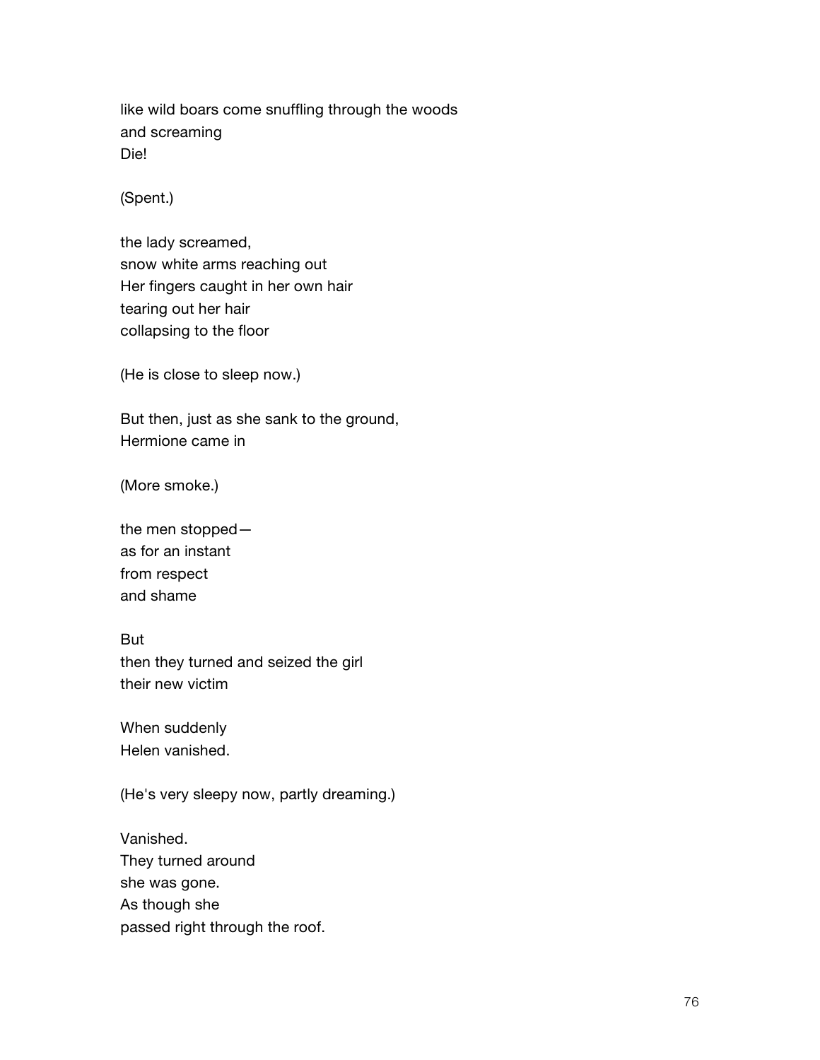like wild boars come snuffling through the woods
and screaming
Die!

(Spent.)

the lady screamed,
snow white arms reaching out
Her fingers caught in her own hair
tearing out her hair
collapsing to the floor

(He is close to sleep now.)

But then, just as she sank to the ground,
Hermione came in

(More smoke.)

the men stopped—
as for an instant
from respect
and shame

But
then they turned and seized the girl
their new victim

When suddenly
Helen vanished.

(He's very sleepy now, partly dreaming.)

Vanished.
They turned around
she was gone.
As though she
passed right through the roof.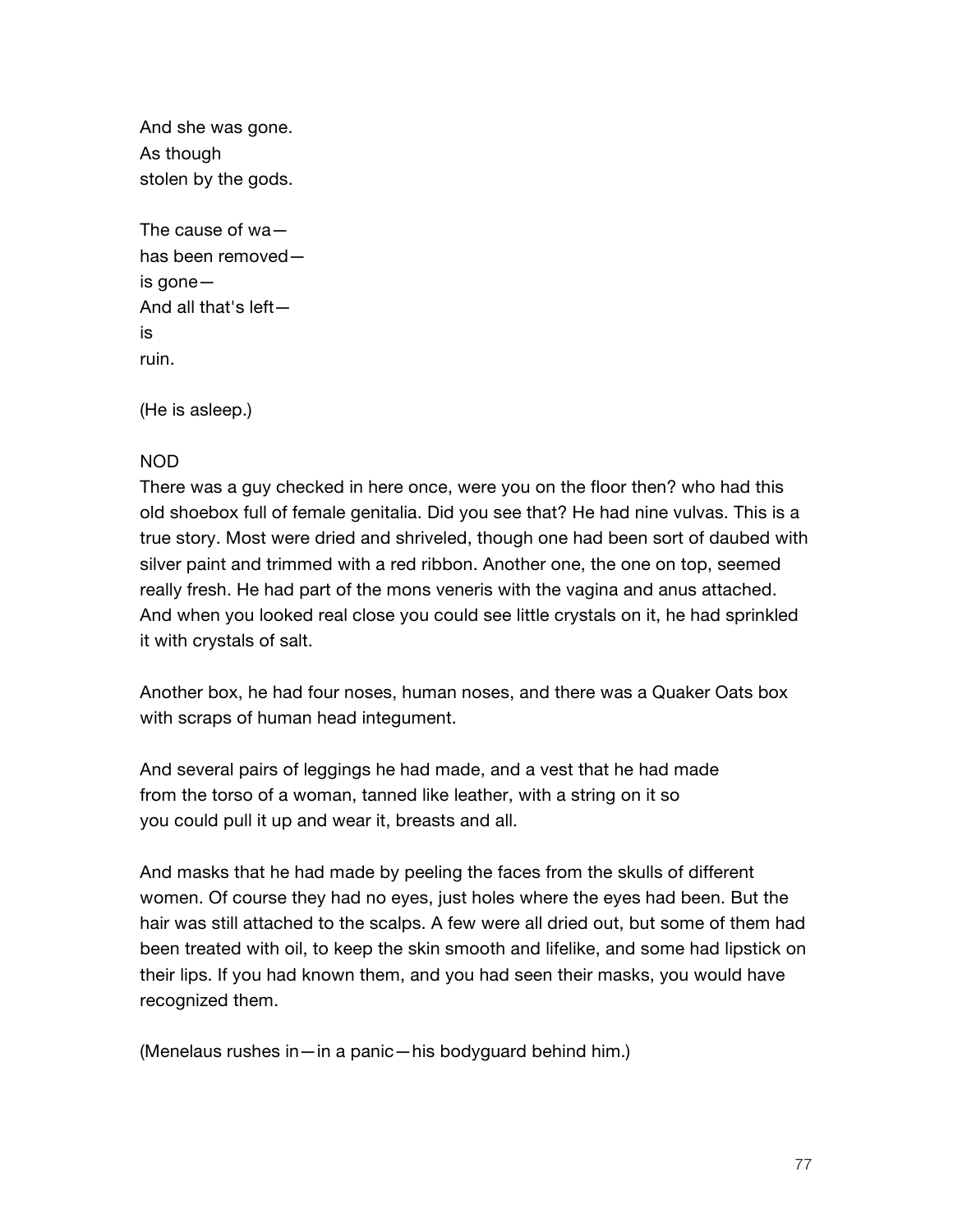And she was gone.
As though
stolen by the gods.

The cause of wa—
has been removed—
is gone—
And all that's left—
is
ruin.

(He is asleep.)

NOD
There was a guy checked in here once, were you on the floor then? who had this old shoebox full of female genitalia. Did you see that? He had nine vulvas. This is a true story. Most were dried and shriveled, though one had been sort of daubed with silver paint and trimmed with a red ribbon. Another one, the one on top, seemed really fresh. He had part of the mons veneris with the vagina and anus attached. And when you looked real close you could see little crystals on it, he had sprinkled it with crystals of salt.

Another box, he had four noses, human noses, and there was a Quaker Oats box with scraps of human head integument.

And several pairs of leggings he had made, and a vest that he had made from the torso of a woman, tanned like leather, with a string on it so you could pull it up and wear it, breasts and all.

And masks that he had made by peeling the faces from the skulls of different women. Of course they had no eyes, just holes where the eyes had been. But the hair was still attached to the scalps. A few were all dried out, but some of them had been treated with oil, to keep the skin smooth and lifelike, and some had lipstick on their lips. If you had known them, and you had seen their masks, you would have recognized them.

(Menelaus rushes in—in a panic—his bodyguard behind him.)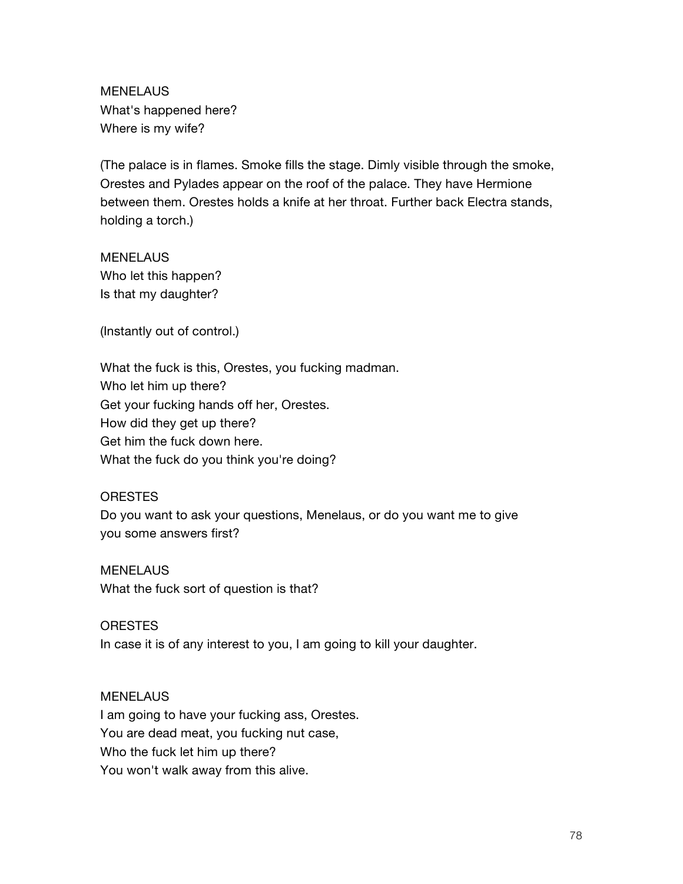MENELAUS
What's happened here?
Where is my wife?

(The palace is in flames. Smoke fills the stage. Dimly visible through the smoke, Orestes and Pylades appear on the roof of the palace. They have Hermione between them. Orestes holds a knife at her throat. Further back Electra stands, holding a torch.)

MENELAUS
Who let this happen?
Is that my daughter?

(Instantly out of control.)

What the fuck is this, Orestes, you fucking madman.
Who let him up there?
Get your fucking hands off her, Orestes.
How did they get up there?
Get him the fuck down here.
What the fuck do you think you're doing?

ORESTES
Do you want to ask your questions, Menelaus, or do you want me to give you some answers first?

MENELAUS
What the fuck sort of question is that?

ORESTES
In case it is of any interest to you, I am going to kill your daughter.

MENELAUS
I am going to have your fucking ass, Orestes.
You are dead meat, you fucking nut case,
Who the fuck let him up there?
You won't walk away from this alive.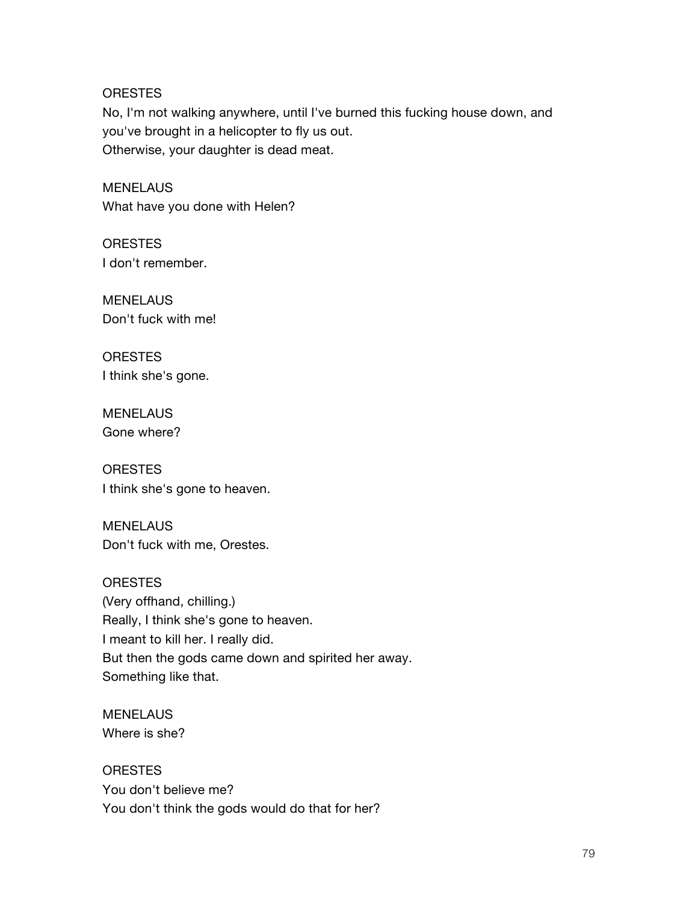ORESTES
No, I'm not walking anywhere, until I've burned this fucking house down, and
you've brought in a helicopter to fly us out.
Otherwise, your daughter is dead meat.

MENELAUS
What have you done with Helen?

ORESTES
I don't remember.

MENELAUS
Don't fuck with me!

ORESTES
I think she's gone.

MENELAUS
Gone where?

ORESTES
I think she's gone to heaven.

MENELAUS
Don't fuck with me, Orestes.

ORESTES
(Very offhand, chilling.)
Really, I think she's gone to heaven.
I meant to kill her. I really did.
But then the gods came down and spirited her away.
Something like that.

MENELAUS
Where is she?

ORESTES
You don't believe me?
You don't think the gods would do that for her?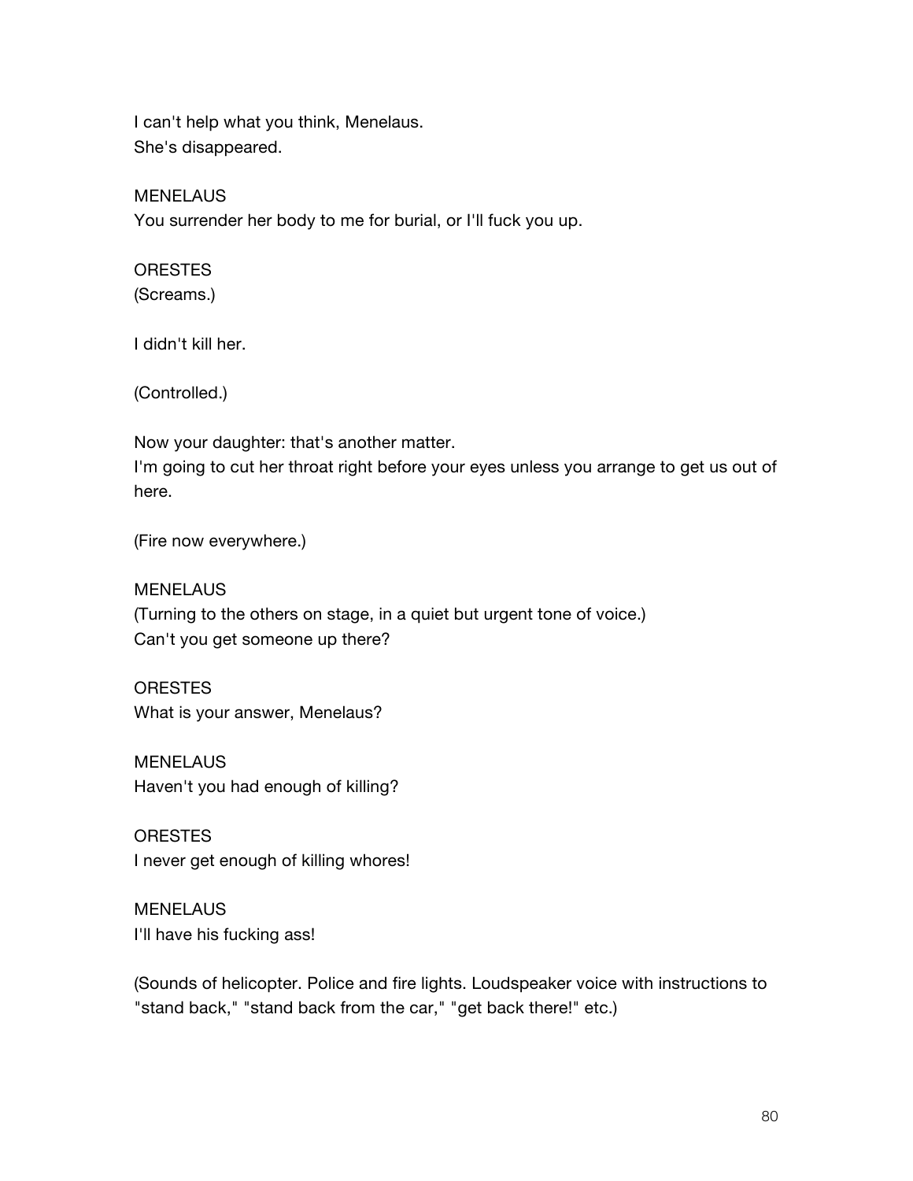I can't help what you think, Menelaus.
She's disappeared.

MENELAUS
You surrender her body to me for burial, or I'll fuck you up.

ORESTES
(Screams.)

I didn't kill her.

(Controlled.)

Now your daughter: that's another matter.
I'm going to cut her throat right before your eyes unless you arrange to get us out of here.

(Fire now everywhere.)

MENELAUS
(Turning to the others on stage, in a quiet but urgent tone of voice.)
Can't you get someone up there?

ORESTES
What is your answer, Menelaus?

MENELAUS
Haven't you had enough of killing?

ORESTES
I never get enough of killing whores!

MENELAUS
I'll have his fucking ass!

(Sounds of helicopter. Police and fire lights. Loudspeaker voice with instructions to "stand back," "stand back from the car," "get back there!" etc.)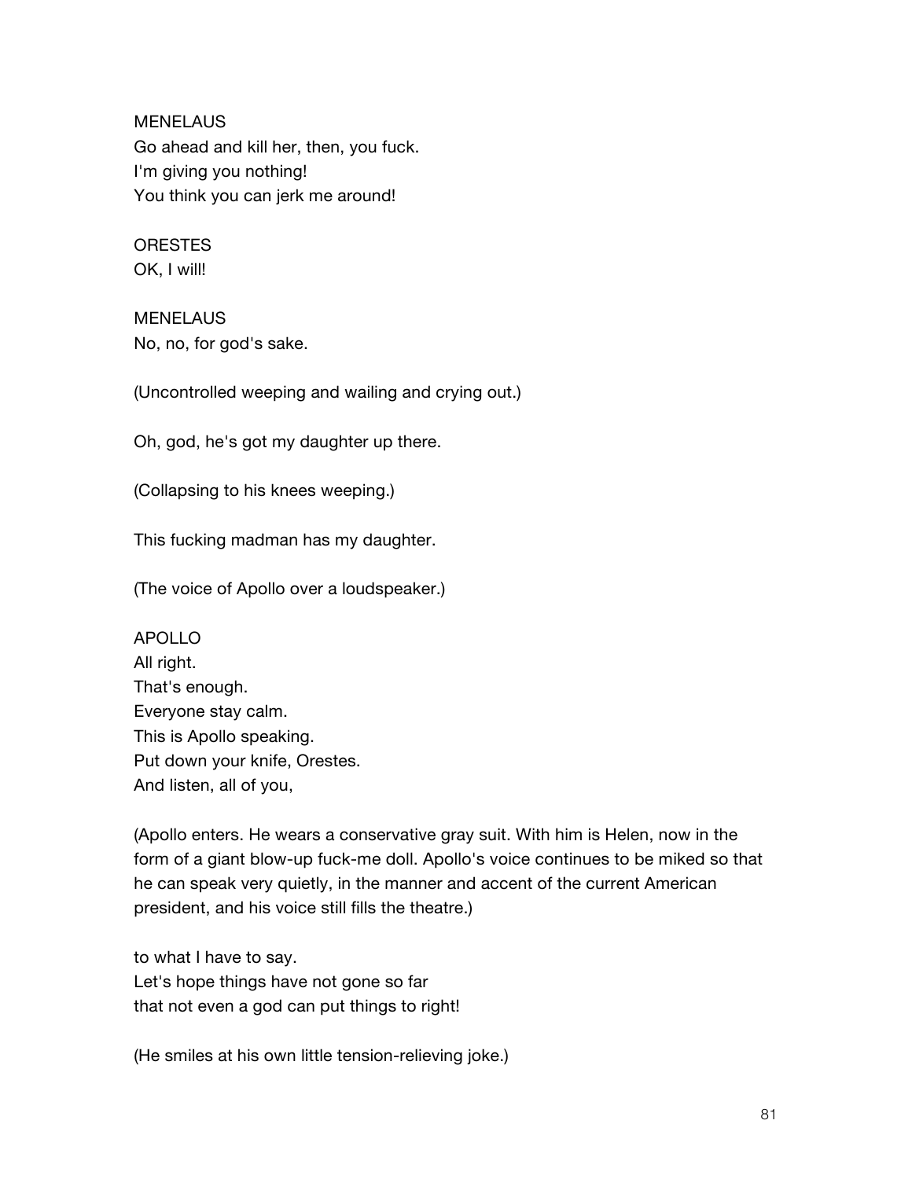MENELAUS
Go ahead and kill her, then, you fuck.
I'm giving you nothing!
You think you can jerk me around!

ORESTES
OK, I will!

MENELAUS
No, no, for god's sake.

(Uncontrolled weeping and wailing and crying out.)

Oh, god, he's got my daughter up there.

(Collapsing to his knees weeping.)

This fucking madman has my daughter.

(The voice of Apollo over a loudspeaker.)

APOLLO
All right.
That's enough.
Everyone stay calm.
This is Apollo speaking.
Put down your knife, Orestes.
And listen, all of you,

(Apollo enters. He wears a conservative gray suit. With him is Helen, now in the form of a giant blow-up fuck-me doll. Apollo's voice continues to be miked so that he can speak very quietly, in the manner and accent of the current American president, and his voice still fills the theatre.)

to what I have to say.
Let's hope things have not gone so far
that not even a god can put things to right!

(He smiles at his own little tension-relieving joke.)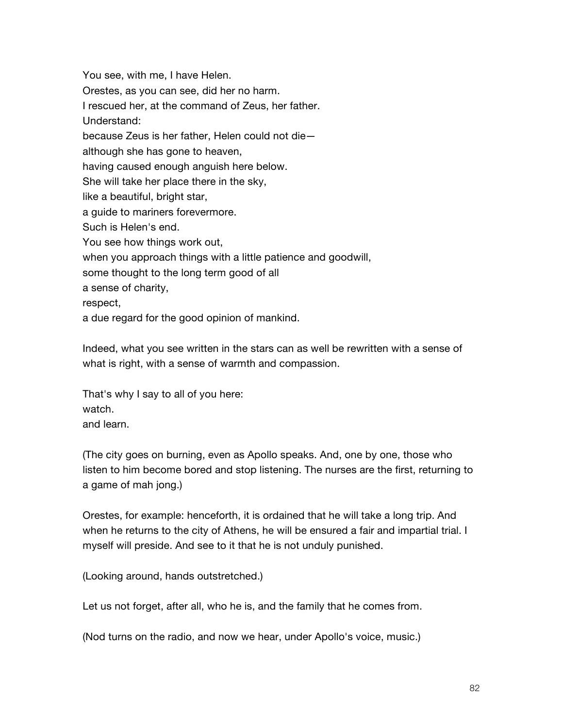You see, with me, I have Helen.
Orestes, as you can see, did her no harm.
I rescued her, at the command of Zeus, her father.
Understand:
because Zeus is her father, Helen could not die—
although she has gone to heaven,
having caused enough anguish here below.
She will take her place there in the sky,
like a beautiful, bright star,
a guide to mariners forevermore.
Such is Helen's end.
You see how things work out,
when you approach things with a little patience and goodwill,
some thought to the long term good of all
a sense of charity,
respect,
a due regard for the good opinion of mankind.

Indeed, what you see written in the stars can as well be rewritten with a sense of what is right, with a sense of warmth and compassion.

That's why I say to all of you here:
watch.
and learn.

(The city goes on burning, even as Apollo speaks. And, one by one, those who listen to him become bored and stop listening. The nurses are the first, returning to a game of mah jong.)

Orestes, for example: henceforth, it is ordained that he will take a long trip. And when he returns to the city of Athens, he will be ensured a fair and impartial trial. I myself will preside. And see to it that he is not unduly punished.

(Looking around, hands outstretched.)

Let us not forget, after all, who he is, and the family that he comes from.

(Nod turns on the radio, and now we hear, under Apollo's voice, music.)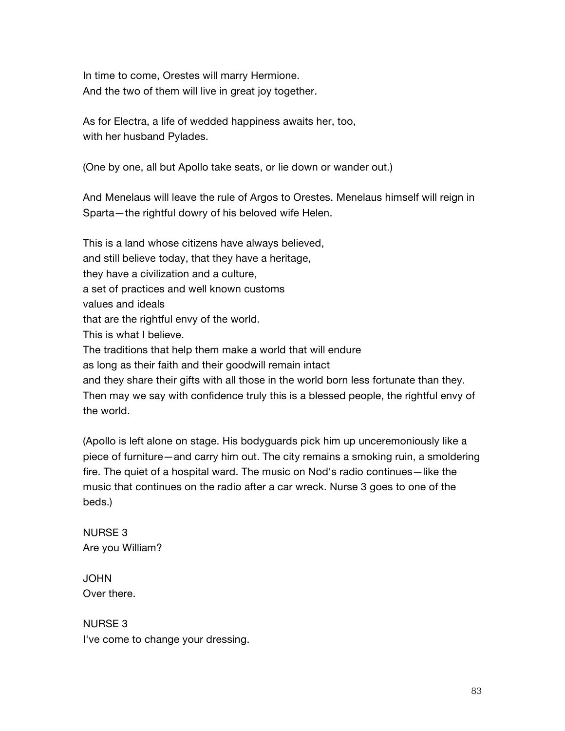In time to come, Orestes will marry Hermione.
And the two of them will live in great joy together.

As for Electra, a life of wedded happiness awaits her, too,
with her husband Pylades.

(One by one, all but Apollo take seats, or lie down or wander out.)

And Menelaus will leave the rule of Argos to Orestes. Menelaus himself will reign in Sparta—the rightful dowry of his beloved wife Helen.

This is a land whose citizens have always believed,
and still believe today, that they have a heritage,
they have a civilization and a culture,
a set of practices and well known customs
values and ideals
that are the rightful envy of the world.
This is what I believe.
The traditions that help them make a world that will endure
as long as their faith and their goodwill remain intact
and they share their gifts with all those in the world born less fortunate than they.
Then may we say with confidence truly this is a blessed people, the rightful envy of the world.

(Apollo is left alone on stage. His bodyguards pick him up unceremoniously like a piece of furniture—and carry him out. The city remains a smoking ruin, a smoldering fire. The quiet of a hospital ward. The music on Nod's radio continues—like the music that continues on the radio after a car wreck. Nurse 3 goes to one of the beds.)

NURSE 3
Are you William?

JOHN
Over there.

NURSE 3
I've come to change your dressing.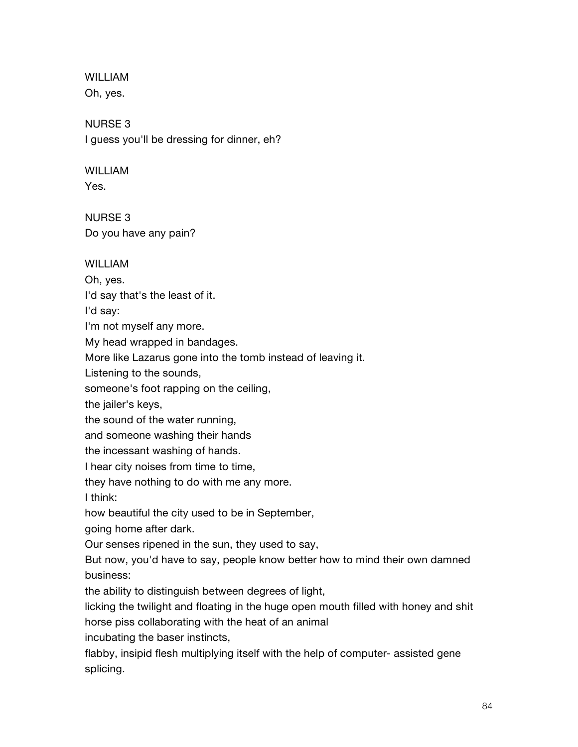WILLIAM
Oh, yes.

NURSE 3
I guess you'll be dressing for dinner, eh?

WILLIAM
Yes.

NURSE 3
Do you have any pain?

WILLIAM
Oh, yes.
I'd say that's the least of it.
I'd say:
I'm not myself any more.
My head wrapped in bandages.
More like Lazarus gone into the tomb instead of leaving it.
Listening to the sounds,
someone's foot rapping on the ceiling,
the jailer's keys,
the sound of the water running,
and someone washing their hands
the incessant washing of hands.
I hear city noises from time to time,
they have nothing to do with me any more.
I think:
how beautiful the city used to be in September,
going home after dark.
Our senses ripened in the sun, they used to say,
But now, you'd have to say, people know better how to mind their own damned business:
the ability to distinguish between degrees of light,
licking the twilight and floating in the huge open mouth filled with honey and shit
horse piss collaborating with the heat of an animal
incubating the baser instincts,
flabby, insipid flesh multiplying itself with the help of computer- assisted gene splicing.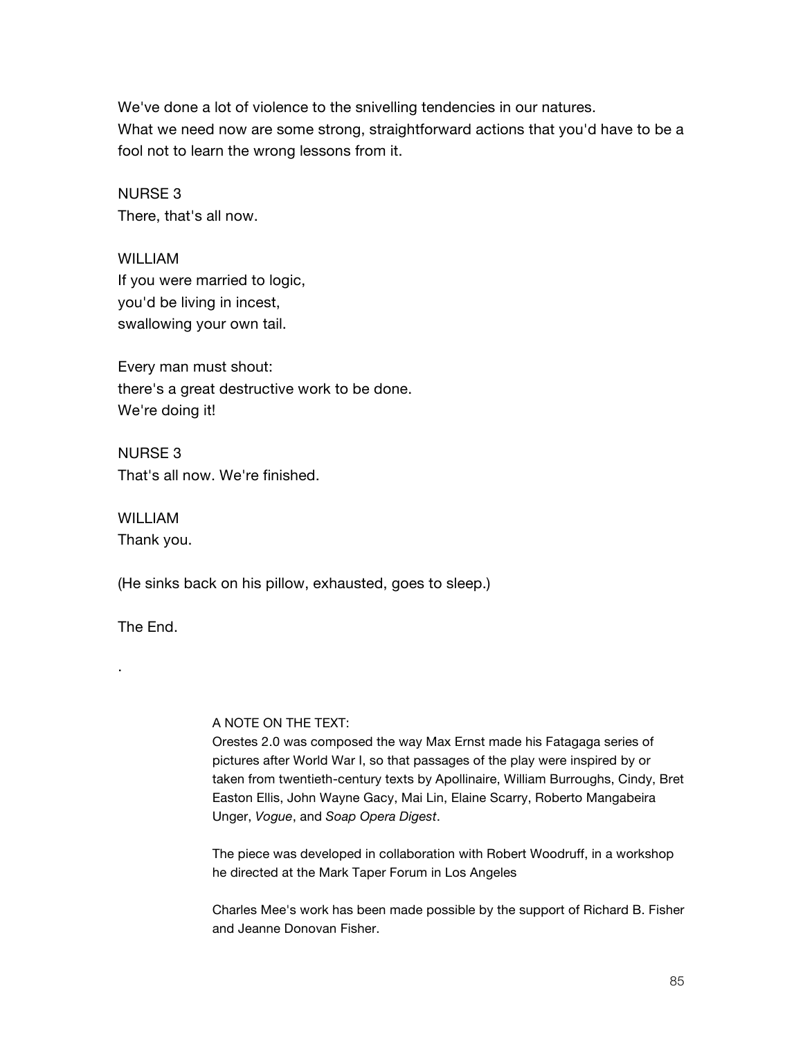We've done a lot of violence to the snivelling tendencies in our natures.
What we need now are some strong, straightforward actions that you'd have to be a fool not to learn the wrong lessons from it.

NURSE 3
There, that's all now.

WILLIAM
If you were married to logic,
you'd be living in incest,
swallowing your own tail.

Every man must shout:
there's a great destructive work to be done.
We're doing it!

NURSE 3
That's all now. We're finished.

WILLIAM
Thank you.

(He sinks back on his pillow, exhausted, goes to sleep.)

The End.

.

A NOTE ON THE TEXT:
Orestes 2.0 was composed the way Max Ernst made his Fatagaga series of pictures after World War I, so that passages of the play were inspired by or taken from twentieth-century texts by Apollinaire, William Burroughs, Cindy, Bret Easton Ellis, John Wayne Gacy, Mai Lin, Elaine Scarry, Roberto Mangabeira Unger, *Vogue*, and *Soap Opera Digest*.

The piece was developed in collaboration with Robert Woodruff, in a workshop he directed at the Mark Taper Forum in Los Angeles

Charles Mee's work has been made possible by the support of Richard B. Fisher and Jeanne Donovan Fisher.